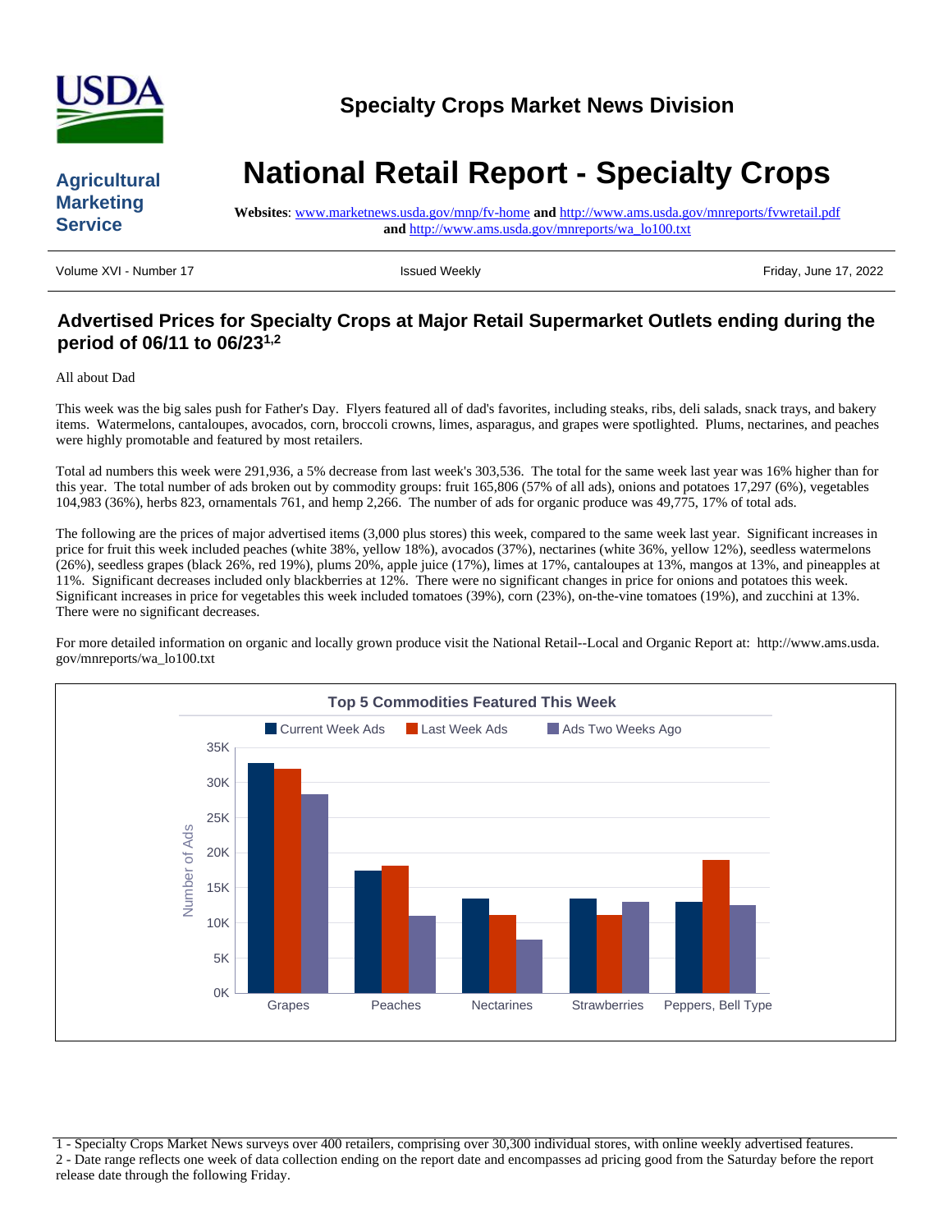# Specialty Crops Market News Division

# National Retail Report - Specialty Crops

Agricultural Marketing Service

**Websites**: www.marketnews.usda.gov/mnp/fv-home **and** http://www.ams.usda.gov/mnreports/fvwretail.pdf **and** http://www.ams.usda.gov/mnreports/wa_lo100.txt

Volume XVI - Number 17 | Issued Weekly | Friday, June 17, 2022

## Advertised Prices for Specialty Crops at Major Retail Supermarket Outlets ending during the period of 06/11 to 06/23[1,2]

All about Dad

This week was the big sales push for Father's Day. Flyers featured all of dad's favorites, including steaks, ribs, deli salads, snack trays, and bakery items. Watermelons, cantaloupes, avocados, corn, broccoli crowns, limes, asparagus, and grapes were spotlighted. Plums, nectarines, and peaches were highly promotable and featured by most retailers.

Total ad numbers this week were 291,936, a 5% decrease from last week's 303,536. The total for the same week last year was 16% higher than for this year. The total number of ads broken out by commodity groups: fruit 165,806 (57% of all ads), onions and potatoes 17,297 (6%), vegetables 104,983 (36%), herbs 823, ornamentals 761, and hemp 2,266. The number of ads for organic produce was 49,775, 17% of total ads.

The following are the prices of major advertised items (3,000 plus stores) this week, compared to the same week last year. Significant increases in price for fruit this week included peaches (white 38%, yellow 18%), avocados (37%), nectarines (white 36%, yellow 12%), seedless watermelons (26%), seedless grapes (black 26%, red 19%), plums 20%, apple juice (17%), limes at 17%, cantaloupes at 13%, mangos at 13%, and pineapples at 11%. Significant decreases included only blackberries at 12%. There were no significant changes in price for onions and potatoes this week. Significant increases in price for vegetables this week included tomatoes (39%), corn (23%), on-the-vine tomatoes (19%), and zucchini at 13%. There were no significant decreases.

For more detailed information on organic and locally grown produce visit the National Retail--Local and Organic Report at: http://www.ams.usda.gov/mnreports/wa_lo100.txt

**Top 5 Commodities Featured This Week**

| Commodity | Current Week Ads | Last Week Ads | Ads Two Weeks Ago |
|---|---|---|---|
| Grapes | ~32.8K | ~32K | ~28.3K |
| Peaches | ~17.4K | ~18.1K | ~11K |
| Nectarines | ~13.5K | ~11.1K | ~7.6K |
| Strawberries | ~13.5K | ~11.1K | ~13K |
| Peppers, Bell Type | ~13K | ~19K | ~12.5K |

1 - Specialty Crops Market News surveys over 400 retailers, comprising over 30,300 individual stores, with online weekly advertised features.
2 - Date range reflects one week of data collection ending on the report date and encompasses ad pricing good from the Saturday before the report release date through the following Friday.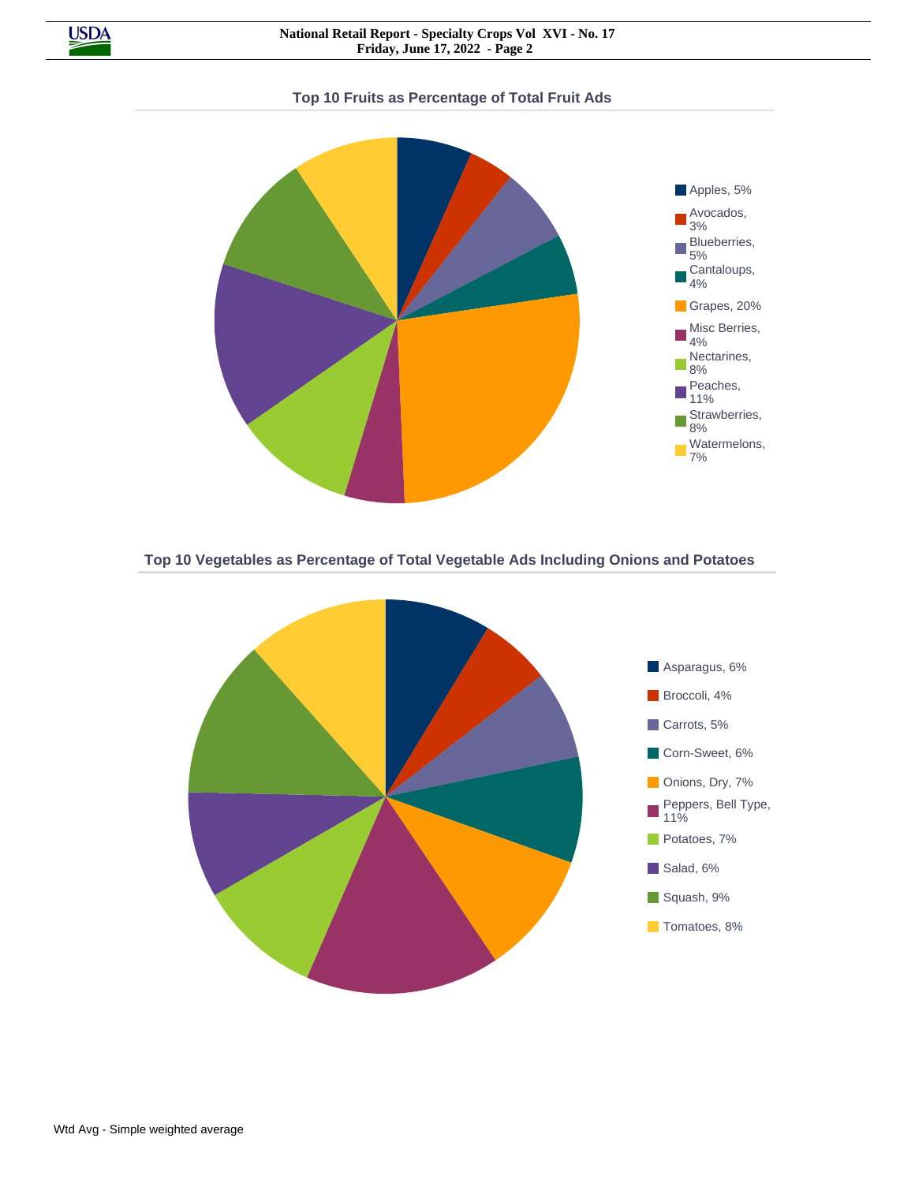## Top 10 Fruits as Percentage of Total Fruit Ads

- Apples, 5%
- Avocados, 3%
- Blueberries, 5%
- Cantaloups, 4%
- Grapes, 20%
- Misc Berries, 4%
- Nectarines, 8%
- Peaches, 11%
- Strawberries, 8%
- Watermelons, 7%

## Top 10 Vegetables as Percentage of Total Vegetable Ads Including Onions and Potatoes

- Asparagus, 6%
- Broccoli, 4%
- Carrots, 5%
- Corn-Sweet, 6%
- Onions, Dry, 7%
- Peppers, Bell Type, 11%
- Potatoes, 7%
- Salad, 6%
- Squash, 9%
- Tomatoes, 8%

Wtd Avg - Simple weighted average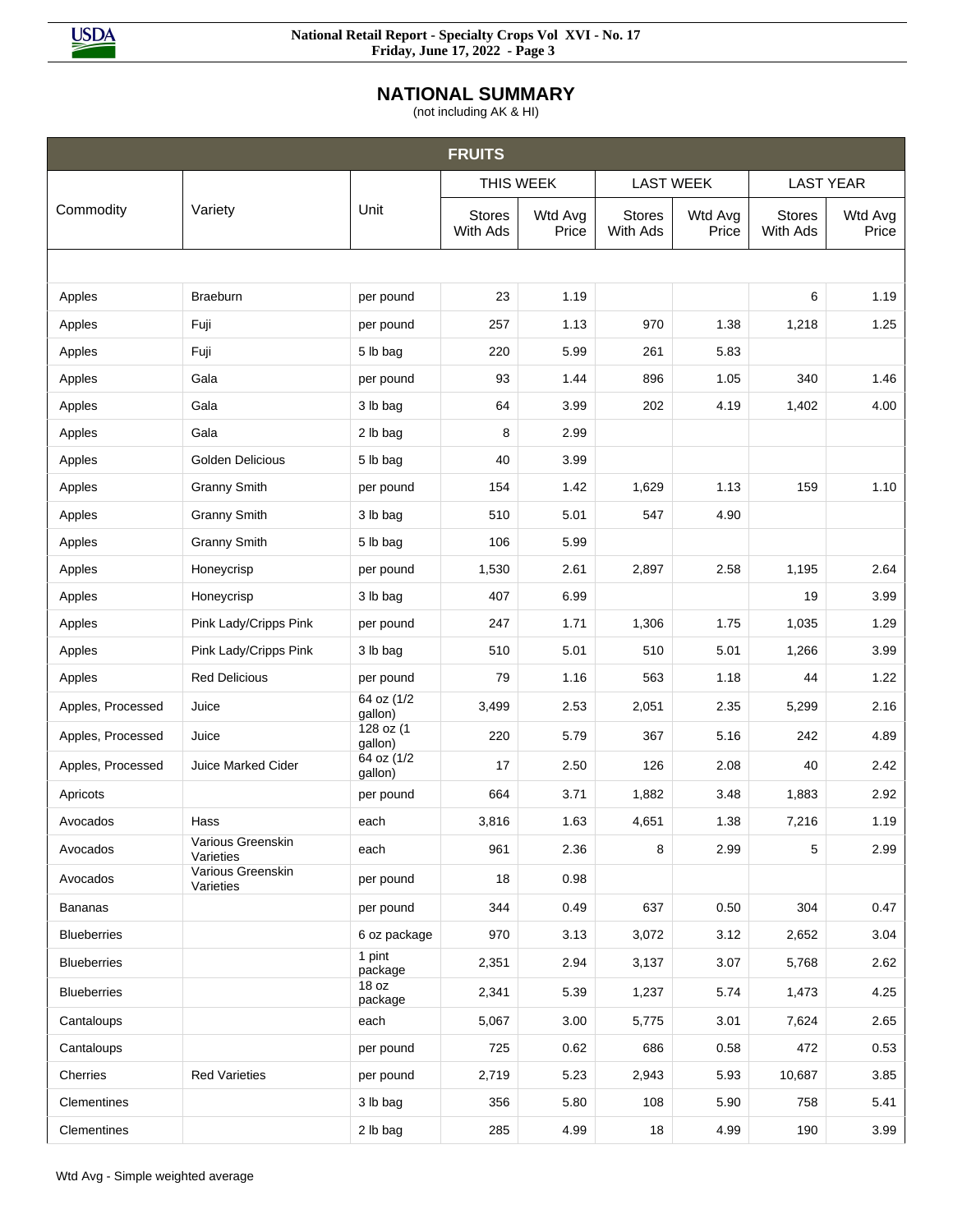## NATIONAL SUMMARY

(not including AK & HI)

| FRUITS | | | | | | | | |
|---|---|---|---|---|---|---|---|---|
| Commodity | Variety | Unit | THIS WEEK | | LAST WEEK | | LAST YEAR | |
| | | | Stores With Ads | Wtd Avg Price | Stores With Ads | Wtd Avg Price | Stores With Ads | Wtd Avg Price |
| Apples | Braeburn | per pound | 23 | 1.19 | | | 6 | 1.19 |
| Apples | Fuji | per pound | 257 | 1.13 | 970 | 1.38 | 1,218 | 1.25 |
| Apples | Fuji | 5 lb bag | 220 | 5.99 | 261 | 5.83 | | |
| Apples | Gala | per pound | 93 | 1.44 | 896 | 1.05 | 340 | 1.46 |
| Apples | Gala | 3 lb bag | 64 | 3.99 | 202 | 4.19 | 1,402 | 4.00 |
| Apples | Gala | 2 lb bag | 8 | 2.99 | | | | |
| Apples | Golden Delicious | 5 lb bag | 40 | 3.99 | | | | |
| Apples | Granny Smith | per pound | 154 | 1.42 | 1,629 | 1.13 | 159 | 1.10 |
| Apples | Granny Smith | 3 lb bag | 510 | 5.01 | 547 | 4.90 | | |
| Apples | Granny Smith | 5 lb bag | 106 | 5.99 | | | | |
| Apples | Honeycrisp | per pound | 1,530 | 2.61 | 2,897 | 2.58 | 1,195 | 2.64 |
| Apples | Honeycrisp | 3 lb bag | 407 | 6.99 | | | 19 | 3.99 |
| Apples | Pink Lady/Cripps Pink | per pound | 247 | 1.71 | 1,306 | 1.75 | 1,035 | 1.29 |
| Apples | Pink Lady/Cripps Pink | 3 lb bag | 510 | 5.01 | 510 | 5.01 | 1,266 | 3.99 |
| Apples | Red Delicious | per pound | 79 | 1.16 | 563 | 1.18 | 44 | 1.22 |
| Apples, Processed | Juice | 64 oz (1/2 gallon) | 3,499 | 2.53 | 2,051 | 2.35 | 5,299 | 2.16 |
| Apples, Processed | Juice | 128 oz (1 gallon) | 220 | 5.79 | 367 | 5.16 | 242 | 4.89 |
| Apples, Processed | Juice Marked Cider | 64 oz (1/2 gallon) | 17 | 2.50 | 126 | 2.08 | 40 | 2.42 |
| Apricots | | per pound | 664 | 3.71 | 1,882 | 3.48 | 1,883 | 2.92 |
| Avocados | Hass | each | 3,816 | 1.63 | 4,651 | 1.38 | 7,216 | 1.19 |
| Avocados | Various Greenskin Varieties | each | 961 | 2.36 | 8 | 2.99 | 5 | 2.99 |
| Avocados | Various Greenskin Varieties | per pound | 18 | 0.98 | | | | |
| Bananas | | per pound | 344 | 0.49 | 637 | 0.50 | 304 | 0.47 |
| Blueberries | | 6 oz package | 970 | 3.13 | 3,072 | 3.12 | 2,652 | 3.04 |
| Blueberries | | 1 pint package | 2,351 | 2.94 | 3,137 | 3.07 | 5,768 | 2.62 |
| Blueberries | | 18 oz package | 2,341 | 5.39 | 1,237 | 5.74 | 1,473 | 4.25 |
| Cantaloups | | each | 5,067 | 3.00 | 5,775 | 3.01 | 7,624 | 2.65 |
| Cantaloups | | per pound | 725 | 0.62 | 686 | 0.58 | 472 | 0.53 |
| Cherries | Red Varieties | per pound | 2,719 | 5.23 | 2,943 | 5.93 | 10,687 | 3.85 |
| Clementines | | 3 lb bag | 356 | 5.80 | 108 | 5.90 | 758 | 5.41 |
| Clementines | | 2 lb bag | 285 | 4.99 | 18 | 4.99 | 190 | 3.99 |

Wtd Avg - Simple weighted average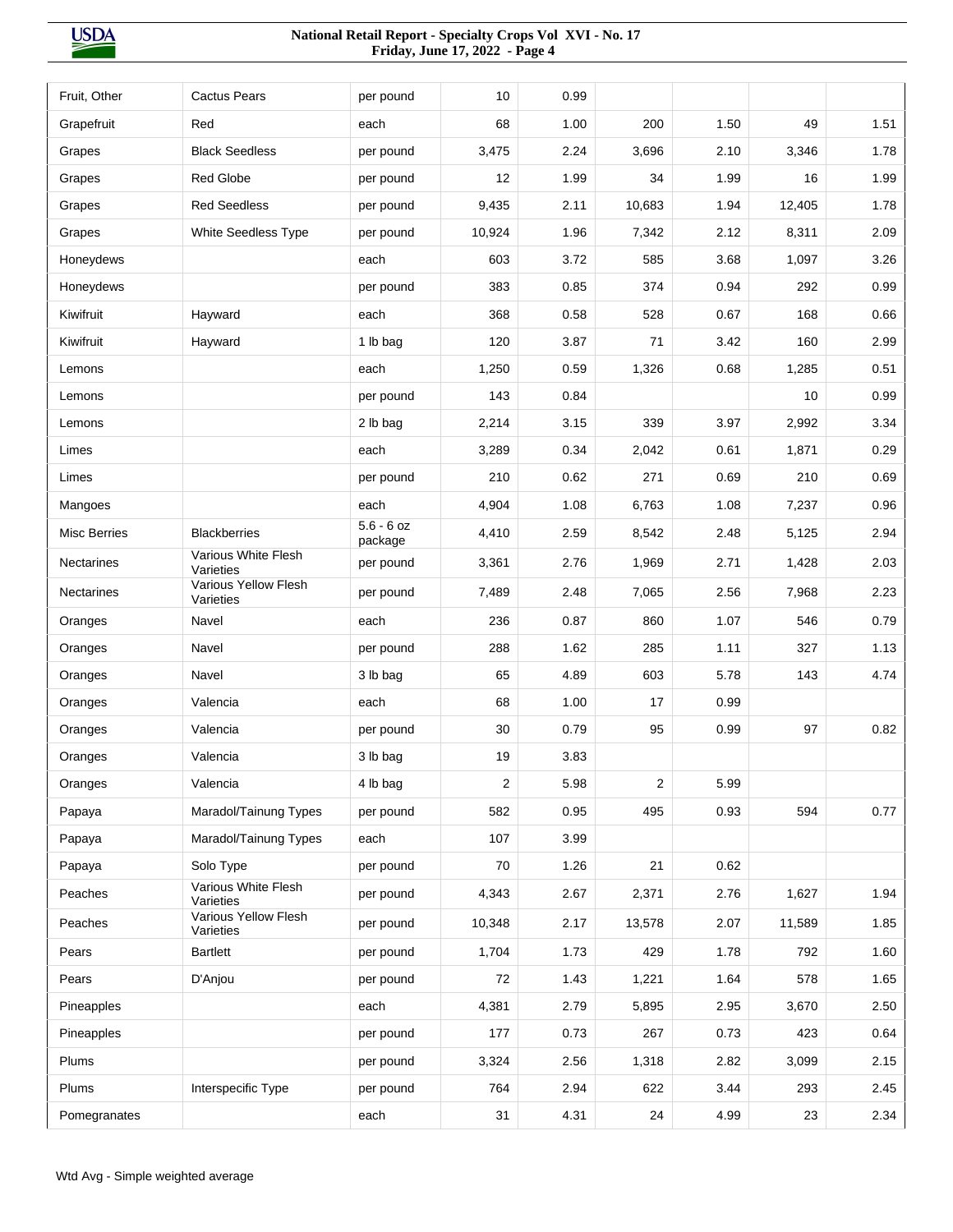| | | | | | | | | |
|---|---|---|---|---|---|---|---|---|
| Fruit, Other | Cactus Pears | per pound | 10 | 0.99 | | | | |
| Grapefruit | Red | each | 68 | 1.00 | 200 | 1.50 | 49 | 1.51 |
| Grapes | Black Seedless | per pound | 3,475 | 2.24 | 3,696 | 2.10 | 3,346 | 1.78 |
| Grapes | Red Globe | per pound | 12 | 1.99 | 34 | 1.99 | 16 | 1.99 |
| Grapes | Red Seedless | per pound | 9,435 | 2.11 | 10,683 | 1.94 | 12,405 | 1.78 |
| Grapes | White Seedless Type | per pound | 10,924 | 1.96 | 7,342 | 2.12 | 8,311 | 2.09 |
| Honeydews | | each | 603 | 3.72 | 585 | 3.68 | 1,097 | 3.26 |
| Honeydews | | per pound | 383 | 0.85 | 374 | 0.94 | 292 | 0.99 |
| Kiwifruit | Hayward | each | 368 | 0.58 | 528 | 0.67 | 168 | 0.66 |
| Kiwifruit | Hayward | 1 lb bag | 120 | 3.87 | 71 | 3.42 | 160 | 2.99 |
| Lemons | | each | 1,250 | 0.59 | 1,326 | 0.68 | 1,285 | 0.51 |
| Lemons | | per pound | 143 | 0.84 | | | 10 | 0.99 |
| Lemons | | 2 lb bag | 2,214 | 3.15 | 339 | 3.97 | 2,992 | 3.34 |
| Limes | | each | 3,289 | 0.34 | 2,042 | 0.61 | 1,871 | 0.29 |
| Limes | | per pound | 210 | 0.62 | 271 | 0.69 | 210 | 0.69 |
| Mangoes | | each | 4,904 | 1.08 | 6,763 | 1.08 | 7,237 | 0.96 |
| Misc Berries | Blackberries | 5.6 - 6 oz package | 4,410 | 2.59 | 8,542 | 2.48 | 5,125 | 2.94 |
| Nectarines | Various White Flesh Varieties | per pound | 3,361 | 2.76 | 1,969 | 2.71 | 1,428 | 2.03 |
| Nectarines | Various Yellow Flesh Varieties | per pound | 7,489 | 2.48 | 7,065 | 2.56 | 7,968 | 2.23 |
| Oranges | Navel | each | 236 | 0.87 | 860 | 1.07 | 546 | 0.79 |
| Oranges | Navel | per pound | 288 | 1.62 | 285 | 1.11 | 327 | 1.13 |
| Oranges | Navel | 3 lb bag | 65 | 4.89 | 603 | 5.78 | 143 | 4.74 |
| Oranges | Valencia | each | 68 | 1.00 | 17 | 0.99 | | |
| Oranges | Valencia | per pound | 30 | 0.79 | 95 | 0.99 | 97 | 0.82 |
| Oranges | Valencia | 3 lb bag | 19 | 3.83 | | | | |
| Oranges | Valencia | 4 lb bag | 2 | 5.98 | 2 | 5.99 | | |
| Papaya | Maradol/Tainung Types | per pound | 582 | 0.95 | 495 | 0.93 | 594 | 0.77 |
| Papaya | Maradol/Tainung Types | each | 107 | 3.99 | | | | |
| Papaya | Solo Type | per pound | 70 | 1.26 | 21 | 0.62 | | |
| Peaches | Various White Flesh Varieties | per pound | 4,343 | 2.67 | 2,371 | 2.76 | 1,627 | 1.94 |
| Peaches | Various Yellow Flesh Varieties | per pound | 10,348 | 2.17 | 13,578 | 2.07 | 11,589 | 1.85 |
| Pears | Bartlett | per pound | 1,704 | 1.73 | 429 | 1.78 | 792 | 1.60 |
| Pears | D'Anjou | per pound | 72 | 1.43 | 1,221 | 1.64 | 578 | 1.65 |
| Pineapples | | each | 4,381 | 2.79 | 5,895 | 2.95 | 3,670 | 2.50 |
| Pineapples | | per pound | 177 | 0.73 | 267 | 0.73 | 423 | 0.64 |
| Plums | | per pound | 3,324 | 2.56 | 1,318 | 2.82 | 3,099 | 2.15 |
| Plums | Interspecific Type | per pound | 764 | 2.94 | 622 | 3.44 | 293 | 2.45 |
| Pomegranates | | each | 31 | 4.31 | 24 | 4.99 | 23 | 2.34 |

Wtd Avg - Simple weighted average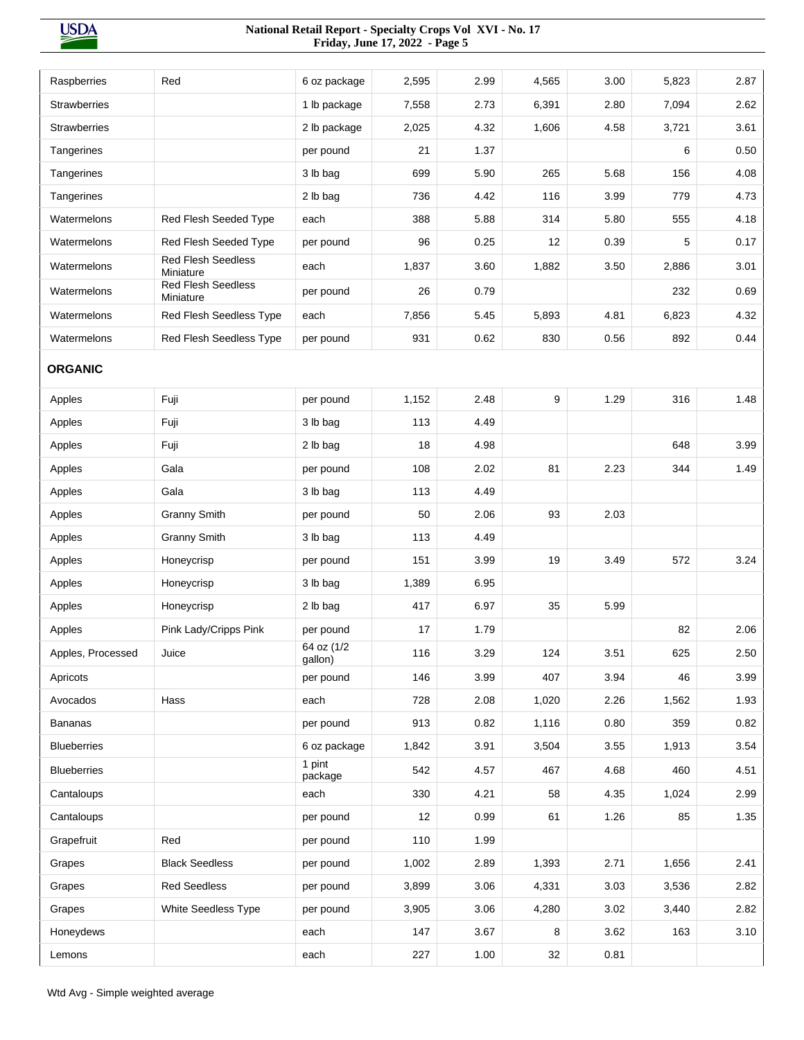| | | | | | | | | |
|---|---|---|---|---|---|---|---|---|
| Raspberries | Red | 6 oz package | 2,595 | 2.99 | 4,565 | 3.00 | 5,823 | 2.87 |
| Strawberries | | 1 lb package | 7,558 | 2.73 | 6,391 | 2.80 | 7,094 | 2.62 |
| Strawberries | | 2 lb package | 2,025 | 4.32 | 1,606 | 4.58 | 3,721 | 3.61 |
| Tangerines | | per pound | 21 | 1.37 | | | 6 | 0.50 |
| Tangerines | | 3 lb bag | 699 | 5.90 | 265 | 5.68 | 156 | 4.08 |
| Tangerines | | 2 lb bag | 736 | 4.42 | 116 | 3.99 | 779 | 4.73 |
| Watermelons | Red Flesh Seeded Type | each | 388 | 5.88 | 314 | 5.80 | 555 | 4.18 |
| Watermelons | Red Flesh Seeded Type | per pound | 96 | 0.25 | 12 | 0.39 | 5 | 0.17 |
| Watermelons | Red Flesh Seedless Miniature | each | 1,837 | 3.60 | 1,882 | 3.50 | 2,886 | 3.01 |
| Watermelons | Red Flesh Seedless Miniature | per pound | 26 | 0.79 | | | 232 | 0.69 |
| Watermelons | Red Flesh Seedless Type | each | 7,856 | 5.45 | 5,893 | 4.81 | 6,823 | 4.32 |
| Watermelons | Red Flesh Seedless Type | per pound | 931 | 0.62 | 830 | 0.56 | 892 | 0.44 |
| **ORGANIC** | | | | | | | | |
| Apples | Fuji | per pound | 1,152 | 2.48 | 9 | 1.29 | 316 | 1.48 |
| Apples | Fuji | 3 lb bag | 113 | 4.49 | | | | |
| Apples | Fuji | 2 lb bag | 18 | 4.98 | | | 648 | 3.99 |
| Apples | Gala | per pound | 108 | 2.02 | 81 | 2.23 | 344 | 1.49 |
| Apples | Gala | 3 lb bag | 113 | 4.49 | | | | |
| Apples | Granny Smith | per pound | 50 | 2.06 | 93 | 2.03 | | |
| Apples | Granny Smith | 3 lb bag | 113 | 4.49 | | | | |
| Apples | Honeycrisp | per pound | 151 | 3.99 | 19 | 3.49 | 572 | 3.24 |
| Apples | Honeycrisp | 3 lb bag | 1,389 | 6.95 | | | | |
| Apples | Honeycrisp | 2 lb bag | 417 | 6.97 | 35 | 5.99 | | |
| Apples | Pink Lady/Cripps Pink | per pound | 17 | 1.79 | | | 82 | 2.06 |
| Apples, Processed | Juice | 64 oz (1/2 gallon) | 116 | 3.29 | 124 | 3.51 | 625 | 2.50 |
| Apricots | | per pound | 146 | 3.99 | 407 | 3.94 | 46 | 3.99 |
| Avocados | Hass | each | 728 | 2.08 | 1,020 | 2.26 | 1,562 | 1.93 |
| Bananas | | per pound | 913 | 0.82 | 1,116 | 0.80 | 359 | 0.82 |
| Blueberries | | 6 oz package | 1,842 | 3.91 | 3,504 | 3.55 | 1,913 | 3.54 |
| Blueberries | | 1 pint package | 542 | 4.57 | 467 | 4.68 | 460 | 4.51 |
| Cantaloups | | each | 330 | 4.21 | 58 | 4.35 | 1,024 | 2.99 |
| Cantaloups | | per pound | 12 | 0.99 | 61 | 1.26 | 85 | 1.35 |
| Grapefruit | Red | per pound | 110 | 1.99 | | | | |
| Grapes | Black Seedless | per pound | 1,002 | 2.89 | 1,393 | 2.71 | 1,656 | 2.41 |
| Grapes | Red Seedless | per pound | 3,899 | 3.06 | 4,331 | 3.03 | 3,536 | 2.82 |
| Grapes | White Seedless Type | per pound | 3,905 | 3.06 | 4,280 | 3.02 | 3,440 | 2.82 |
| Honeydews | | each | 147 | 3.67 | 8 | 3.62 | 163 | 3.10 |
| Lemons | | each | 227 | 1.00 | 32 | 0.81 | | |

Wtd Avg - Simple weighted average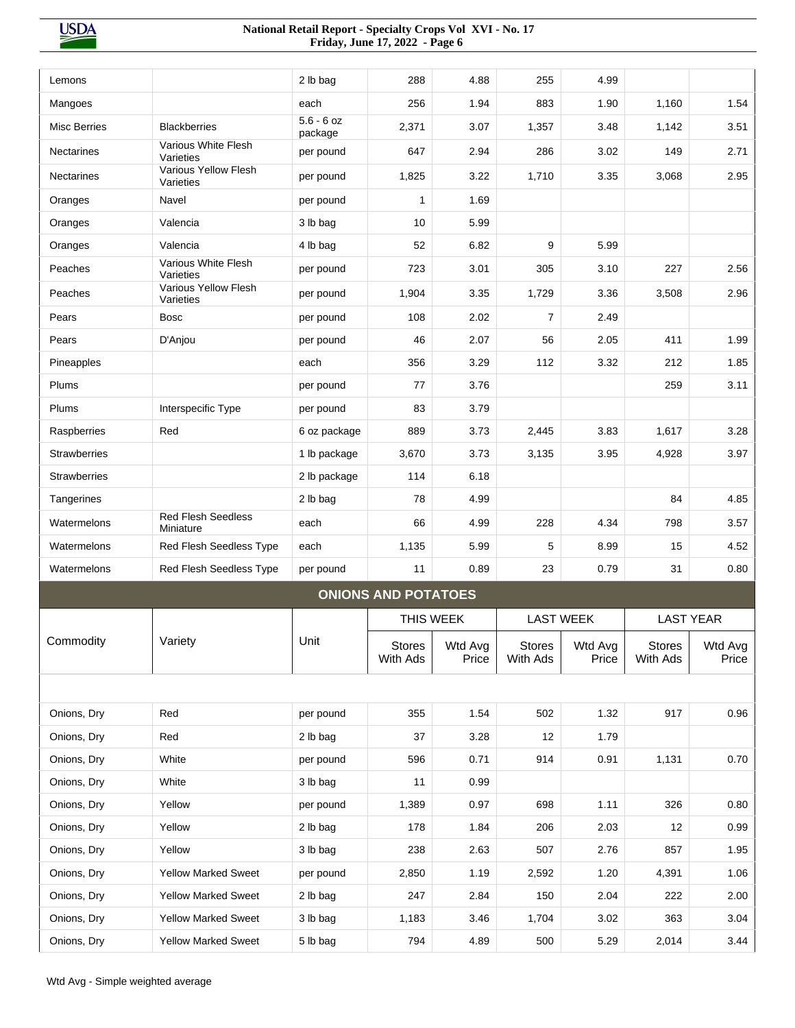| Commodity | Variety | Unit | THIS WEEK Stores With Ads | THIS WEEK Wtd Avg Price | LAST WEEK Stores With Ads | LAST WEEK Wtd Avg Price | LAST YEAR Stores With Ads | LAST YEAR Wtd Avg Price |
|---|---|---|---|---|---|---|---|---|
| Lemons | | 2 lb bag | 288 | 4.88 | 255 | 4.99 | | |
| Mangoes | | each | 256 | 1.94 | 883 | 1.90 | 1,160 | 1.54 |
| Misc Berries | Blackberries | 5.6 - 6 oz package | 2,371 | 3.07 | 1,357 | 3.48 | 1,142 | 3.51 |
| Nectarines | Various White Flesh Varieties | per pound | 647 | 2.94 | 286 | 3.02 | 149 | 2.71 |
| Nectarines | Various Yellow Flesh Varieties | per pound | 1,825 | 3.22 | 1,710 | 3.35 | 3,068 | 2.95 |
| Oranges | Navel | per pound | 1 | 1.69 | | | | |
| Oranges | Valencia | 3 lb bag | 10 | 5.99 | | | | |
| Oranges | Valencia | 4 lb bag | 52 | 6.82 | 9 | 5.99 | | |
| Peaches | Various White Flesh Varieties | per pound | 723 | 3.01 | 305 | 3.10 | 227 | 2.56 |
| Peaches | Various Yellow Flesh Varieties | per pound | 1,904 | 3.35 | 1,729 | 3.36 | 3,508 | 2.96 |
| Pears | Bosc | per pound | 108 | 2.02 | 7 | 2.49 | | |
| Pears | D'Anjou | per pound | 46 | 2.07 | 56 | 2.05 | 411 | 1.99 |
| Pineapples | | each | 356 | 3.29 | 112 | 3.32 | 212 | 1.85 |
| Plums | | per pound | 77 | 3.76 | | | 259 | 3.11 |
| Plums | Interspecific Type | per pound | 83 | 3.79 | | | | |
| Raspberries | Red | 6 oz package | 889 | 3.73 | 2,445 | 3.83 | 1,617 | 3.28 |
| Strawberries | | 1 lb package | 3,670 | 3.73 | 3,135 | 3.95 | 4,928 | 3.97 |
| Strawberries | | 2 lb package | 114 | 6.18 | | | | |
| Tangerines | | 2 lb bag | 78 | 4.99 | | | 84 | 4.85 |
| Watermelons | Red Flesh Seedless Miniature | each | 66 | 4.99 | 228 | 4.34 | 798 | 3.57 |
| Watermelons | Red Flesh Seedless Type | each | 1,135 | 5.99 | 5 | 8.99 | 15 | 4.52 |
| Watermelons | Red Flesh Seedless Type | per pound | 11 | 0.89 | 23 | 0.79 | 31 | 0.80 |

## ONIONS AND POTATOES

| Commodity | Variety | Unit | THIS WEEK | | LAST WEEK | | LAST YEAR | |
|---|---|---|---|---|---|---|---|---|
| | | | Stores With Ads | Wtd Avg Price | Stores With Ads | Wtd Avg Price | Stores With Ads | Wtd Avg Price |
| Onions, Dry | Red | per pound | 355 | 1.54 | 502 | 1.32 | 917 | 0.96 |
| Onions, Dry | Red | 2 lb bag | 37 | 3.28 | 12 | 1.79 | | |
| Onions, Dry | White | per pound | 596 | 0.71 | 914 | 0.91 | 1,131 | 0.70 |
| Onions, Dry | White | 3 lb bag | 11 | 0.99 | | | | |
| Onions, Dry | Yellow | per pound | 1,389 | 0.97 | 698 | 1.11 | 326 | 0.80 |
| Onions, Dry | Yellow | 2 lb bag | 178 | 1.84 | 206 | 2.03 | 12 | 0.99 |
| Onions, Dry | Yellow | 3 lb bag | 238 | 2.63 | 507 | 2.76 | 857 | 1.95 |
| Onions, Dry | Yellow Marked Sweet | per pound | 2,850 | 1.19 | 2,592 | 1.20 | 4,391 | 1.06 |
| Onions, Dry | Yellow Marked Sweet | 2 lb bag | 247 | 2.84 | 150 | 2.04 | 222 | 2.00 |
| Onions, Dry | Yellow Marked Sweet | 3 lb bag | 1,183 | 3.46 | 1,704 | 3.02 | 363 | 3.04 |
| Onions, Dry | Yellow Marked Sweet | 5 lb bag | 794 | 4.89 | 500 | 5.29 | 2,014 | 3.44 |

Wtd Avg - Simple weighted average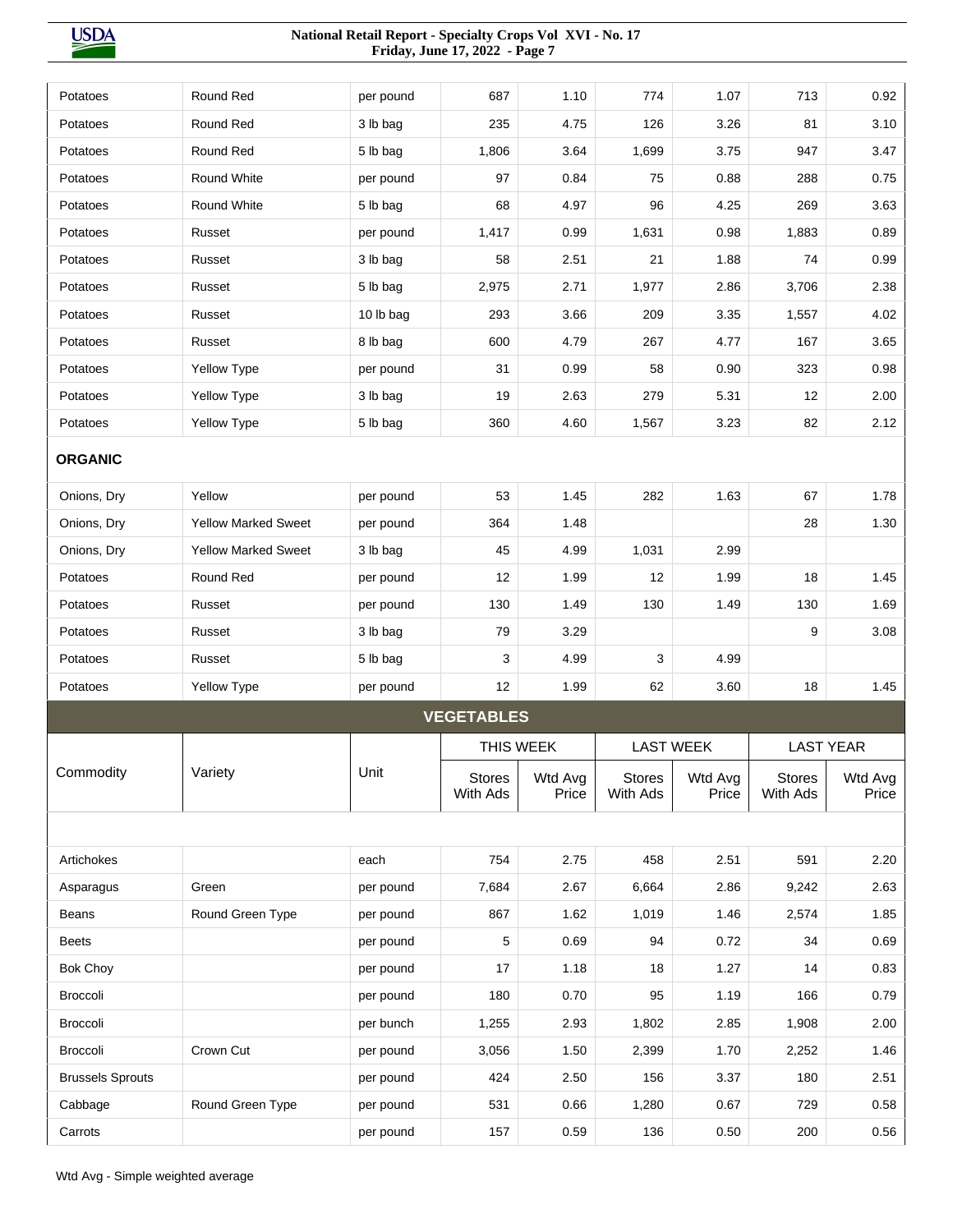| Commodity | Variety | Unit | THIS WEEK Stores With Ads | THIS WEEK Wtd Avg Price | LAST WEEK Stores With Ads | LAST WEEK Wtd Avg Price | LAST YEAR Stores With Ads | LAST YEAR Wtd Avg Price |
|---|---|---|---|---|---|---|---|---|
| Potatoes | Round Red | per pound | 687 | 1.10 | 774 | 1.07 | 713 | 0.92 |
| Potatoes | Round Red | 3 lb bag | 235 | 4.75 | 126 | 3.26 | 81 | 3.10 |
| Potatoes | Round Red | 5 lb bag | 1,806 | 3.64 | 1,699 | 3.75 | 947 | 3.47 |
| Potatoes | Round White | per pound | 97 | 0.84 | 75 | 0.88 | 288 | 0.75 |
| Potatoes | Round White | 5 lb bag | 68 | 4.97 | 96 | 4.25 | 269 | 3.63 |
| Potatoes | Russet | per pound | 1,417 | 0.99 | 1,631 | 0.98 | 1,883 | 0.89 |
| Potatoes | Russet | 3 lb bag | 58 | 2.51 | 21 | 1.88 | 74 | 0.99 |
| Potatoes | Russet | 5 lb bag | 2,975 | 2.71 | 1,977 | 2.86 | 3,706 | 2.38 |
| Potatoes | Russet | 10 lb bag | 293 | 3.66 | 209 | 3.35 | 1,557 | 4.02 |
| Potatoes | Russet | 8 lb bag | 600 | 4.79 | 267 | 4.77 | 167 | 3.65 |
| Potatoes | Yellow Type | per pound | 31 | 0.99 | 58 | 0.90 | 323 | 0.98 |
| Potatoes | Yellow Type | 3 lb bag | 19 | 2.63 | 279 | 5.31 | 12 | 2.00 |
| Potatoes | Yellow Type | 5 lb bag | 360 | 4.60 | 1,567 | 3.23 | 82 | 2.12 |
| **ORGANIC** | | | | | | | | |
| Onions, Dry | Yellow | per pound | 53 | 1.45 | 282 | 1.63 | 67 | 1.78 |
| Onions, Dry | Yellow Marked Sweet | per pound | 364 | 1.48 | | | 28 | 1.30 |
| Onions, Dry | Yellow Marked Sweet | 3 lb bag | 45 | 4.99 | 1,031 | 2.99 | | |
| Potatoes | Round Red | per pound | 12 | 1.99 | 12 | 1.99 | 18 | 1.45 |
| Potatoes | Russet | per pound | 130 | 1.49 | 130 | 1.49 | 130 | 1.69 |
| Potatoes | Russet | 3 lb bag | 79 | 3.29 | | | 9 | 3.08 |
| Potatoes | Russet | 5 lb bag | 3 | 4.99 | 3 | 4.99 | | |
| Potatoes | Yellow Type | per pound | 12 | 1.99 | 62 | 3.60 | 18 | 1.45 |

## VEGETABLES

| Commodity | Variety | Unit | THIS WEEK | | LAST WEEK | | LAST YEAR | |
|---|---|---|---|---|---|---|---|---|
| | | | Stores With Ads | Wtd Avg Price | Stores With Ads | Wtd Avg Price | Stores With Ads | Wtd Avg Price |
| Artichokes | | each | 754 | 2.75 | 458 | 2.51 | 591 | 2.20 |
| Asparagus | Green | per pound | 7,684 | 2.67 | 6,664 | 2.86 | 9,242 | 2.63 |
| Beans | Round Green Type | per pound | 867 | 1.62 | 1,019 | 1.46 | 2,574 | 1.85 |
| Beets | | per pound | 5 | 0.69 | 94 | 0.72 | 34 | 0.69 |
| Bok Choy | | per pound | 17 | 1.18 | 18 | 1.27 | 14 | 0.83 |
| Broccoli | | per pound | 180 | 0.70 | 95 | 1.19 | 166 | 0.79 |
| Broccoli | | per bunch | 1,255 | 2.93 | 1,802 | 2.85 | 1,908 | 2.00 |
| Broccoli | Crown Cut | per pound | 3,056 | 1.50 | 2,399 | 1.70 | 2,252 | 1.46 |
| Brussels Sprouts | | per pound | 424 | 2.50 | 156 | 3.37 | 180 | 2.51 |
| Cabbage | Round Green Type | per pound | 531 | 0.66 | 1,280 | 0.67 | 729 | 0.58 |
| Carrots | | per pound | 157 | 0.59 | 136 | 0.50 | 200 | 0.56 |

Wtd Avg - Simple weighted average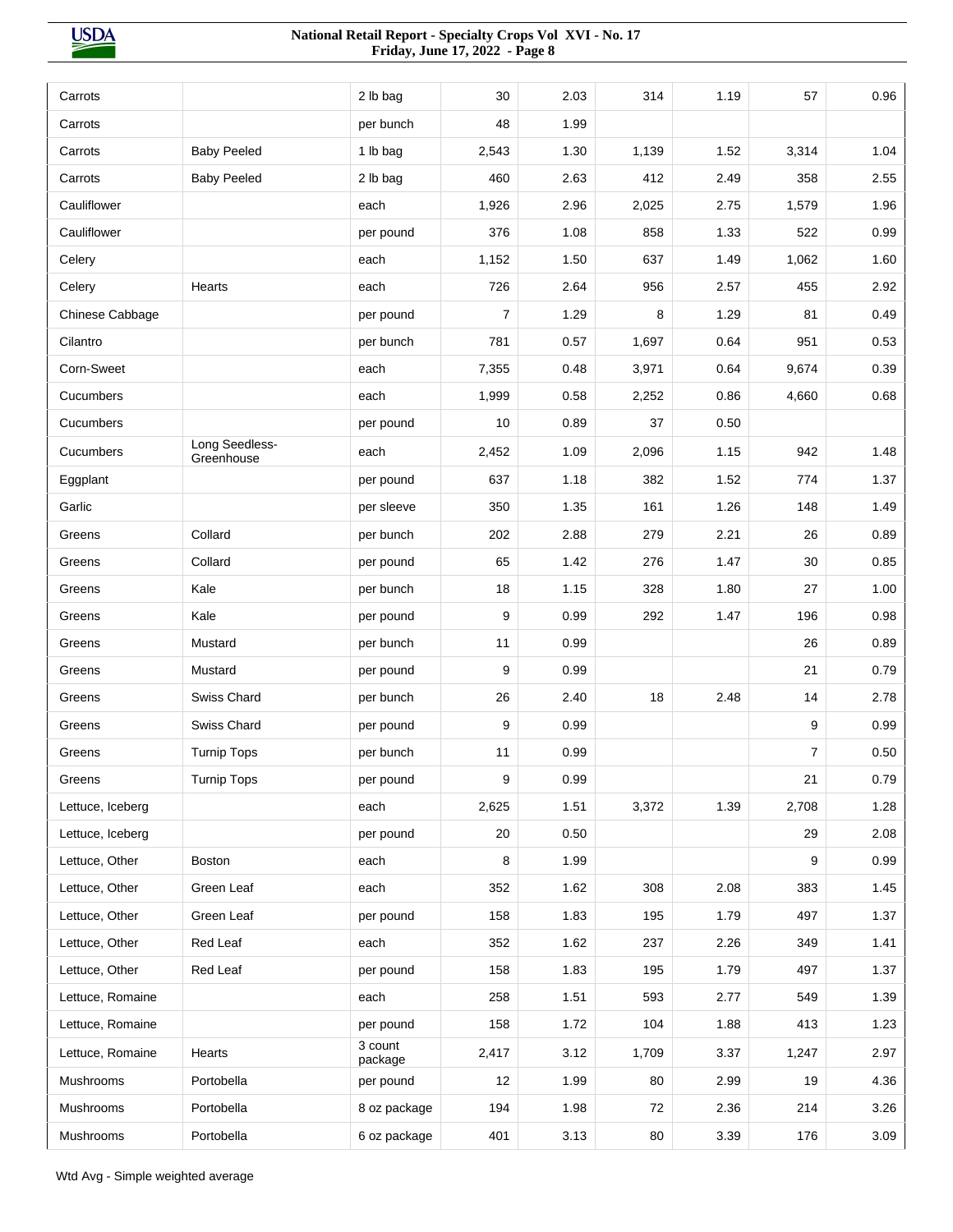| | | | | | | | | |
|---|---|---|---|---|---|---|---|---|
| Carrots | | 2 lb bag | 30 | 2.03 | 314 | 1.19 | 57 | 0.96 |
| Carrots | | per bunch | 48 | 1.99 | | | | |
| Carrots | Baby Peeled | 1 lb bag | 2,543 | 1.30 | 1,139 | 1.52 | 3,314 | 1.04 |
| Carrots | Baby Peeled | 2 lb bag | 460 | 2.63 | 412 | 2.49 | 358 | 2.55 |
| Cauliflower | | each | 1,926 | 2.96 | 2,025 | 2.75 | 1,579 | 1.96 |
| Cauliflower | | per pound | 376 | 1.08 | 858 | 1.33 | 522 | 0.99 |
| Celery | | each | 1,152 | 1.50 | 637 | 1.49 | 1,062 | 1.60 |
| Celery | Hearts | each | 726 | 2.64 | 956 | 2.57 | 455 | 2.92 |
| Chinese Cabbage | | per pound | 7 | 1.29 | 8 | 1.29 | 81 | 0.49 |
| Cilantro | | per bunch | 781 | 0.57 | 1,697 | 0.64 | 951 | 0.53 |
| Corn-Sweet | | each | 7,355 | 0.48 | 3,971 | 0.64 | 9,674 | 0.39 |
| Cucumbers | | each | 1,999 | 0.58 | 2,252 | 0.86 | 4,660 | 0.68 |
| Cucumbers | | per pound | 10 | 0.89 | 37 | 0.50 | | |
| Cucumbers | Long Seedless-Greenhouse | each | 2,452 | 1.09 | 2,096 | 1.15 | 942 | 1.48 |
| Eggplant | | per pound | 637 | 1.18 | 382 | 1.52 | 774 | 1.37 |
| Garlic | | per sleeve | 350 | 1.35 | 161 | 1.26 | 148 | 1.49 |
| Greens | Collard | per bunch | 202 | 2.88 | 279 | 2.21 | 26 | 0.89 |
| Greens | Collard | per pound | 65 | 1.42 | 276 | 1.47 | 30 | 0.85 |
| Greens | Kale | per bunch | 18 | 1.15 | 328 | 1.80 | 27 | 1.00 |
| Greens | Kale | per pound | 9 | 0.99 | 292 | 1.47 | 196 | 0.98 |
| Greens | Mustard | per bunch | 11 | 0.99 | | | 26 | 0.89 |
| Greens | Mustard | per pound | 9 | 0.99 | | | 21 | 0.79 |
| Greens | Swiss Chard | per bunch | 26 | 2.40 | 18 | 2.48 | 14 | 2.78 |
| Greens | Swiss Chard | per pound | 9 | 0.99 | | | 9 | 0.99 |
| Greens | Turnip Tops | per bunch | 11 | 0.99 | | | 7 | 0.50 |
| Greens | Turnip Tops | per pound | 9 | 0.99 | | | 21 | 0.79 |
| Lettuce, Iceberg | | each | 2,625 | 1.51 | 3,372 | 1.39 | 2,708 | 1.28 |
| Lettuce, Iceberg | | per pound | 20 | 0.50 | | | 29 | 2.08 |
| Lettuce, Other | Boston | each | 8 | 1.99 | | | 9 | 0.99 |
| Lettuce, Other | Green Leaf | each | 352 | 1.62 | 308 | 2.08 | 383 | 1.45 |
| Lettuce, Other | Green Leaf | per pound | 158 | 1.83 | 195 | 1.79 | 497 | 1.37 |
| Lettuce, Other | Red Leaf | each | 352 | 1.62 | 237 | 2.26 | 349 | 1.41 |
| Lettuce, Other | Red Leaf | per pound | 158 | 1.83 | 195 | 1.79 | 497 | 1.37 |
| Lettuce, Romaine | | each | 258 | 1.51 | 593 | 2.77 | 549 | 1.39 |
| Lettuce, Romaine | | per pound | 158 | 1.72 | 104 | 1.88 | 413 | 1.23 |
| Lettuce, Romaine | Hearts | 3 count package | 2,417 | 3.12 | 1,709 | 3.37 | 1,247 | 2.97 |
| Mushrooms | Portobella | per pound | 12 | 1.99 | 80 | 2.99 | 19 | 4.36 |
| Mushrooms | Portobella | 8 oz package | 194 | 1.98 | 72 | 2.36 | 214 | 3.26 |
| Mushrooms | Portobella | 6 oz package | 401 | 3.13 | 80 | 3.39 | 176 | 3.09 |

Wtd Avg - Simple weighted average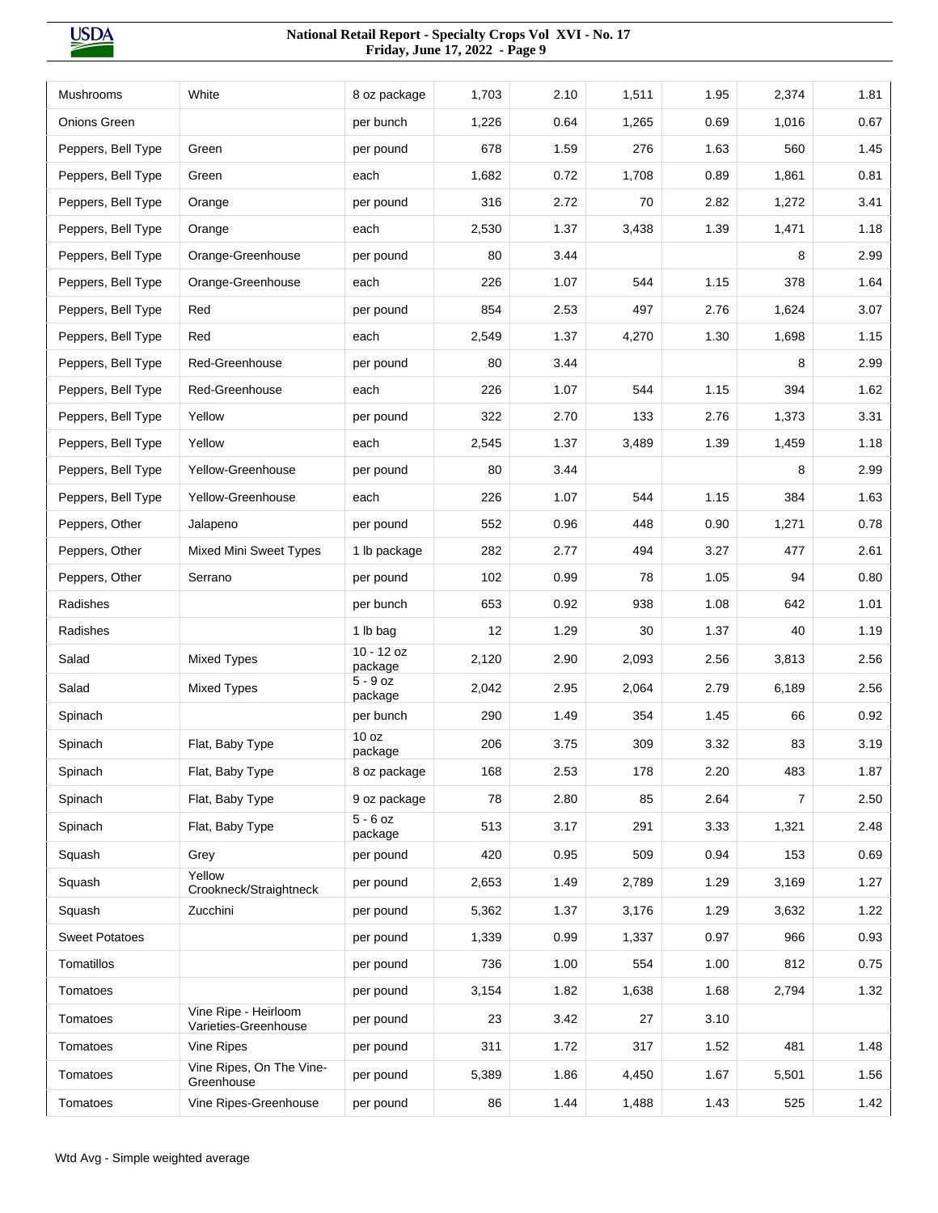| | | | | | | | | |
|---|---|---|---|---|---|---|---|---|
| Mushrooms | White | 8 oz package | 1,703 | 2.10 | 1,511 | 1.95 | 2,374 | 1.81 |
| Onions Green | | per bunch | 1,226 | 0.64 | 1,265 | 0.69 | 1,016 | 0.67 |
| Peppers, Bell Type | Green | per pound | 678 | 1.59 | 276 | 1.63 | 560 | 1.45 |
| Peppers, Bell Type | Green | each | 1,682 | 0.72 | 1,708 | 0.89 | 1,861 | 0.81 |
| Peppers, Bell Type | Orange | per pound | 316 | 2.72 | 70 | 2.82 | 1,272 | 3.41 |
| Peppers, Bell Type | Orange | each | 2,530 | 1.37 | 3,438 | 1.39 | 1,471 | 1.18 |
| Peppers, Bell Type | Orange-Greenhouse | per pound | 80 | 3.44 | | | 8 | 2.99 |
| Peppers, Bell Type | Orange-Greenhouse | each | 226 | 1.07 | 544 | 1.15 | 378 | 1.64 |
| Peppers, Bell Type | Red | per pound | 854 | 2.53 | 497 | 2.76 | 1,624 | 3.07 |
| Peppers, Bell Type | Red | each | 2,549 | 1.37 | 4,270 | 1.30 | 1,698 | 1.15 |
| Peppers, Bell Type | Red-Greenhouse | per pound | 80 | 3.44 | | | 8 | 2.99 |
| Peppers, Bell Type | Red-Greenhouse | each | 226 | 1.07 | 544 | 1.15 | 394 | 1.62 |
| Peppers, Bell Type | Yellow | per pound | 322 | 2.70 | 133 | 2.76 | 1,373 | 3.31 |
| Peppers, Bell Type | Yellow | each | 2,545 | 1.37 | 3,489 | 1.39 | 1,459 | 1.18 |
| Peppers, Bell Type | Yellow-Greenhouse | per pound | 80 | 3.44 | | | 8 | 2.99 |
| Peppers, Bell Type | Yellow-Greenhouse | each | 226 | 1.07 | 544 | 1.15 | 384 | 1.63 |
| Peppers, Other | Jalapeno | per pound | 552 | 0.96 | 448 | 0.90 | 1,271 | 0.78 |
| Peppers, Other | Mixed Mini Sweet Types | 1 lb package | 282 | 2.77 | 494 | 3.27 | 477 | 2.61 |
| Peppers, Other | Serrano | per pound | 102 | 0.99 | 78 | 1.05 | 94 | 0.80 |
| Radishes | | per bunch | 653 | 0.92 | 938 | 1.08 | 642 | 1.01 |
| Radishes | | 1 lb bag | 12 | 1.29 | 30 | 1.37 | 40 | 1.19 |
| Salad | Mixed Types | 10 - 12 oz package | 2,120 | 2.90 | 2,093 | 2.56 | 3,813 | 2.56 |
| Salad | Mixed Types | 5 - 9 oz package | 2,042 | 2.95 | 2,064 | 2.79 | 6,189 | 2.56 |
| Spinach | | per bunch | 290 | 1.49 | 354 | 1.45 | 66 | 0.92 |
| Spinach | Flat, Baby Type | 10 oz package | 206 | 3.75 | 309 | 3.32 | 83 | 3.19 |
| Spinach | Flat, Baby Type | 8 oz package | 168 | 2.53 | 178 | 2.20 | 483 | 1.87 |
| Spinach | Flat, Baby Type | 9 oz package | 78 | 2.80 | 85 | 2.64 | 7 | 2.50 |
| Spinach | Flat, Baby Type | 5 - 6 oz package | 513 | 3.17 | 291 | 3.33 | 1,321 | 2.48 |
| Squash | Grey | per pound | 420 | 0.95 | 509 | 0.94 | 153 | 0.69 |
| Squash | Yellow Crookneck/Straightneck | per pound | 2,653 | 1.49 | 2,789 | 1.29 | 3,169 | 1.27 |
| Squash | Zucchini | per pound | 5,362 | 1.37 | 3,176 | 1.29 | 3,632 | 1.22 |
| Sweet Potatoes | | per pound | 1,339 | 0.99 | 1,337 | 0.97 | 966 | 0.93 |
| Tomatillos | | per pound | 736 | 1.00 | 554 | 1.00 | 812 | 0.75 |
| Tomatoes | | per pound | 3,154 | 1.82 | 1,638 | 1.68 | 2,794 | 1.32 |
| Tomatoes | Vine Ripe - Heirloom Varieties-Greenhouse | per pound | 23 | 3.42 | 27 | 3.10 | | |
| Tomatoes | Vine Ripes | per pound | 311 | 1.72 | 317 | 1.52 | 481 | 1.48 |
| Tomatoes | Vine Ripes, On The Vine-Greenhouse | per pound | 5,389 | 1.86 | 4,450 | 1.67 | 5,501 | 1.56 |
| Tomatoes | Vine Ripes-Greenhouse | per pound | 86 | 1.44 | 1,488 | 1.43 | 525 | 1.42 |

Wtd Avg - Simple weighted average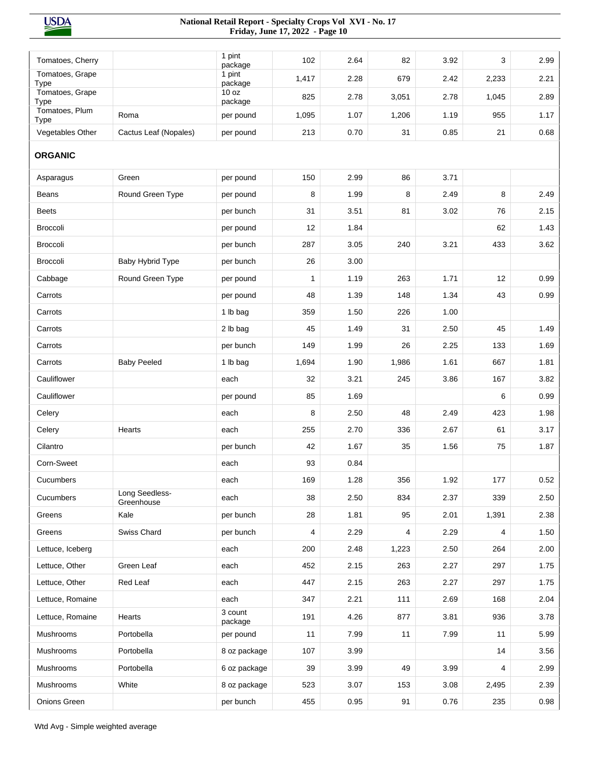| | | | | | | | | |
|---|---|---|---|---|---|---|---|---|
| Tomatoes, Cherry | | 1 pint package | 102 | 2.64 | 82 | 3.92 | 3 | 2.99 |
| Tomatoes, Grape Type | | 1 pint package | 1,417 | 2.28 | 679 | 2.42 | 2,233 | 2.21 |
| Tomatoes, Grape Type | | 10 oz package | 825 | 2.78 | 3,051 | 2.78 | 1,045 | 2.89 |
| Tomatoes, Plum Type | Roma | per pound | 1,095 | 1.07 | 1,206 | 1.19 | 955 | 1.17 |
| Vegetables Other | Cactus Leaf (Nopales) | per pound | 213 | 0.70 | 31 | 0.85 | 21 | 0.68 |
| **ORGANIC** | | | | | | | | |
| Asparagus | Green | per pound | 150 | 2.99 | 86 | 3.71 | | |
| Beans | Round Green Type | per pound | 8 | 1.99 | 8 | 2.49 | 8 | 2.49 |
| Beets | | per bunch | 31 | 3.51 | 81 | 3.02 | 76 | 2.15 |
| Broccoli | | per pound | 12 | 1.84 | | | 62 | 1.43 |
| Broccoli | | per bunch | 287 | 3.05 | 240 | 3.21 | 433 | 3.62 |
| Broccoli | Baby Hybrid Type | per bunch | 26 | 3.00 | | | | |
| Cabbage | Round Green Type | per pound | 1 | 1.19 | 263 | 1.71 | 12 | 0.99 |
| Carrots | | per pound | 48 | 1.39 | 148 | 1.34 | 43 | 0.99 |
| Carrots | | 1 lb bag | 359 | 1.50 | 226 | 1.00 | | |
| Carrots | | 2 lb bag | 45 | 1.49 | 31 | 2.50 | 45 | 1.49 |
| Carrots | | per bunch | 149 | 1.99 | 26 | 2.25 | 133 | 1.69 |
| Carrots | Baby Peeled | 1 lb bag | 1,694 | 1.90 | 1,986 | 1.61 | 667 | 1.81 |
| Cauliflower | | each | 32 | 3.21 | 245 | 3.86 | 167 | 3.82 |
| Cauliflower | | per pound | 85 | 1.69 | | | 6 | 0.99 |
| Celery | | each | 8 | 2.50 | 48 | 2.49 | 423 | 1.98 |
| Celery | Hearts | each | 255 | 2.70 | 336 | 2.67 | 61 | 3.17 |
| Cilantro | | per bunch | 42 | 1.67 | 35 | 1.56 | 75 | 1.87 |
| Corn-Sweet | | each | 93 | 0.84 | | | | |
| Cucumbers | | each | 169 | 1.28 | 356 | 1.92 | 177 | 0.52 |
| Cucumbers | Long Seedless-Greenhouse | each | 38 | 2.50 | 834 | 2.37 | 339 | 2.50 |
| Greens | Kale | per bunch | 28 | 1.81 | 95 | 2.01 | 1,391 | 2.38 |
| Greens | Swiss Chard | per bunch | 4 | 2.29 | 4 | 2.29 | 4 | 1.50 |
| Lettuce, Iceberg | | each | 200 | 2.48 | 1,223 | 2.50 | 264 | 2.00 |
| Lettuce, Other | Green Leaf | each | 452 | 2.15 | 263 | 2.27 | 297 | 1.75 |
| Lettuce, Other | Red Leaf | each | 447 | 2.15 | 263 | 2.27 | 297 | 1.75 |
| Lettuce, Romaine | | each | 347 | 2.21 | 111 | 2.69 | 168 | 2.04 |
| Lettuce, Romaine | Hearts | 3 count package | 191 | 4.26 | 877 | 3.81 | 936 | 3.78 |
| Mushrooms | Portobella | per pound | 11 | 7.99 | 11 | 7.99 | 11 | 5.99 |
| Mushrooms | Portobella | 8 oz package | 107 | 3.99 | | | 14 | 3.56 |
| Mushrooms | Portobella | 6 oz package | 39 | 3.99 | 49 | 3.99 | 4 | 2.99 |
| Mushrooms | White | 8 oz package | 523 | 3.07 | 153 | 3.08 | 2,495 | 2.39 |
| Onions Green | | per bunch | 455 | 0.95 | 91 | 0.76 | 235 | 0.98 |

Wtd Avg - Simple weighted average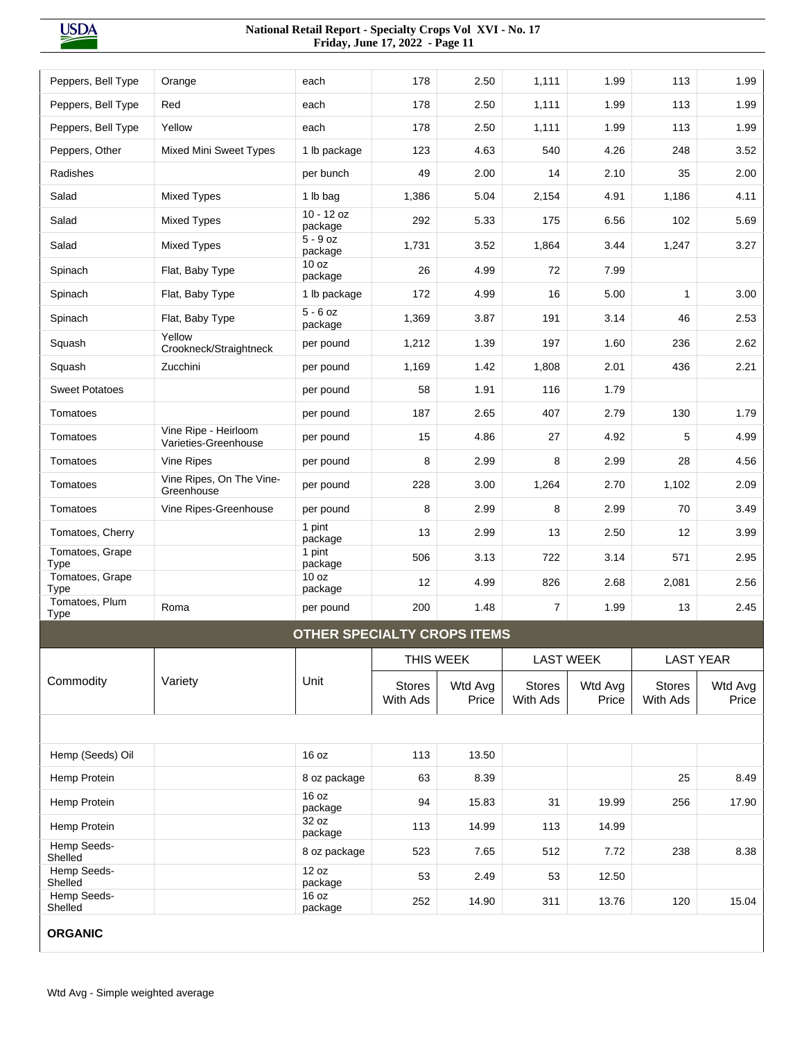| Commodity | Variety | Unit | Stores With Ads (This Week) | Wtd Avg Price (This Week) | Stores With Ads (Last Week) | Wtd Avg Price (Last Week) | Stores With Ads (Last Year) | Wtd Avg Price (Last Year) |
|---|---|---|---|---|---|---|---|---|
| Peppers, Bell Type | Orange | each | 178 | 2.50 | 1,111 | 1.99 | 113 | 1.99 |
| Peppers, Bell Type | Red | each | 178 | 2.50 | 1,111 | 1.99 | 113 | 1.99 |
| Peppers, Bell Type | Yellow | each | 178 | 2.50 | 1,111 | 1.99 | 113 | 1.99 |
| Peppers, Other | Mixed Mini Sweet Types | 1 lb package | 123 | 4.63 | 540 | 4.26 | 248 | 3.52 |
| Radishes | | per bunch | 49 | 2.00 | 14 | 2.10 | 35 | 2.00 |
| Salad | Mixed Types | 1 lb bag | 1,386 | 5.04 | 2,154 | 4.91 | 1,186 | 4.11 |
| Salad | Mixed Types | 10 - 12 oz package | 292 | 5.33 | 175 | 6.56 | 102 | 5.69 |
| Salad | Mixed Types | 5 - 9 oz package | 1,731 | 3.52 | 1,864 | 3.44 | 1,247 | 3.27 |
| Spinach | Flat, Baby Type | 10 oz package | 26 | 4.99 | 72 | 7.99 | | |
| Spinach | Flat, Baby Type | 1 lb package | 172 | 4.99 | 16 | 5.00 | 1 | 3.00 |
| Spinach | Flat, Baby Type | 5 - 6 oz package | 1,369 | 3.87 | 191 | 3.14 | 46 | 2.53 |
| Squash | Yellow Crookneck/Straightneck | per pound | 1,212 | 1.39 | 197 | 1.60 | 236 | 2.62 |
| Squash | Zucchini | per pound | 1,169 | 1.42 | 1,808 | 2.01 | 436 | 2.21 |
| Sweet Potatoes | | per pound | 58 | 1.91 | 116 | 1.79 | | |
| Tomatoes | | per pound | 187 | 2.65 | 407 | 2.79 | 130 | 1.79 |
| Tomatoes | Vine Ripe - Heirloom Varieties-Greenhouse | per pound | 15 | 4.86 | 27 | 4.92 | 5 | 4.99 |
| Tomatoes | Vine Ripes | per pound | 8 | 2.99 | 8 | 2.99 | 28 | 4.56 |
| Tomatoes | Vine Ripes, On The Vine-Greenhouse | per pound | 228 | 3.00 | 1,264 | 2.70 | 1,102 | 2.09 |
| Tomatoes | Vine Ripes-Greenhouse | per pound | 8 | 2.99 | 8 | 2.99 | 70 | 3.49 |
| Tomatoes, Cherry | | 1 pint package | 13 | 2.99 | 13 | 2.50 | 12 | 3.99 |
| Tomatoes, Grape Type | | 1 pint package | 506 | 3.13 | 722 | 3.14 | 571 | 2.95 |
| Tomatoes, Grape Type | | 10 oz package | 12 | 4.99 | 826 | 2.68 | 2,081 | 2.56 |
| Tomatoes, Plum Type | Roma | per pound | 200 | 1.48 | 7 | 1.99 | 13 | 2.45 |

## OTHER SPECIALTY CROPS ITEMS

| Commodity | Variety | Unit | THIS WEEK | | LAST WEEK | | LAST YEAR | |
|---|---|---|---|---|---|---|---|---|
| | | | Stores With Ads | Wtd Avg Price | Stores With Ads | Wtd Avg Price | Stores With Ads | Wtd Avg Price |
| Hemp (Seeds) Oil | | 16 oz | 113 | 13.50 | | | | |
| Hemp Protein | | 8 oz package | 63 | 8.39 | | | 25 | 8.49 |
| Hemp Protein | | 16 oz package | 94 | 15.83 | 31 | 19.99 | 256 | 17.90 |
| Hemp Protein | | 32 oz package | 113 | 14.99 | 113 | 14.99 | | |
| Hemp Seeds-Shelled | | 8 oz package | 523 | 7.65 | 512 | 7.72 | 238 | 8.38 |
| Hemp Seeds-Shelled | | 12 oz package | 53 | 2.49 | 53 | 12.50 | | |
| Hemp Seeds-Shelled | | 16 oz package | 252 | 14.90 | 311 | 13.76 | 120 | 15.04 |

**ORGANIC**

Wtd Avg - Simple weighted average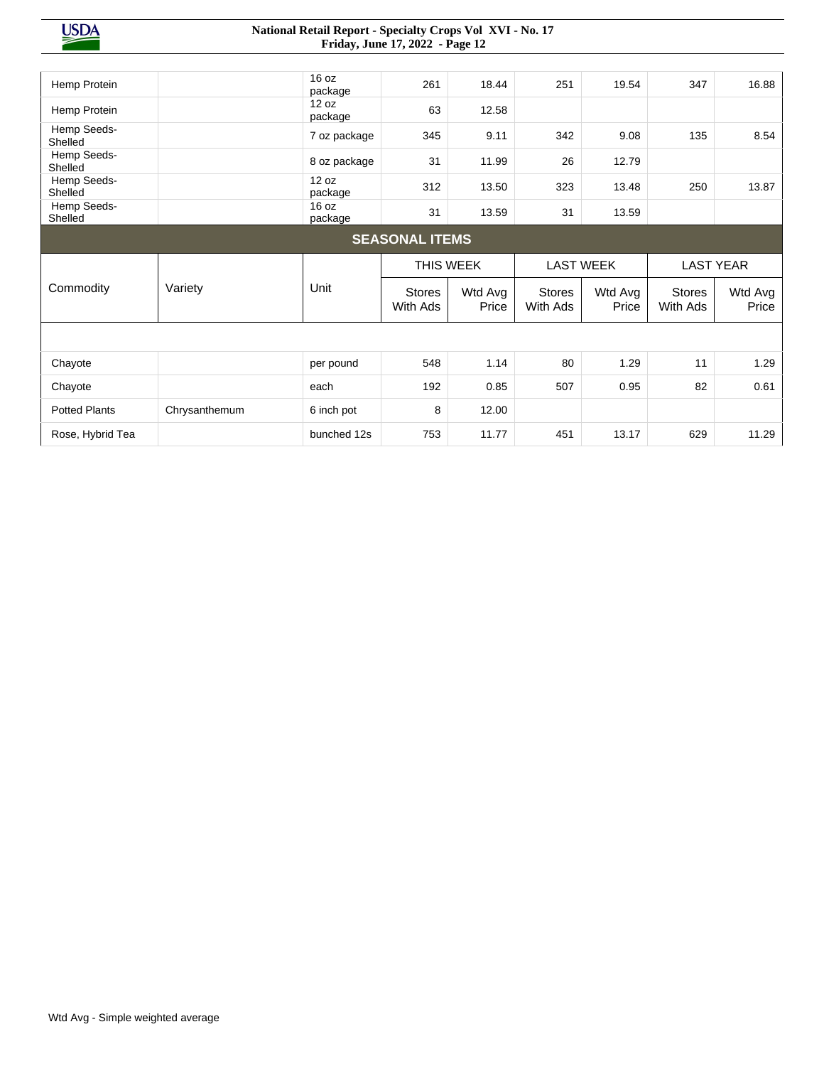| Commodity | Variety | Unit | THIS WEEK Stores With Ads | THIS WEEK Wtd Avg Price | LAST WEEK Stores With Ads | LAST WEEK Wtd Avg Price | LAST YEAR Stores With Ads | LAST YEAR Wtd Avg Price |
|---|---|---|---|---|---|---|---|---|
| Hemp Protein | | 16 oz package | 261 | 18.44 | 251 | 19.54 | 347 | 16.88 |
| Hemp Protein | | 12 oz package | 63 | 12.58 | | | | |
| Hemp Seeds-Shelled | | 7 oz package | 345 | 9.11 | 342 | 9.08 | 135 | 8.54 |
| Hemp Seeds-Shelled | | 8 oz package | 31 | 11.99 | 26 | 12.79 | | |
| Hemp Seeds-Shelled | | 12 oz package | 312 | 13.50 | 323 | 13.48 | 250 | 13.87 |
| Hemp Seeds-Shelled | | 16 oz package | 31 | 13.59 | 31 | 13.59 | | |

## SEASONAL ITEMS

| Commodity | Variety | Unit | THIS WEEK | | LAST WEEK | | LAST YEAR | |
|---|---|---|---|---|---|---|---|---|
| | | | Stores With Ads | Wtd Avg Price | Stores With Ads | Wtd Avg Price | Stores With Ads | Wtd Avg Price |
| Chayote | | per pound | 548 | 1.14 | 80 | 1.29 | 11 | 1.29 |
| Chayote | | each | 192 | 0.85 | 507 | 0.95 | 82 | 0.61 |
| Potted Plants | Chrysanthemum | 6 inch pot | 8 | 12.00 | | | | |
| Rose, Hybrid Tea | | bunched 12s | 753 | 11.77 | 451 | 13.17 | 629 | 11.29 |

Wtd Avg - Simple weighted average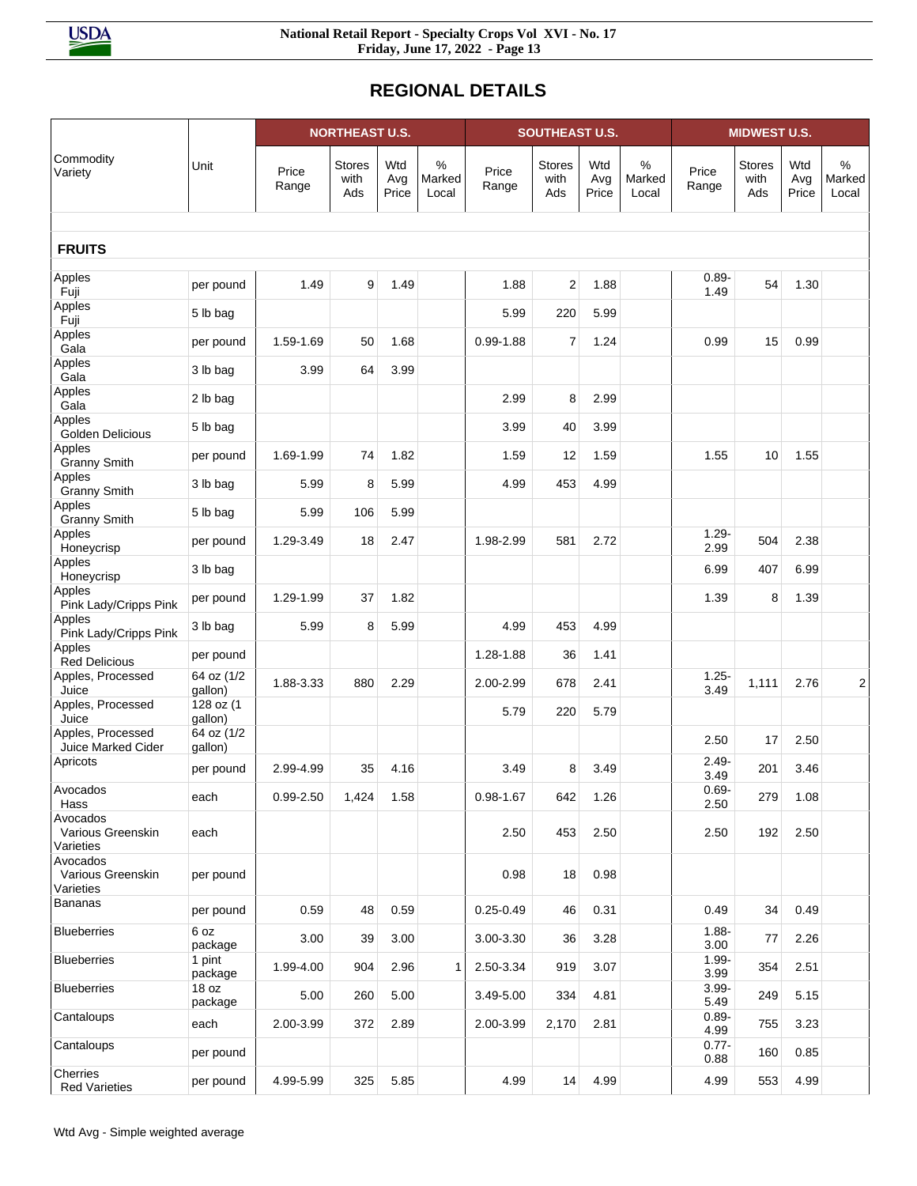## REGIONAL DETAILS

| Commodity Variety | Unit | NORTHEAST U.S. | | | | SOUTHEAST U.S. | | | | MIDWEST U.S. | | | |
|---|---|---|---|---|---|---|---|---|---|---|---|---|---|
| | | Price Range | Stores with Ads | Wtd Avg Price | % Marked Local | Price Range | Stores with Ads | Wtd Avg Price | % Marked Local | Price Range | Stores with Ads | Wtd Avg Price | % Marked Local |
| **FRUITS** | | | | | | | | | | | | | |
| Apples Fuji | per pound | 1.49 | 9 | 1.49 | | 1.88 | 2 | 1.88 | | 0.89-1.49 | 54 | 1.30 | |
| Apples Fuji | 5 lb bag | | | | | 5.99 | 220 | 5.99 | | | | | |
| Apples Gala | per pound | 1.59-1.69 | 50 | 1.68 | | 0.99-1.88 | 7 | 1.24 | | 0.99 | 15 | 0.99 | |
| Apples Gala | 3 lb bag | 3.99 | 64 | 3.99 | | | | | | | | | |
| Apples Gala | 2 lb bag | | | | | 2.99 | 8 | 2.99 | | | | | |
| Apples Golden Delicious | 5 lb bag | | | | | 3.99 | 40 | 3.99 | | | | | |
| Apples Granny Smith | per pound | 1.69-1.99 | 74 | 1.82 | | 1.59 | 12 | 1.59 | | 1.55 | 10 | 1.55 | |
| Apples Granny Smith | 3 lb bag | 5.99 | 8 | 5.99 | | 4.99 | 453 | 4.99 | | | | | |
| Apples Granny Smith | 5 lb bag | 5.99 | 106 | 5.99 | | | | | | | | | |
| Apples Honeycrisp | per pound | 1.29-3.49 | 18 | 2.47 | | 1.98-2.99 | 581 | 2.72 | | 1.29-2.99 | 504 | 2.38 | |
| Apples Honeycrisp | 3 lb bag | | | | | | | | | 6.99 | 407 | 6.99 | |
| Apples Pink Lady/Cripps Pink | per pound | 1.29-1.99 | 37 | 1.82 | | | | | | 1.39 | 8 | 1.39 | |
| Apples Pink Lady/Cripps Pink | 3 lb bag | 5.99 | 8 | 5.99 | | 4.99 | 453 | 4.99 | | | | | |
| Apples Red Delicious | per pound | | | | | 1.28-1.88 | 36 | 1.41 | | | | | |
| Apples, Processed Juice | 64 oz (1/2 gallon) | 1.88-3.33 | 880 | 2.29 | | 2.00-2.99 | 678 | 2.41 | | 1.25-3.49 | 1,111 | 2.76 | 2 |
| Apples, Processed Juice | 128 oz (1 gallon) | | | | | 5.79 | 220 | 5.79 | | | | | |
| Apples, Processed Juice Marked Cider | 64 oz (1/2 gallon) | | | | | | | | | 2.50 | 17 | 2.50 | |
| Apricots | per pound | 2.99-4.99 | 35 | 4.16 | | 3.49 | 8 | 3.49 | | 2.49-3.49 | 201 | 3.46 | |
| Avocados Hass | each | 0.99-2.50 | 1,424 | 1.58 | | 0.98-1.67 | 642 | 1.26 | | 0.69-2.50 | 279 | 1.08 | |
| Avocados Various Greenskin Varieties | each | | | | | 2.50 | 453 | 2.50 | | 2.50 | 192 | 2.50 | |
| Avocados Various Greenskin Varieties | per pound | | | | | 0.98 | 18 | 0.98 | | | | | |
| Bananas | per pound | 0.59 | 48 | 0.59 | | 0.25-0.49 | 46 | 0.31 | | 0.49 | 34 | 0.49 | |
| Blueberries | 6 oz package | 3.00 | 39 | 3.00 | | 3.00-3.30 | 36 | 3.28 | | 1.88-3.00 | 77 | 2.26 | |
| Blueberries | 1 pint package | 1.99-4.00 | 904 | 2.96 | 1 | 2.50-3.34 | 919 | 3.07 | | 1.99-3.99 | 354 | 2.51 | |
| Blueberries | 18 oz package | 5.00 | 260 | 5.00 | | 3.49-5.00 | 334 | 4.81 | | 3.99-5.49 | 249 | 5.15 | |
| Cantaloups | each | 2.00-3.99 | 372 | 2.89 | | 2.00-3.99 | 2,170 | 2.81 | | 0.89-4.99 | 755 | 3.23 | |
| Cantaloups | per pound | | | | | | | | | 0.77-0.88 | 160 | 0.85 | |
| Cherries Red Varieties | per pound | 4.99-5.99 | 325 | 5.85 | | 4.99 | 14 | 4.99 | | 4.99 | 553 | 4.99 | |

Wtd Avg - Simple weighted average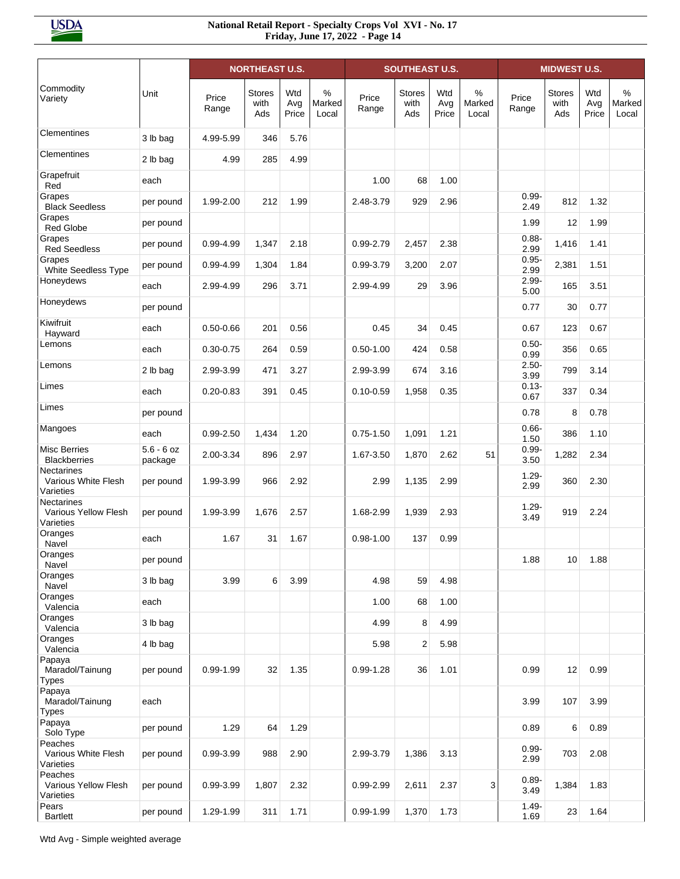| Commodity Variety | Unit | NORTHEAST U.S. | | | | SOUTHEAST U.S. | | | | MIDWEST U.S. | | | |
|---|---|---|---|---|---|---|---|---|---|---|---|---|---|
| | | Price Range | Stores with Ads | Wtd Avg Price | % Marked Local | Price Range | Stores with Ads | Wtd Avg Price | % Marked Local | Price Range | Stores with Ads | Wtd Avg Price | % Marked Local |
| Clementines | 3 lb bag | 4.99-5.99 | 346 | 5.76 | | | | | | | | | |
| Clementines | 2 lb bag | 4.99 | 285 | 4.99 | | | | | | | | | |
| Grapefruit Red | each | | | | | 1.00 | 68 | 1.00 | | | | | |
| Grapes Black Seedless | per pound | 1.99-2.00 | 212 | 1.99 | | 2.48-3.79 | 929 | 2.96 | | 0.99-2.49 | 812 | 1.32 | |
| Grapes Red Globe | per pound | | | | | | | | | 1.99 | 12 | 1.99 | |
| Grapes Red Seedless | per pound | 0.99-4.99 | 1,347 | 2.18 | | 0.99-2.79 | 2,457 | 2.38 | | 0.88-2.99 | 1,416 | 1.41 | |
| Grapes White Seedless Type | per pound | 0.99-4.99 | 1,304 | 1.84 | | 0.99-3.79 | 3,200 | 2.07 | | 0.95-2.99 | 2,381 | 1.51 | |
| Honeydews | each | 2.99-4.99 | 296 | 3.71 | | 2.99-4.99 | 29 | 3.96 | | 2.99-5.00 | 165 | 3.51 | |
| Honeydews | per pound | | | | | | | | | 0.77 | 30 | 0.77 | |
| Kiwifruit Hayward | each | 0.50-0.66 | 201 | 0.56 | | 0.45 | 34 | 0.45 | | 0.67 | 123 | 0.67 | |
| Lemons | each | 0.30-0.75 | 264 | 0.59 | | 0.50-1.00 | 424 | 0.58 | | 0.50-0.99 | 356 | 0.65 | |
| Lemons | 2 lb bag | 2.99-3.99 | 471 | 3.27 | | 2.99-3.99 | 674 | 3.16 | | 2.50-3.99 | 799 | 3.14 | |
| Limes | each | 0.20-0.83 | 391 | 0.45 | | 0.10-0.59 | 1,958 | 0.35 | | 0.13-0.67 | 337 | 0.34 | |
| Limes | per pound | | | | | | | | | 0.78 | 8 | 0.78 | |
| Mangoes | each | 0.99-2.50 | 1,434 | 1.20 | | 0.75-1.50 | 1,091 | 1.21 | | 0.66-1.50 | 386 | 1.10 | |
| Misc Berries Blackberries | 5.6 - 6 oz package | 2.00-3.34 | 896 | 2.97 | | 1.67-3.50 | 1,870 | 2.62 | 51 | 0.99-3.50 | 1,282 | 2.34 | |
| Nectarines Various White Flesh Varieties | per pound | 1.99-3.99 | 966 | 2.92 | | 2.99 | 1,135 | 2.99 | | 1.29-2.99 | 360 | 2.30 | |
| Nectarines Various Yellow Flesh Varieties | per pound | 1.99-3.99 | 1,676 | 2.57 | | 1.68-2.99 | 1,939 | 2.93 | | 1.29-3.49 | 919 | 2.24 | |
| Oranges Navel | each | 1.67 | 31 | 1.67 | | 0.98-1.00 | 137 | 0.99 | | | | | |
| Oranges Navel | per pound | | | | | | | | | 1.88 | 10 | 1.88 | |
| Oranges Navel | 3 lb bag | 3.99 | 6 | 3.99 | | 4.98 | 59 | 4.98 | | | | | |
| Oranges Valencia | each | | | | | 1.00 | 68 | 1.00 | | | | | |
| Oranges Valencia | 3 lb bag | | | | | 4.99 | 8 | 4.99 | | | | | |
| Oranges Valencia | 4 lb bag | | | | | 5.98 | 2 | 5.98 | | | | | |
| Papaya Maradol/Tainung Types | per pound | 0.99-1.99 | 32 | 1.35 | | 0.99-1.28 | 36 | 1.01 | | 0.99 | 12 | 0.99 | |
| Papaya Maradol/Tainung Types | each | | | | | | | | | 3.99 | 107 | 3.99 | |
| Papaya Solo Type | per pound | 1.29 | 64 | 1.29 | | | | | | 0.89 | 6 | 0.89 | |
| Peaches Various White Flesh Varieties | per pound | 0.99-3.99 | 988 | 2.90 | | 2.99-3.79 | 1,386 | 3.13 | | 0.99-2.99 | 703 | 2.08 | |
| Peaches Various Yellow Flesh Varieties | per pound | 0.99-3.99 | 1,807 | 2.32 | | 0.99-2.99 | 2,611 | 2.37 | 3 | 0.89-3.49 | 1,384 | 1.83 | |
| Pears Bartlett | per pound | 1.29-1.99 | 311 | 1.71 | | 0.99-1.99 | 1,370 | 1.73 | | 1.49-1.69 | 23 | 1.64 | |

Wtd Avg - Simple weighted average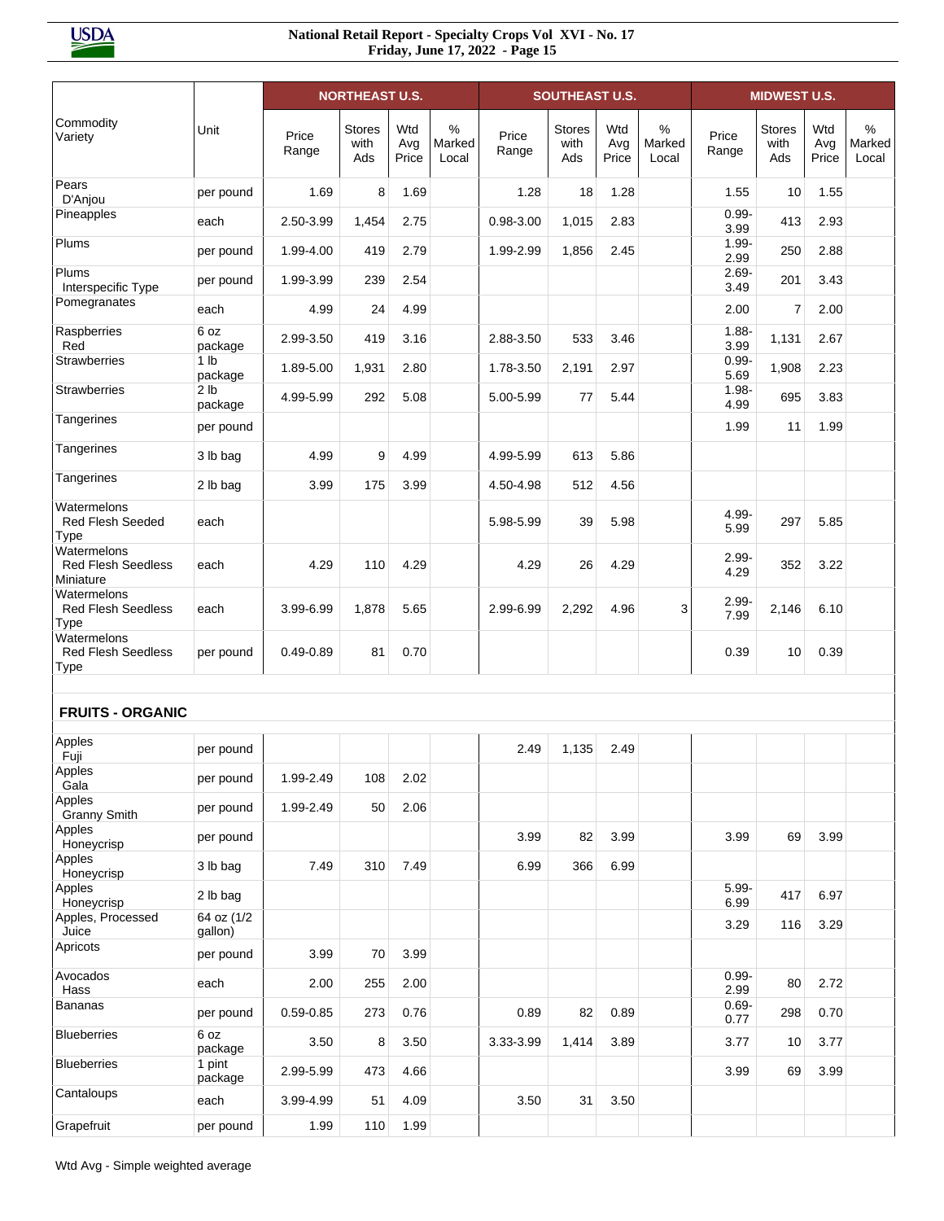| Commodity Variety | Unit | NORTHEAST U.S. | | | | SOUTHEAST U.S. | | | | MIDWEST U.S. | | | |
|---|---|---|---|---|---|---|---|---|---|---|---|---|---|
| | | Price Range | Stores with Ads | Wtd Avg Price | % Marked Local | Price Range | Stores with Ads | Wtd Avg Price | % Marked Local | Price Range | Stores with Ads | Wtd Avg Price | % Marked Local |
| Pears D'Anjou | per pound | 1.69 | 8 | 1.69 | | 1.28 | 18 | 1.28 | | 1.55 | 10 | 1.55 | |
| Pineapples | each | 2.50-3.99 | 1,454 | 2.75 | | 0.98-3.00 | 1,015 | 2.83 | | 0.99-3.99 | 413 | 2.93 | |
| Plums | per pound | 1.99-4.00 | 419 | 2.79 | | 1.99-2.99 | 1,856 | 2.45 | | 1.99-2.99 | 250 | 2.88 | |
| Plums Interspecific Type | per pound | 1.99-3.99 | 239 | 2.54 | | | | | | 2.69-3.49 | 201 | 3.43 | |
| Pomegranates | each | 4.99 | 24 | 4.99 | | | | | | 2.00 | 7 | 2.00 | |
| Raspberries Red | 6 oz package | 2.99-3.50 | 419 | 3.16 | | 2.88-3.50 | 533 | 3.46 | | 1.88-3.99 | 1,131 | 2.67 | |
| Strawberries | 1 lb package | 1.89-5.00 | 1,931 | 2.80 | | 1.78-3.50 | 2,191 | 2.97 | | 0.99-5.69 | 1,908 | 2.23 | |
| Strawberries | 2 lb package | 4.99-5.99 | 292 | 5.08 | | 5.00-5.99 | 77 | 5.44 | | 1.98-4.99 | 695 | 3.83 | |
| Tangerines | per pound | | | | | | | | | 1.99 | 11 | 1.99 | |
| Tangerines | 3 lb bag | 4.99 | 9 | 4.99 | | 4.99-5.99 | 613 | 5.86 | | | | | |
| Tangerines | 2 lb bag | 3.99 | 175 | 3.99 | | 4.50-4.98 | 512 | 4.56 | | | | | |
| Watermelons Red Flesh Seeded Type | each | | | | | 5.98-5.99 | 39 | 5.98 | | 4.99-5.99 | 297 | 5.85 | |
| Watermelons Red Flesh Seedless Miniature | each | 4.29 | 110 | 4.29 | | 4.29 | 26 | 4.29 | | 2.99-4.29 | 352 | 3.22 | |
| Watermelons Red Flesh Seedless Type | each | 3.99-6.99 | 1,878 | 5.65 | | 2.99-6.99 | 2,292 | 4.96 | 3 | 2.99-7.99 | 2,146 | 6.10 | |
| Watermelons Red Flesh Seedless Type | per pound | 0.49-0.89 | 81 | 0.70 | | | | | | 0.39 | 10 | 0.39 | |
| **FRUITS - ORGANIC** | | | | | | | | | | | | | |
| Apples Fuji | per pound | | | | | 2.49 | 1,135 | 2.49 | | | | | |
| Apples Gala | per pound | 1.99-2.49 | 108 | 2.02 | | | | | | | | | |
| Apples Granny Smith | per pound | 1.99-2.49 | 50 | 2.06 | | | | | | | | | |
| Apples Honeycrisp | per pound | | | | | 3.99 | 82 | 3.99 | | 3.99 | 69 | 3.99 | |
| Apples Honeycrisp | 3 lb bag | 7.49 | 310 | 7.49 | | 6.99 | 366 | 6.99 | | | | | |
| Apples Honeycrisp | 2 lb bag | | | | | | | | | 5.99-6.99 | 417 | 6.97 | |
| Apples, Processed Juice | 64 oz (1/2 gallon) | | | | | | | | | 3.29 | 116 | 3.29 | |
| Apricots | per pound | 3.99 | 70 | 3.99 | | | | | | | | | |
| Avocados Hass | each | 2.00 | 255 | 2.00 | | | | | | 0.99-2.99 | 80 | 2.72 | |
| Bananas | per pound | 0.59-0.85 | 273 | 0.76 | | 0.89 | 82 | 0.89 | | 0.69-0.77 | 298 | 0.70 | |
| Blueberries | 6 oz package | 3.50 | 8 | 3.50 | | 3.33-3.99 | 1,414 | 3.89 | | 3.77 | 10 | 3.77 | |
| Blueberries | 1 pint package | 2.99-5.99 | 473 | 4.66 | | | | | | 3.99 | 69 | 3.99 | |
| Cantaloups | each | 3.99-4.99 | 51 | 4.09 | | 3.50 | 31 | 3.50 | | | | | |
| Grapefruit | per pound | 1.99 | 110 | 1.99 | | | | | | | | | |

Wtd Avg - Simple weighted average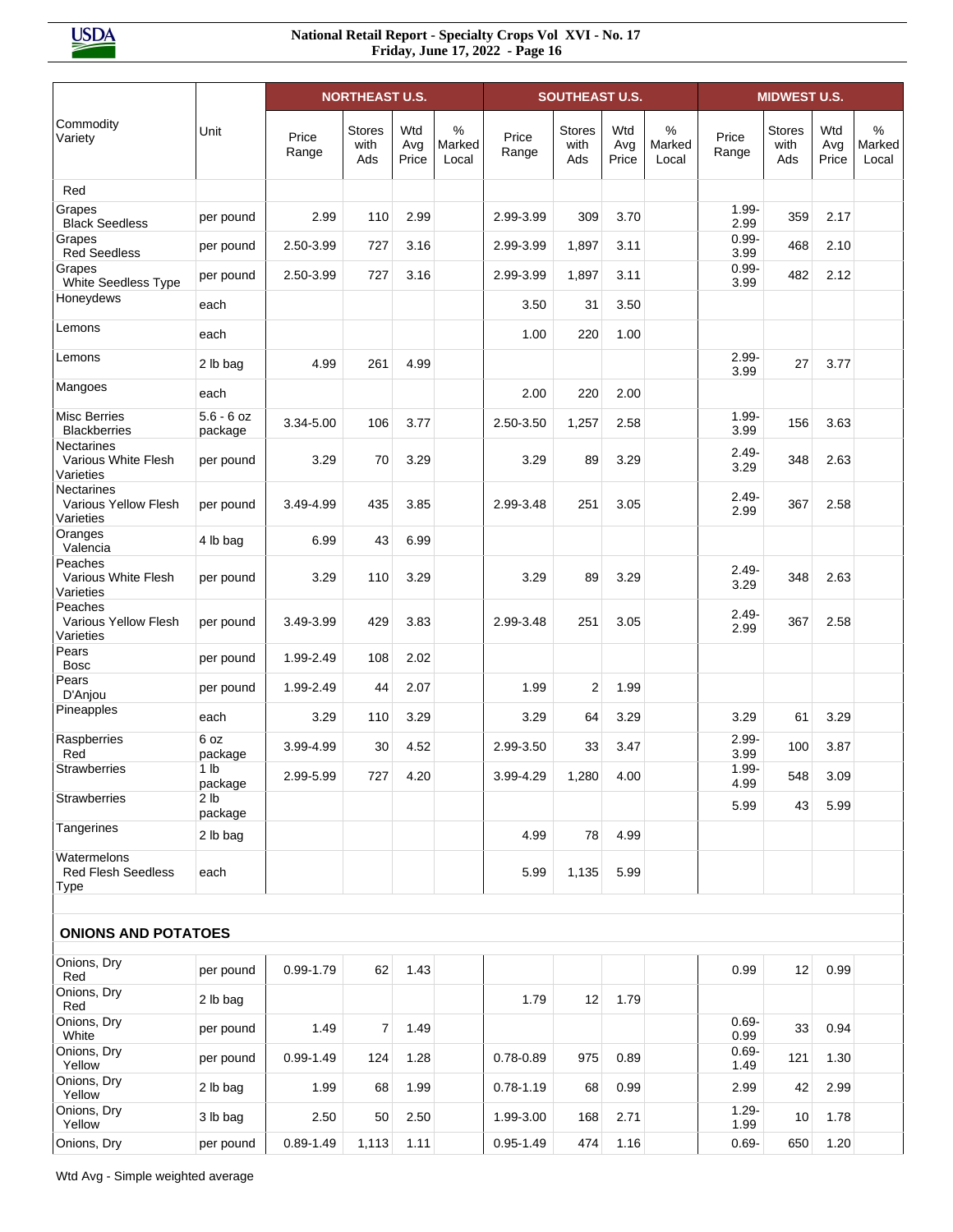| Commodity Variety | Unit | NORTHEAST U.S. | | | | SOUTHEAST U.S. | | | | MIDWEST U.S. | | | |
|---|---|---|---|---|---|---|---|---|---|---|---|---|---|
| | | Price Range | Stores with Ads | Wtd Avg Price | % Marked Local | Price Range | Stores with Ads | Wtd Avg Price | % Marked Local | Price Range | Stores with Ads | Wtd Avg Price | % Marked Local |
| Red | | | | | | | | | | | | | |
| Grapes Black Seedless | per pound | 2.99 | 110 | 2.99 | | 2.99-3.99 | 309 | 3.70 | | 1.99-2.99 | 359 | 2.17 | |
| Grapes Red Seedless | per pound | 2.50-3.99 | 727 | 3.16 | | 2.99-3.99 | 1,897 | 3.11 | | 0.99-3.99 | 468 | 2.10 | |
| Grapes White Seedless Type | per pound | 2.50-3.99 | 727 | 3.16 | | 2.99-3.99 | 1,897 | 3.11 | | 0.99-3.99 | 482 | 2.12 | |
| Honeydews | each | | | | | 3.50 | 31 | 3.50 | | | | | |
| Lemons | each | | | | | 1.00 | 220 | 1.00 | | | | | |
| Lemons | 2 lb bag | 4.99 | 261 | 4.99 | | | | | | 2.99-3.99 | 27 | 3.77 | |
| Mangoes | each | | | | | 2.00 | 220 | 2.00 | | | | | |
| Misc Berries Blackberries | 5.6 - 6 oz package | 3.34-5.00 | 106 | 3.77 | | 2.50-3.50 | 1,257 | 2.58 | | 1.99-3.99 | 156 | 3.63 | |
| Nectarines Various White Flesh Varieties | per pound | 3.29 | 70 | 3.29 | | 3.29 | 89 | 3.29 | | 2.49-3.29 | 348 | 2.63 | |
| Nectarines Various Yellow Flesh Varieties | per pound | 3.49-4.99 | 435 | 3.85 | | 2.99-3.48 | 251 | 3.05 | | 2.49-2.99 | 367 | 2.58 | |
| Oranges Valencia | 4 lb bag | 6.99 | 43 | 6.99 | | | | | | | | | |
| Peaches Various White Flesh Varieties | per pound | 3.29 | 110 | 3.29 | | 3.29 | 89 | 3.29 | | 2.49-3.29 | 348 | 2.63 | |
| Peaches Various Yellow Flesh Varieties | per pound | 3.49-3.99 | 429 | 3.83 | | 2.99-3.48 | 251 | 3.05 | | 2.49-2.99 | 367 | 2.58 | |
| Pears Bosc | per pound | 1.99-2.49 | 108 | 2.02 | | | | | | | | | |
| Pears D'Anjou | per pound | 1.99-2.49 | 44 | 2.07 | | 1.99 | 2 | 1.99 | | | | | |
| Pineapples | each | 3.29 | 110 | 3.29 | | 3.29 | 64 | 3.29 | | 3.29 | 61 | 3.29 | |
| Raspberries Red | 6 oz package | 3.99-4.99 | 30 | 4.52 | | 2.99-3.50 | 33 | 3.47 | | 2.99-3.99 | 100 | 3.87 | |
| Strawberries | 1 lb package | 2.99-5.99 | 727 | 4.20 | | 3.99-4.29 | 1,280 | 4.00 | | 1.99-4.99 | 548 | 3.09 | |
| Strawberries | 2 lb package | | | | | | | | | 5.99 | 43 | 5.99 | |
| Tangerines | 2 lb bag | | | | | 4.99 | 78 | 4.99 | | | | | |
| Watermelons Red Flesh Seedless Type | each | | | | | 5.99 | 1,135 | 5.99 | | | | | |
| **ONIONS AND POTATOES** | | | | | | | | | | | | | |
| Onions, Dry Red | per pound | 0.99-1.79 | 62 | 1.43 | | | | | | 0.99 | 12 | 0.99 | |
| Onions, Dry Red | 2 lb bag | | | | | 1.79 | 12 | 1.79 | | | | | |
| Onions, Dry White | per pound | 1.49 | 7 | 1.49 | | | | | | 0.69-0.99 | 33 | 0.94 | |
| Onions, Dry Yellow | per pound | 0.99-1.49 | 124 | 1.28 | | 0.78-0.89 | 975 | 0.89 | | 0.69-1.49 | 121 | 1.30 | |
| Onions, Dry Yellow | 2 lb bag | 1.99 | 68 | 1.99 | | 0.78-1.19 | 68 | 0.99 | | 2.99 | 42 | 2.99 | |
| Onions, Dry Yellow | 3 lb bag | 2.50 | 50 | 2.50 | | 1.99-3.00 | 168 | 2.71 | | 1.29-1.99 | 10 | 1.78 | |
| Onions, Dry | per pound | 0.89-1.49 | 1,113 | 1.11 | | 0.95-1.49 | 474 | 1.16 | | 0.69- | 650 | 1.20 | |

Wtd Avg - Simple weighted average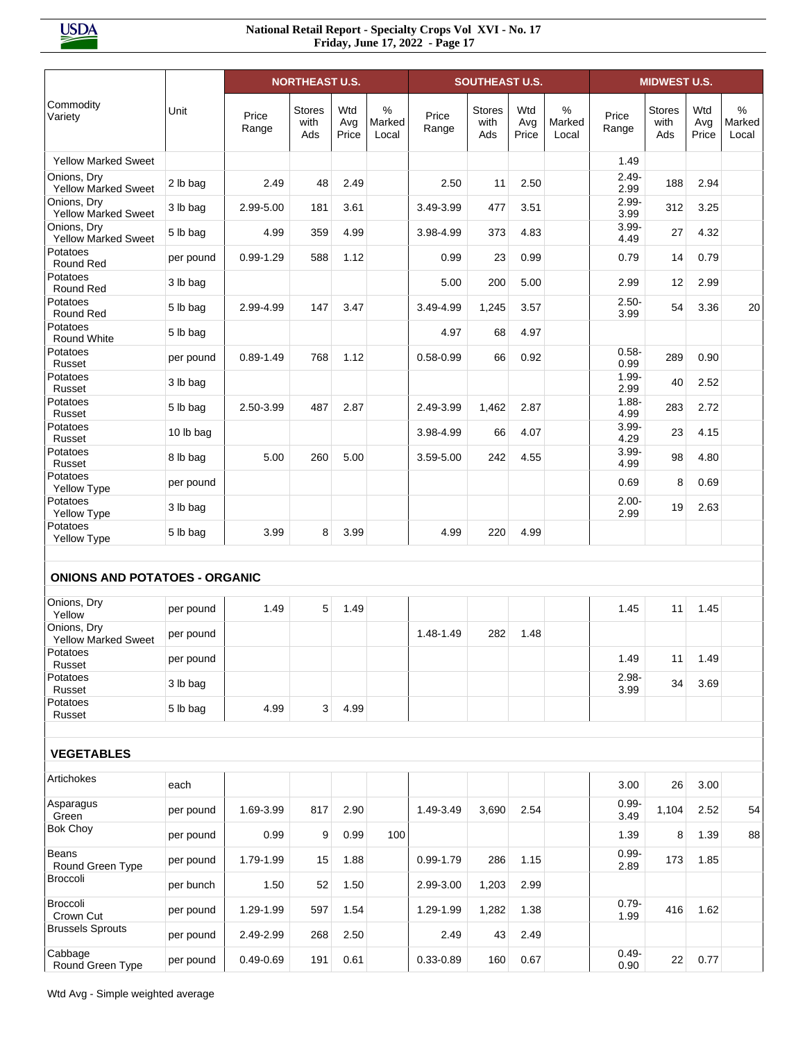| Commodity Variety | Unit | NORTHEAST U.S. | | | | SOUTHEAST U.S. | | | | MIDWEST U.S. | | | |
|---|---|---|---|---|---|---|---|---|---|---|---|---|---|
| | | Price Range | Stores with Ads | Wtd Avg Price | % Marked Local | Price Range | Stores with Ads | Wtd Avg Price | % Marked Local | Price Range | Stores with Ads | Wtd Avg Price | % Marked Local |
| Yellow Marked Sweet | | | | | | | | | | 1.49 | | | |
| Onions, Dry Yellow Marked Sweet | 2 lb bag | 2.49 | 48 | 2.49 | | 2.50 | 11 | 2.50 | | 2.49-2.99 | 188 | 2.94 | |
| Onions, Dry Yellow Marked Sweet | 3 lb bag | 2.99-5.00 | 181 | 3.61 | | 3.49-3.99 | 477 | 3.51 | | 2.99-3.99 | 312 | 3.25 | |
| Onions, Dry Yellow Marked Sweet | 5 lb bag | 4.99 | 359 | 4.99 | | 3.98-4.99 | 373 | 4.83 | | 3.99-4.49 | 27 | 4.32 | |
| Potatoes Round Red | per pound | 0.99-1.29 | 588 | 1.12 | | 0.99 | 23 | 0.99 | | 0.79 | 14 | 0.79 | |
| Potatoes Round Red | 3 lb bag | | | | | 5.00 | 200 | 5.00 | | 2.99 | 12 | 2.99 | |
| Potatoes Round Red | 5 lb bag | 2.99-4.99 | 147 | 3.47 | | 3.49-4.99 | 1,245 | 3.57 | | 2.50-3.99 | 54 | 3.36 | 20 |
| Potatoes Round White | 5 lb bag | | | | | 4.97 | 68 | 4.97 | | | | | |
| Potatoes Russet | per pound | 0.89-1.49 | 768 | 1.12 | | 0.58-0.99 | 66 | 0.92 | | 0.58-0.99 | 289 | 0.90 | |
| Potatoes Russet | 3 lb bag | | | | | | | | | 1.99-2.99 | 40 | 2.52 | |
| Potatoes Russet | 5 lb bag | 2.50-3.99 | 487 | 2.87 | | 2.49-3.99 | 1,462 | 2.87 | | 1.88-4.99 | 283 | 2.72 | |
| Potatoes Russet | 10 lb bag | | | | | 3.98-4.99 | 66 | 4.07 | | 3.99-4.29 | 23 | 4.15 | |
| Potatoes Russet | 8 lb bag | 5.00 | 260 | 5.00 | | 3.59-5.00 | 242 | 4.55 | | 3.99-4.99 | 98 | 4.80 | |
| Potatoes Yellow Type | per pound | | | | | | | | | 0.69 | 8 | 0.69 | |
| Potatoes Yellow Type | 3 lb bag | | | | | | | | | 2.00-2.99 | 19 | 2.63 | |
| Potatoes Yellow Type | 5 lb bag | 3.99 | 8 | 3.99 | | 4.99 | 220 | 4.99 | | | | | |
| **ONIONS AND POTATOES - ORGANIC** | | | | | | | | | | | | | |
| Onions, Dry Yellow | per pound | 1.49 | 5 | 1.49 | | | | | | 1.45 | 11 | 1.45 | |
| Onions, Dry Yellow Marked Sweet | per pound | | | | | 1.48-1.49 | 282 | 1.48 | | | | | |
| Potatoes Russet | per pound | | | | | | | | | 1.49 | 11 | 1.49 | |
| Potatoes Russet | 3 lb bag | | | | | | | | | 2.98-3.99 | 34 | 3.69 | |
| Potatoes Russet | 5 lb bag | 4.99 | 3 | 4.99 | | | | | | | | | |
| **VEGETABLES** | | | | | | | | | | | | | |
| Artichokes | each | | | | | | | | | 3.00 | 26 | 3.00 | |
| Asparagus Green | per pound | 1.69-3.99 | 817 | 2.90 | | 1.49-3.49 | 3,690 | 2.54 | | 0.99-3.49 | 1,104 | 2.52 | 54 |
| Bok Choy | per pound | 0.99 | 9 | 0.99 | 100 | | | | | 1.39 | 8 | 1.39 | 88 |
| Beans Round Green Type | per pound | 1.79-1.99 | 15 | 1.88 | | 0.99-1.79 | 286 | 1.15 | | 0.99-2.89 | 173 | 1.85 | |
| Broccoli | per bunch | 1.50 | 52 | 1.50 | | 2.99-3.00 | 1,203 | 2.99 | | | | | |
| Broccoli Crown Cut | per pound | 1.29-1.99 | 597 | 1.54 | | 1.29-1.99 | 1,282 | 1.38 | | 0.79-1.99 | 416 | 1.62 | |
| Brussels Sprouts | per pound | 2.49-2.99 | 268 | 2.50 | | 2.49 | 43 | 2.49 | | | | | |
| Cabbage Round Green Type | per pound | 0.49-0.69 | 191 | 0.61 | | 0.33-0.89 | 160 | 0.67 | | 0.49-0.90 | 22 | 0.77 | |

Wtd Avg - Simple weighted average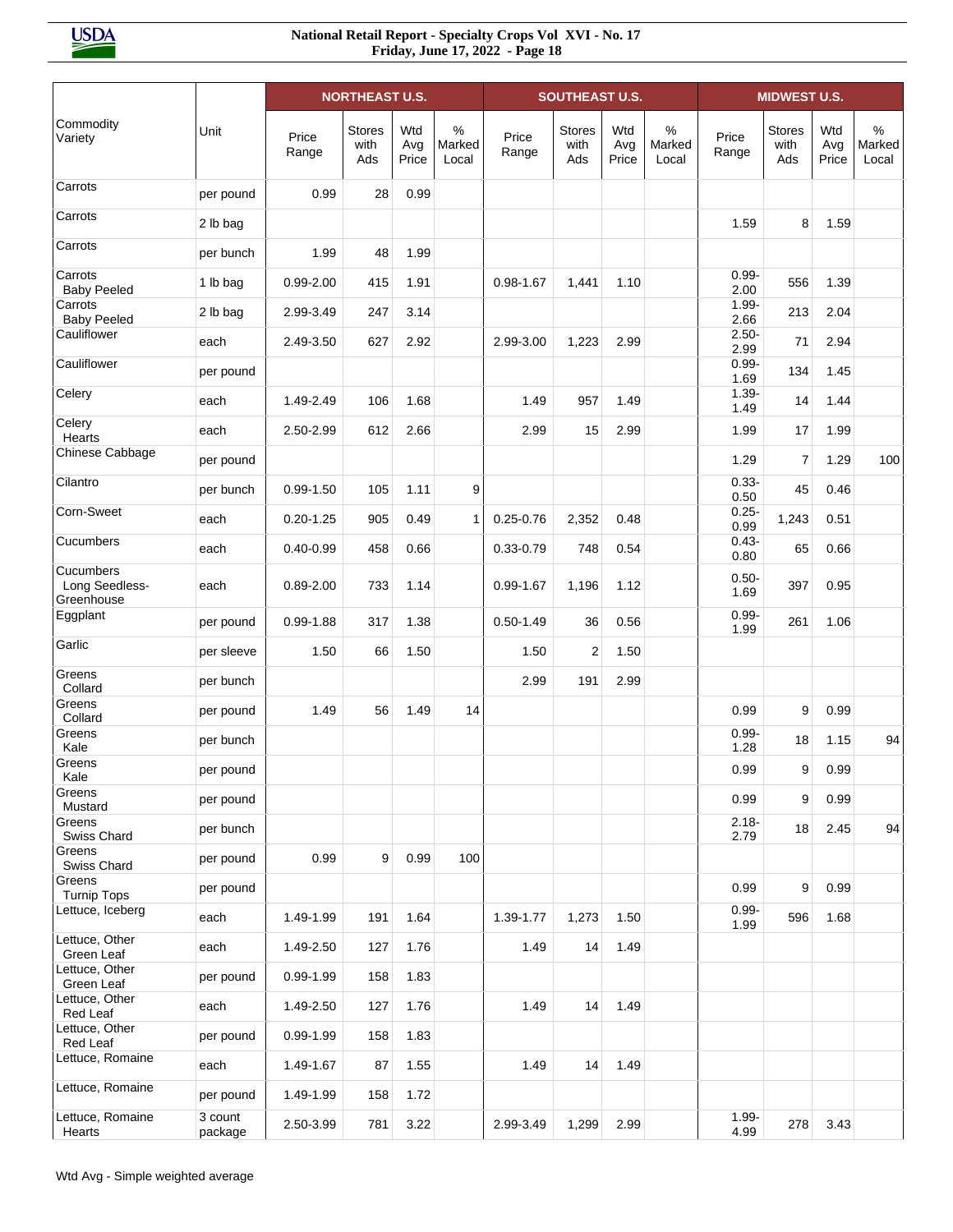| Commodity Variety | Unit | NORTHEAST U.S. | | | | SOUTHEAST U.S. | | | | MIDWEST U.S. | | | |
|---|---|---|---|---|---|---|---|---|---|---|---|---|---|
| | | Price Range | Stores with Ads | Wtd Avg Price | % Marked Local | Price Range | Stores with Ads | Wtd Avg Price | % Marked Local | Price Range | Stores with Ads | Wtd Avg Price | % Marked Local |
| Carrots | per pound | 0.99 | 28 | 0.99 | | | | | | | | | |
| Carrots | 2 lb bag | | | | | | | | | 1.59 | 8 | 1.59 | |
| Carrots | per bunch | 1.99 | 48 | 1.99 | | | | | | | | | |
| Carrots Baby Peeled | 1 lb bag | 0.99-2.00 | 415 | 1.91 | | 0.98-1.67 | 1,441 | 1.10 | | 0.99-2.00 | 556 | 1.39 | |
| Carrots Baby Peeled | 2 lb bag | 2.99-3.49 | 247 | 3.14 | | | | | | 1.99-2.66 | 213 | 2.04 | |
| Cauliflower | each | 2.49-3.50 | 627 | 2.92 | | 2.99-3.00 | 1,223 | 2.99 | | 2.50-2.99 | 71 | 2.94 | |
| Cauliflower | per pound | | | | | | | | | 0.99-1.69 | 134 | 1.45 | |
| Celery | each | 1.49-2.49 | 106 | 1.68 | | 1.49 | 957 | 1.49 | | 1.39-1.49 | 14 | 1.44 | |
| Celery Hearts | each | 2.50-2.99 | 612 | 2.66 | | 2.99 | 15 | 2.99 | | 1.99 | 17 | 1.99 | |
| Chinese Cabbage | per pound | | | | | | | | | 1.29 | 7 | 1.29 | 100 |
| Cilantro | per bunch | 0.99-1.50 | 105 | 1.11 | 9 | | | | | 0.33-0.50 | 45 | 0.46 | |
| Corn-Sweet | each | 0.20-1.25 | 905 | 0.49 | 1 | 0.25-0.76 | 2,352 | 0.48 | | 0.25-0.99 | 1,243 | 0.51 | |
| Cucumbers | each | 0.40-0.99 | 458 | 0.66 | | 0.33-0.79 | 748 | 0.54 | | 0.43-0.80 | 65 | 0.66 | |
| Cucumbers Long Seedless-Greenhouse | each | 0.89-2.00 | 733 | 1.14 | | 0.99-1.67 | 1,196 | 1.12 | | 0.50-1.69 | 397 | 0.95 | |
| Eggplant | per pound | 0.99-1.88 | 317 | 1.38 | | 0.50-1.49 | 36 | 0.56 | | 0.99-1.99 | 261 | 1.06 | |
| Garlic | per sleeve | 1.50 | 66 | 1.50 | | 1.50 | 2 | 1.50 | | | | | |
| Greens Collard | per bunch | | | | | 2.99 | 191 | 2.99 | | | | | |
| Greens Collard | per pound | 1.49 | 56 | 1.49 | 14 | | | | | 0.99 | 9 | 0.99 | |
| Greens Kale | per bunch | | | | | | | | | 0.99-1.28 | 18 | 1.15 | 94 |
| Greens Kale | per pound | | | | | | | | | 0.99 | 9 | 0.99 | |
| Greens Mustard | per pound | | | | | | | | | 0.99 | 9 | 0.99 | |
| Greens Swiss Chard | per bunch | | | | | | | | | 2.18-2.79 | 18 | 2.45 | 94 |
| Greens Swiss Chard | per pound | 0.99 | 9 | 0.99 | 100 | | | | | | | | |
| Greens Turnip Tops | per pound | | | | | | | | | 0.99 | 9 | 0.99 | |
| Lettuce, Iceberg | each | 1.49-1.99 | 191 | 1.64 | | 1.39-1.77 | 1,273 | 1.50 | | 0.99-1.99 | 596 | 1.68 | |
| Lettuce, Other Green Leaf | each | 1.49-2.50 | 127 | 1.76 | | 1.49 | 14 | 1.49 | | | | | |
| Lettuce, Other Green Leaf | per pound | 0.99-1.99 | 158 | 1.83 | | | | | | | | | |
| Lettuce, Other Red Leaf | each | 1.49-2.50 | 127 | 1.76 | | 1.49 | 14 | 1.49 | | | | | |
| Lettuce, Other Red Leaf | per pound | 0.99-1.99 | 158 | 1.83 | | | | | | | | | |
| Lettuce, Romaine | each | 1.49-1.67 | 87 | 1.55 | | 1.49 | 14 | 1.49 | | | | | |
| Lettuce, Romaine | per pound | 1.49-1.99 | 158 | 1.72 | | | | | | | | | |
| Lettuce, Romaine Hearts | 3 count package | 2.50-3.99 | 781 | 3.22 | | 2.99-3.49 | 1,299 | 2.99 | | 1.99-4.99 | 278 | 3.43 | |

Wtd Avg - Simple weighted average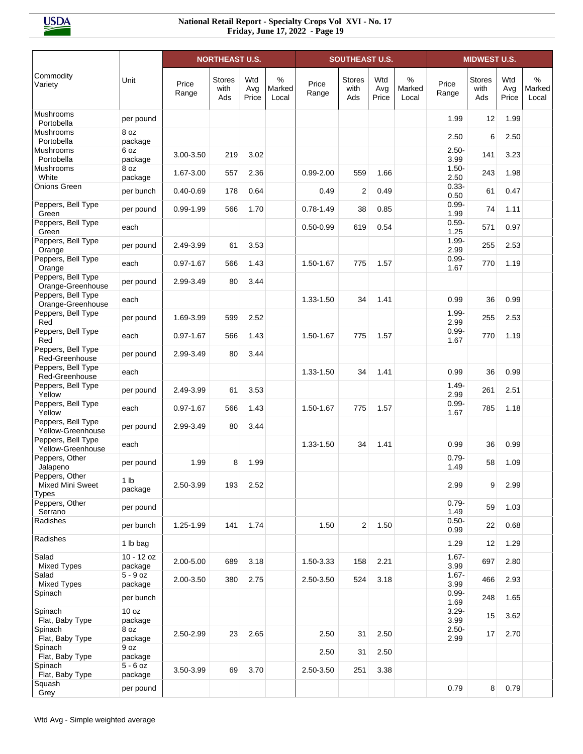| Commodity Variety | Unit | NORTHEAST U.S. | | | | SOUTHEAST U.S. | | | | MIDWEST U.S. | | | |
|---|---|---|---|---|---|---|---|---|---|---|---|---|---|
| | | Price Range | Stores with Ads | Wtd Avg Price | % Marked Local | Price Range | Stores with Ads | Wtd Avg Price | % Marked Local | Price Range | Stores with Ads | Wtd Avg Price | % Marked Local |
| Mushrooms Portobella | per pound | | | | | | | | | 1.99 | 12 | 1.99 | |
| Mushrooms Portobella | 8 oz package | | | | | | | | | 2.50 | 6 | 2.50 | |
| Mushrooms Portobella | 6 oz package | 3.00-3.50 | 219 | 3.02 | | | | | | 2.50-3.99 | 141 | 3.23 | |
| Mushrooms White | 8 oz package | 1.67-3.00 | 557 | 2.36 | | 0.99-2.00 | 559 | 1.66 | | 1.50-2.50 | 243 | 1.98 | |
| Onions Green | per bunch | 0.40-0.69 | 178 | 0.64 | | 0.49 | 2 | 0.49 | | 0.33-0.50 | 61 | 0.47 | |
| Peppers, Bell Type Green | per pound | 0.99-1.99 | 566 | 1.70 | | 0.78-1.49 | 38 | 0.85 | | 0.99-1.99 | 74 | 1.11 | |
| Peppers, Bell Type Green | each | | | | | 0.50-0.99 | 619 | 0.54 | | 0.59-1.25 | 571 | 0.97 | |
| Peppers, Bell Type Orange | per pound | 2.49-3.99 | 61 | 3.53 | | | | | | 1.99-2.99 | 255 | 2.53 | |
| Peppers, Bell Type Orange | each | 0.97-1.67 | 566 | 1.43 | | 1.50-1.67 | 775 | 1.57 | | 0.99-1.67 | 770 | 1.19 | |
| Peppers, Bell Type Orange-Greenhouse | per pound | 2.99-3.49 | 80 | 3.44 | | | | | | | | | |
| Peppers, Bell Type Orange-Greenhouse | each | | | | | 1.33-1.50 | 34 | 1.41 | | 0.99 | 36 | 0.99 | |
| Peppers, Bell Type Red | per pound | 1.69-3.99 | 599 | 2.52 | | | | | | 1.99-2.99 | 255 | 2.53 | |
| Peppers, Bell Type Red | each | 0.97-1.67 | 566 | 1.43 | | 1.50-1.67 | 775 | 1.57 | | 0.99-1.67 | 770 | 1.19 | |
| Peppers, Bell Type Red-Greenhouse | per pound | 2.99-3.49 | 80 | 3.44 | | | | | | | | | |
| Peppers, Bell Type Red-Greenhouse | each | | | | | 1.33-1.50 | 34 | 1.41 | | 0.99 | 36 | 0.99 | |
| Peppers, Bell Type Yellow | per pound | 2.49-3.99 | 61 | 3.53 | | | | | | 1.49-2.99 | 261 | 2.51 | |
| Peppers, Bell Type Yellow | each | 0.97-1.67 | 566 | 1.43 | | 1.50-1.67 | 775 | 1.57 | | 0.99-1.67 | 785 | 1.18 | |
| Peppers, Bell Type Yellow-Greenhouse | per pound | 2.99-3.49 | 80 | 3.44 | | | | | | | | | |
| Peppers, Bell Type Yellow-Greenhouse | each | | | | | 1.33-1.50 | 34 | 1.41 | | 0.99 | 36 | 0.99 | |
| Peppers, Other Jalapeno | per pound | 1.99 | 8 | 1.99 | | | | | | 0.79-1.49 | 58 | 1.09 | |
| Peppers, Other Mixed Mini Sweet Types | 1 lb package | 2.50-3.99 | 193 | 2.52 | | | | | | 2.99 | 9 | 2.99 | |
| Peppers, Other Serrano | per pound | | | | | | | | | 0.79-1.49 | 59 | 1.03 | |
| Radishes | per bunch | 1.25-1.99 | 141 | 1.74 | | 1.50 | 2 | 1.50 | | 0.50-0.99 | 22 | 0.68 | |
| Radishes | 1 lb bag | | | | | | | | | 1.29 | 12 | 1.29 | |
| Salad Mixed Types | 10 - 12 oz package | 2.00-5.00 | 689 | 3.18 | | 1.50-3.33 | 158 | 2.21 | | 1.67-3.99 | 697 | 2.80 | |
| Salad Mixed Types | 5 - 9 oz package | 2.00-3.50 | 380 | 2.75 | | 2.50-3.50 | 524 | 3.18 | | 1.67-3.99 | 466 | 2.93 | |
| Spinach | per bunch | | | | | | | | | 0.99-1.69 | 248 | 1.65 | |
| Spinach Flat, Baby Type | 10 oz package | | | | | | | | | 3.29-3.99 | 15 | 3.62 | |
| Spinach Flat, Baby Type | 8 oz package | 2.50-2.99 | 23 | 2.65 | | 2.50 | 31 | 2.50 | | 2.50-2.99 | 17 | 2.70 | |
| Spinach Flat, Baby Type | 9 oz package | | | | | 2.50 | 31 | 2.50 | | | | | |
| Spinach Flat, Baby Type | 5 - 6 oz package | 3.50-3.99 | 69 | 3.70 | | 2.50-3.50 | 251 | 3.38 | | | | | |
| Squash Grey | per pound | | | | | | | | | 0.79 | 8 | 0.79 | |

Wtd Avg - Simple weighted average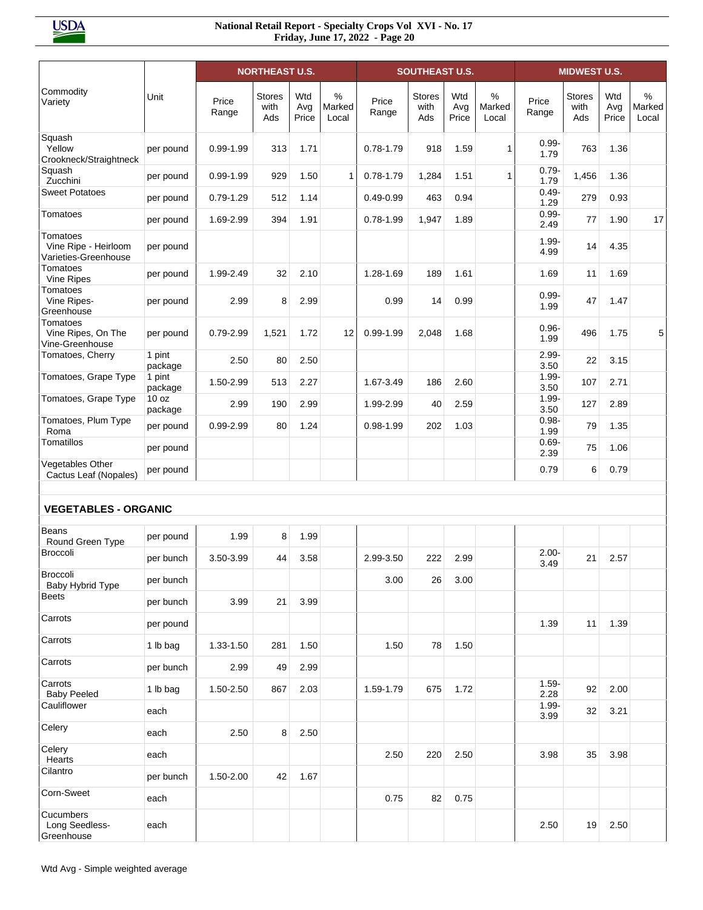| Commodity Variety | Unit | NORTHEAST U.S. | | | | SOUTHEAST U.S. | | | | MIDWEST U.S. | | | |
|---|---|---|---|---|---|---|---|---|---|---|---|---|---|
| | | Price Range | Stores with Ads | Wtd Avg Price | % Marked Local | Price Range | Stores with Ads | Wtd Avg Price | % Marked Local | Price Range | Stores with Ads | Wtd Avg Price | % Marked Local |
| Squash Yellow Crookneck/Straightneck | per pound | 0.99-1.99 | 313 | 1.71 | | 0.78-1.79 | 918 | 1.59 | 1 | 0.99-1.79 | 763 | 1.36 | |
| Squash Zucchini | per pound | 0.99-1.99 | 929 | 1.50 | 1 | 0.78-1.79 | 1,284 | 1.51 | 1 | 0.79-1.79 | 1,456 | 1.36 | |
| Sweet Potatoes | per pound | 0.79-1.29 | 512 | 1.14 | | 0.49-0.99 | 463 | 0.94 | | 0.49-1.29 | 279 | 0.93 | |
| Tomatoes | per pound | 1.69-2.99 | 394 | 1.91 | | 0.78-1.99 | 1,947 | 1.89 | | 0.99-2.49 | 77 | 1.90 | 17 |
| Tomatoes Vine Ripe - Heirloom Varieties-Greenhouse | per pound | | | | | | | | | 1.99-4.99 | 14 | 4.35 | |
| Tomatoes Vine Ripes | per pound | 1.99-2.49 | 32 | 2.10 | | 1.28-1.69 | 189 | 1.61 | | 1.69 | 11 | 1.69 | |
| Tomatoes Vine Ripes-Greenhouse | per pound | 2.99 | 8 | 2.99 | | 0.99 | 14 | 0.99 | | 0.99-1.99 | 47 | 1.47 | |
| Tomatoes Vine Ripes, On The Vine-Greenhouse | per pound | 0.79-2.99 | 1,521 | 1.72 | 12 | 0.99-1.99 | 2,048 | 1.68 | | 0.96-1.99 | 496 | 1.75 | 5 |
| Tomatoes, Cherry | 1 pint package | 2.50 | 80 | 2.50 | | | | | | 2.99-3.50 | 22 | 3.15 | |
| Tomatoes, Grape Type | 1 pint package | 1.50-2.99 | 513 | 2.27 | | 1.67-3.49 | 186 | 2.60 | | 1.99-3.50 | 107 | 2.71 | |
| Tomatoes, Grape Type | 10 oz package | 2.99 | 190 | 2.99 | | 1.99-2.99 | 40 | 2.59 | | 1.99-3.50 | 127 | 2.89 | |
| Tomatoes, Plum Type Roma | per pound | 0.99-2.99 | 80 | 1.24 | | 0.98-1.99 | 202 | 1.03 | | 0.98-1.99 | 79 | 1.35 | |
| Tomatillos | per pound | | | | | | | | | 0.69-2.39 | 75 | 1.06 | |
| Vegetables Other Cactus Leaf (Nopales) | per pound | | | | | | | | | 0.79 | 6 | 0.79 | |
| **VEGETABLES - ORGANIC** | | | | | | | | | | | | | |
| Beans Round Green Type | per pound | 1.99 | 8 | 1.99 | | | | | | | | | |
| Broccoli | per bunch | 3.50-3.99 | 44 | 3.58 | | 2.99-3.50 | 222 | 2.99 | | 2.00-3.49 | 21 | 2.57 | |
| Broccoli Baby Hybrid Type | per bunch | | | | | 3.00 | 26 | 3.00 | | | | | |
| Beets | per bunch | 3.99 | 21 | 3.99 | | | | | | | | | |
| Carrots | per pound | | | | | | | | | 1.39 | 11 | 1.39 | |
| Carrots | 1 lb bag | 1.33-1.50 | 281 | 1.50 | | 1.50 | 78 | 1.50 | | | | | |
| Carrots | per bunch | 2.99 | 49 | 2.99 | | | | | | | | | |
| Carrots Baby Peeled | 1 lb bag | 1.50-2.50 | 867 | 2.03 | | 1.59-1.79 | 675 | 1.72 | | 1.59-2.28 | 92 | 2.00 | |
| Cauliflower | each | | | | | | | | | 1.99-3.99 | 32 | 3.21 | |
| Celery | each | 2.50 | 8 | 2.50 | | | | | | | | | |
| Celery Hearts | each | | | | | 2.50 | 220 | 2.50 | | 3.98 | 35 | 3.98 | |
| Cilantro | per bunch | 1.50-2.00 | 42 | 1.67 | | | | | | | | | |
| Corn-Sweet | each | | | | | 0.75 | 82 | 0.75 | | | | | |
| Cucumbers Long Seedless-Greenhouse | each | | | | | | | | | 2.50 | 19 | 2.50 | |

Wtd Avg - Simple weighted average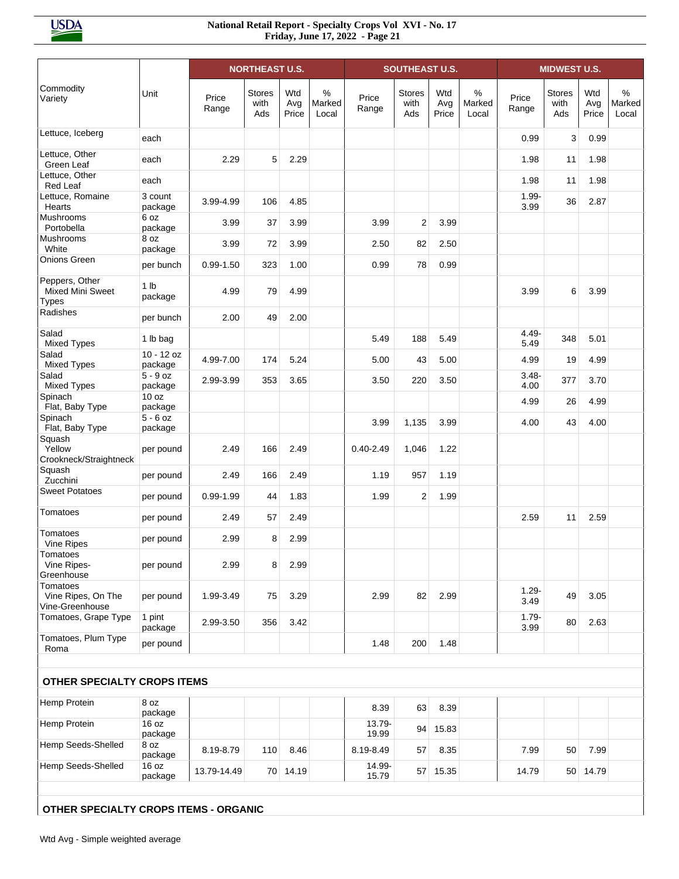| Commodity Variety | Unit | NORTHEAST U.S. | | | | SOUTHEAST U.S. | | | | MIDWEST U.S. | | | |
|---|---|---|---|---|---|---|---|---|---|---|---|---|---|
| | | Price Range | Stores with Ads | Wtd Avg Price | % Marked Local | Price Range | Stores with Ads | Wtd Avg Price | % Marked Local | Price Range | Stores with Ads | Wtd Avg Price | % Marked Local |
| Lettuce, Iceberg | each | | | | | | | | | 0.99 | 3 | 0.99 | |
| Lettuce, Other Green Leaf | each | 2.29 | 5 | 2.29 | | | | | | 1.98 | 11 | 1.98 | |
| Lettuce, Other Red Leaf | each | | | | | | | | | 1.98 | 11 | 1.98 | |
| Lettuce, Romaine Hearts | 3 count package | 3.99-4.99 | 106 | 4.85 | | | | | | 1.99-3.99 | 36 | 2.87 | |
| Mushrooms Portobella | 6 oz package | 3.99 | 37 | 3.99 | | 3.99 | 2 | 3.99 | | | | | |
| Mushrooms White | 8 oz package | 3.99 | 72 | 3.99 | | 2.50 | 82 | 2.50 | | | | | |
| Onions Green | per bunch | 0.99-1.50 | 323 | 1.00 | | 0.99 | 78 | 0.99 | | | | | |
| Peppers, Other Mixed Mini Sweet Types | 1 lb package | 4.99 | 79 | 4.99 | | | | | | 3.99 | 6 | 3.99 | |
| Radishes | per bunch | 2.00 | 49 | 2.00 | | | | | | | | | |
| Salad Mixed Types | 1 lb bag | | | | | 5.49 | 188 | 5.49 | | 4.49-5.49 | 348 | 5.01 | |
| Salad Mixed Types | 10 - 12 oz package | 4.99-7.00 | 174 | 5.24 | | 5.00 | 43 | 5.00 | | 4.99 | 19 | 4.99 | |
| Salad Mixed Types | 5 - 9 oz package | 2.99-3.99 | 353 | 3.65 | | 3.50 | 220 | 3.50 | | 3.48-4.00 | 377 | 3.70 | |
| Spinach Flat, Baby Type | 10 oz package | | | | | | | | | 4.99 | 26 | 4.99 | |
| Spinach Flat, Baby Type | 5 - 6 oz package | | | | | 3.99 | 1,135 | 3.99 | | 4.00 | 43 | 4.00 | |
| Squash Yellow Crookneck/Straightneck | per pound | 2.49 | 166 | 2.49 | | 0.40-2.49 | 1,046 | 1.22 | | | | | |
| Squash Zucchini | per pound | 2.49 | 166 | 2.49 | | 1.19 | 957 | 1.19 | | | | | |
| Sweet Potatoes | per pound | 0.99-1.99 | 44 | 1.83 | | 1.99 | 2 | 1.99 | | | | | |
| Tomatoes | per pound | 2.49 | 57 | 2.49 | | | | | | 2.59 | 11 | 2.59 | |
| Tomatoes Vine Ripes | per pound | 2.99 | 8 | 2.99 | | | | | | | | | |
| Tomatoes Vine Ripes-Greenhouse | per pound | 2.99 | 8 | 2.99 | | | | | | | | | |
| Tomatoes Vine Ripes, On The Vine-Greenhouse | per pound | 1.99-3.49 | 75 | 3.29 | | 2.99 | 82 | 2.99 | | 1.29-3.49 | 49 | 3.05 | |
| Tomatoes, Grape Type | 1 pint package | 2.99-3.50 | 356 | 3.42 | | | | | | 1.79-3.99 | 80 | 2.63 | |
| Tomatoes, Plum Type Roma | per pound | | | | | 1.48 | 200 | 1.48 | | | | | |
| **OTHER SPECIALTY CROPS ITEMS** | | | | | | | | | | | | | |
| Hemp Protein | 8 oz package | | | | | 8.39 | 63 | 8.39 | | | | | |
| Hemp Protein | 16 oz package | | | | | 13.79-19.99 | 94 | 15.83 | | | | | |
| Hemp Seeds-Shelled | 8 oz package | 8.19-8.79 | 110 | 8.46 | | 8.19-8.49 | 57 | 8.35 | | 7.99 | 50 | 7.99 | |
| Hemp Seeds-Shelled | 16 oz package | 13.79-14.49 | 70 | 14.19 | | 14.99-15.79 | 57 | 15.35 | | 14.79 | 50 | 14.79 | |
| **OTHER SPECIALTY CROPS ITEMS - ORGANIC** | | | | | | | | | | | | | |

Wtd Avg - Simple weighted average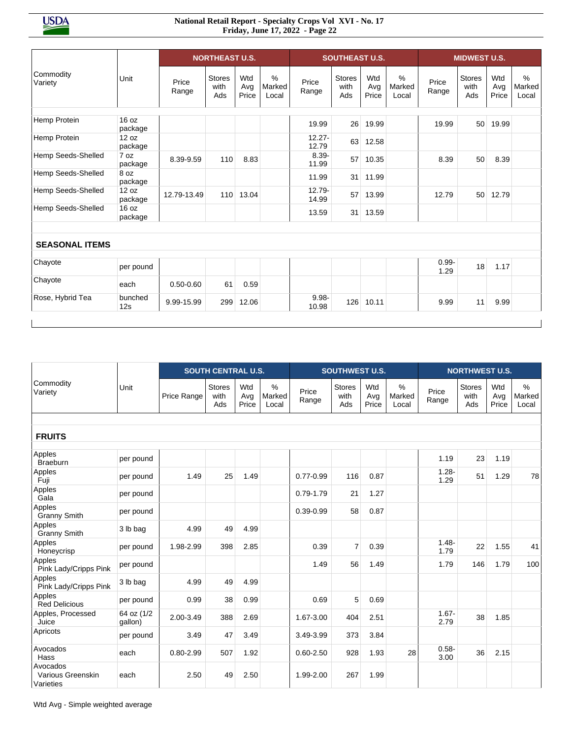| Commodity Variety | Unit | NORTHEAST U.S. | | | | SOUTHEAST U.S. | | | | MIDWEST U.S. | | | |
|---|---|---|---|---|---|---|---|---|---|---|---|---|---|
| | | Price Range | Stores with Ads | Wtd Avg Price | % Marked Local | Price Range | Stores with Ads | Wtd Avg Price | % Marked Local | Price Range | Stores with Ads | Wtd Avg Price | % Marked Local |
| Hemp Protein | 16 oz package | | | | | 19.99 | 26 | 19.99 | | 19.99 | 50 | 19.99 | |
| Hemp Protein | 12 oz package | | | | | 12.27-12.79 | 63 | 12.58 | | | | | |
| Hemp Seeds-Shelled | 7 oz package | 8.39-9.59 | 110 | 8.83 | | 8.39-11.99 | 57 | 10.35 | | 8.39 | 50 | 8.39 | |
| Hemp Seeds-Shelled | 8 oz package | | | | | 11.99 | 31 | 11.99 | | | | | |
| Hemp Seeds-Shelled | 12 oz package | 12.79-13.49 | 110 | 13.04 | | 12.79-14.99 | 57 | 13.99 | | 12.79 | 50 | 12.79 | |
| Hemp Seeds-Shelled | 16 oz package | | | | | 13.59 | 31 | 13.59 | | | | | |
| **SEASONAL ITEMS** | | | | | | | | | | | | | |
| Chayote | per pound | | | | | | | | | 0.99-1.29 | 18 | 1.17 | |
| Chayote | each | 0.50-0.60 | 61 | 0.59 | | | | | | | | | |
| Rose, Hybrid Tea | bunched 12s | 9.99-15.99 | 299 | 12.06 | | 9.98-10.98 | 126 | 10.11 | | 9.99 | 11 | 9.99 | |

| Commodity Variety | Unit | SOUTH CENTRAL U.S. | | | | SOUTHWEST U.S. | | | | NORTHWEST U.S. | | | |
|---|---|---|---|---|---|---|---|---|---|---|---|---|---|
| | | Price Range | Stores with Ads | Wtd Avg Price | % Marked Local | Price Range | Stores with Ads | Wtd Avg Price | % Marked Local | Price Range | Stores with Ads | Wtd Avg Price | % Marked Local |
| **FRUITS** | | | | | | | | | | | | | |
| Apples Braeburn | per pound | | | | | | | | | 1.19 | 23 | 1.19 | |
| Apples Fuji | per pound | 1.49 | 25 | 1.49 | | 0.77-0.99 | 116 | 0.87 | | 1.28-1.29 | 51 | 1.29 | 78 |
| Apples Gala | per pound | | | | | 0.79-1.79 | 21 | 1.27 | | | | | |
| Apples Granny Smith | per pound | | | | | 0.39-0.99 | 58 | 0.87 | | | | | |
| Apples Granny Smith | 3 lb bag | 4.99 | 49 | 4.99 | | | | | | | | | |
| Apples Honeycrisp | per pound | 1.98-2.99 | 398 | 2.85 | | 0.39 | 7 | 0.39 | | 1.48-1.79 | 22 | 1.55 | 41 |
| Apples Pink Lady/Cripps Pink | per pound | | | | | 1.49 | 56 | 1.49 | | 1.79 | 146 | 1.79 | 100 |
| Apples Pink Lady/Cripps Pink | 3 lb bag | 4.99 | 49 | 4.99 | | | | | | | | | |
| Apples Red Delicious | per pound | 0.99 | 38 | 0.99 | | 0.69 | 5 | 0.69 | | | | | |
| Apples, Processed Juice | 64 oz (1/2 gallon) | 2.00-3.49 | 388 | 2.69 | | 1.67-3.00 | 404 | 2.51 | | 1.67-2.79 | 38 | 1.85 | |
| Apricots | per pound | 3.49 | 47 | 3.49 | | 3.49-3.99 | 373 | 3.84 | | | | | |
| Avocados Hass | each | 0.80-2.99 | 507 | 1.92 | | 0.60-2.50 | 928 | 1.93 | 28 | 0.58-3.00 | 36 | 2.15 | |
| Avocados Various Greenskin Varieties | each | 2.50 | 49 | 2.50 | | 1.99-2.00 | 267 | 1.99 | | | | | |

Wtd Avg - Simple weighted average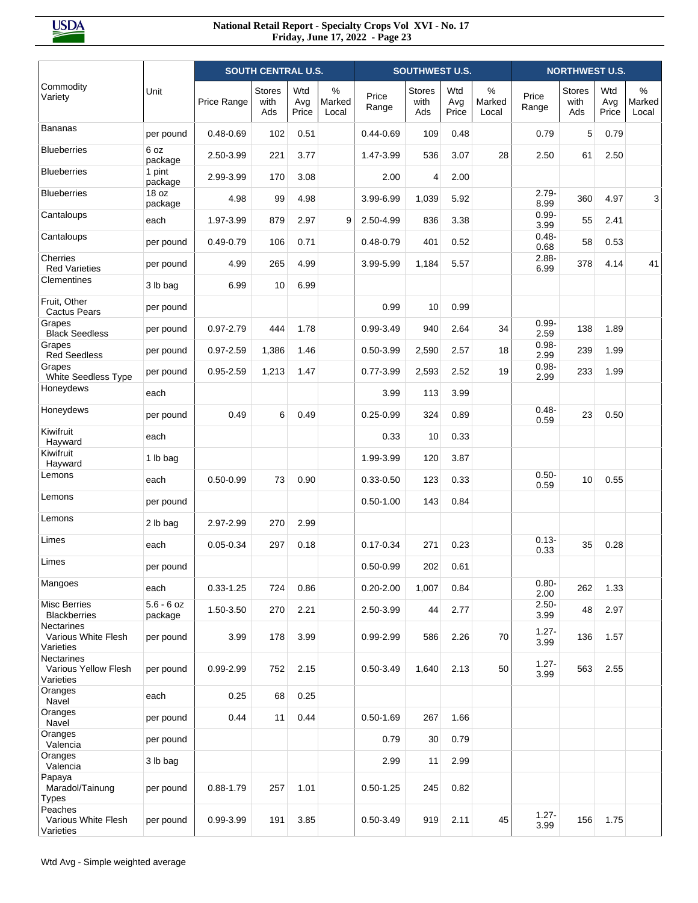| Commodity Variety | Unit | SOUTH CENTRAL U.S. | | | | SOUTHWEST U.S. | | | | NORTHWEST U.S. | | | |
|---|---|---|---|---|---|---|---|---|---|---|---|---|---|
| | | Price Range | Stores with Ads | Wtd Avg Price | % Marked Local | Price Range | Stores with Ads | Wtd Avg Price | % Marked Local | Price Range | Stores with Ads | Wtd Avg Price | % Marked Local |
| Bananas | per pound | 0.48-0.69 | 102 | 0.51 | | 0.44-0.69 | 109 | 0.48 | | 0.79 | 5 | 0.79 | |
| Blueberries | 6 oz package | 2.50-3.99 | 221 | 3.77 | | 1.47-3.99 | 536 | 3.07 | 28 | 2.50 | 61 | 2.50 | |
| Blueberries | 1 pint package | 2.99-3.99 | 170 | 3.08 | | 2.00 | 4 | 2.00 | | | | | |
| Blueberries | 18 oz package | 4.98 | 99 | 4.98 | | 3.99-6.99 | 1,039 | 5.92 | | 2.79-8.99 | 360 | 4.97 | 3 |
| Cantaloups | each | 1.97-3.99 | 879 | 2.97 | 9 | 2.50-4.99 | 836 | 3.38 | | 0.99-3.99 | 55 | 2.41 | |
| Cantaloups | per pound | 0.49-0.79 | 106 | 0.71 | | 0.48-0.79 | 401 | 0.52 | | 0.48-0.68 | 58 | 0.53 | |
| Cherries Red Varieties | per pound | 4.99 | 265 | 4.99 | | 3.99-5.99 | 1,184 | 5.57 | | 2.88-6.99 | 378 | 4.14 | 41 |
| Clementines | 3 lb bag | 6.99 | 10 | 6.99 | | | | | | | | | |
| Fruit, Other Cactus Pears | per pound | | | | | 0.99 | 10 | 0.99 | | | | | |
| Grapes Black Seedless | per pound | 0.97-2.79 | 444 | 1.78 | | 0.99-3.49 | 940 | 2.64 | 34 | 0.99-2.59 | 138 | 1.89 | |
| Grapes Red Seedless | per pound | 0.97-2.59 | 1,386 | 1.46 | | 0.50-3.99 | 2,590 | 2.57 | 18 | 0.98-2.99 | 239 | 1.99 | |
| Grapes White Seedless Type | per pound | 0.95-2.59 | 1,213 | 1.47 | | 0.77-3.99 | 2,593 | 2.52 | 19 | 0.98-2.99 | 233 | 1.99 | |
| Honeydews | each | | | | | 3.99 | 113 | 3.99 | | | | | |
| Honeydews | per pound | 0.49 | 6 | 0.49 | | 0.25-0.99 | 324 | 0.89 | | 0.48-0.59 | 23 | 0.50 | |
| Kiwifruit Hayward | each | | | | | 0.33 | 10 | 0.33 | | | | | |
| Kiwifruit Hayward | 1 lb bag | | | | | 1.99-3.99 | 120 | 3.87 | | | | | |
| Lemons | each | 0.50-0.99 | 73 | 0.90 | | 0.33-0.50 | 123 | 0.33 | | 0.50-0.59 | 10 | 0.55 | |
| Lemons | per pound | | | | | 0.50-1.00 | 143 | 0.84 | | | | | |
| Lemons | 2 lb bag | 2.97-2.99 | 270 | 2.99 | | | | | | | | | |
| Limes | each | 0.05-0.34 | 297 | 0.18 | | 0.17-0.34 | 271 | 0.23 | | 0.13-0.33 | 35 | 0.28 | |
| Limes | per pound | | | | | 0.50-0.99 | 202 | 0.61 | | | | | |
| Mangoes | each | 0.33-1.25 | 724 | 0.86 | | 0.20-2.00 | 1,007 | 0.84 | | 0.80-2.00 | 262 | 1.33 | |
| Misc Berries Blackberries | 5.6 - 6 oz package | 1.50-3.50 | 270 | 2.21 | | 2.50-3.99 | 44 | 2.77 | | 2.50-3.99 | 48 | 2.97 | |
| Nectarines Various White Flesh Varieties | per pound | 3.99 | 178 | 3.99 | | 0.99-2.99 | 586 | 2.26 | 70 | 1.27-3.99 | 136 | 1.57 | |
| Nectarines Various Yellow Flesh Varieties | per pound | 0.99-2.99 | 752 | 2.15 | | 0.50-3.49 | 1,640 | 2.13 | 50 | 1.27-3.99 | 563 | 2.55 | |
| Oranges Navel | each | 0.25 | 68 | 0.25 | | | | | | | | | |
| Oranges Navel | per pound | 0.44 | 11 | 0.44 | | 0.50-1.69 | 267 | 1.66 | | | | | |
| Oranges Valencia | per pound | | | | | 0.79 | 30 | 0.79 | | | | | |
| Oranges Valencia | 3 lb bag | | | | | 2.99 | 11 | 2.99 | | | | | |
| Papaya Maradol/Tainung Types | per pound | 0.88-1.79 | 257 | 1.01 | | 0.50-1.25 | 245 | 0.82 | | | | | |
| Peaches Various White Flesh Varieties | per pound | 0.99-3.99 | 191 | 3.85 | | 0.50-3.49 | 919 | 2.11 | 45 | 1.27-3.99 | 156 | 1.75 | |

Wtd Avg - Simple weighted average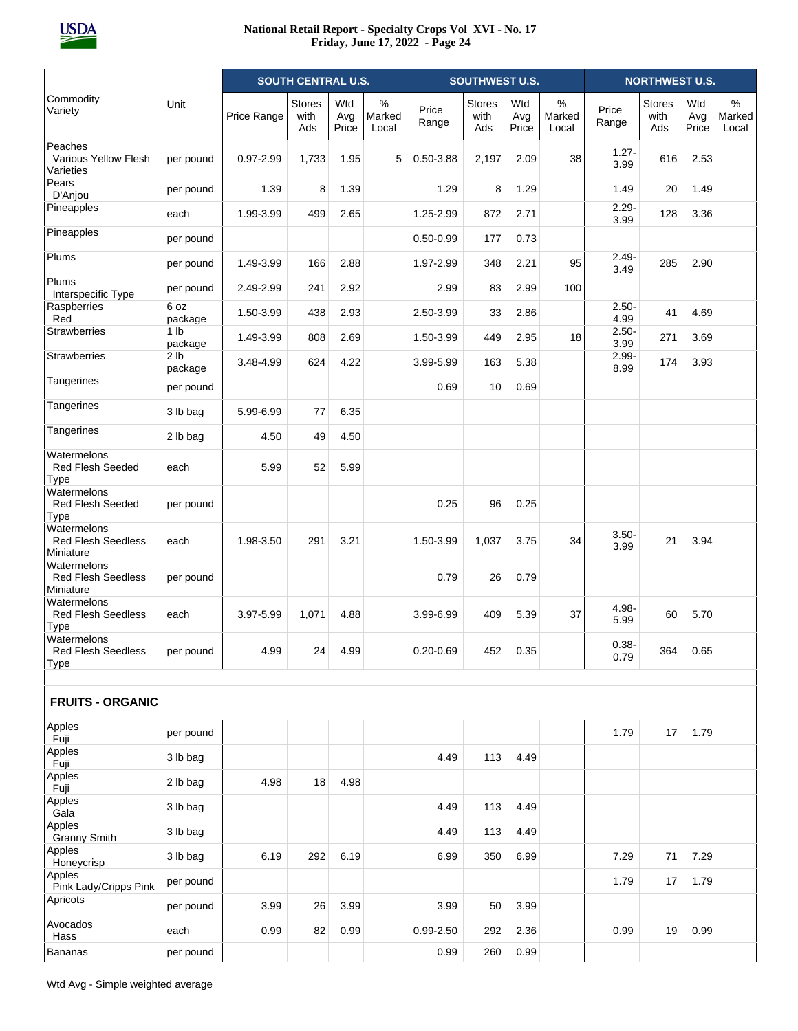| Commodity Variety | Unit | SOUTH CENTRAL U.S. | | | | SOUTHWEST U.S. | | | | NORTHWEST U.S. | | | |
|---|---|---|---|---|---|---|---|---|---|---|---|---|---|
| | | Price Range | Stores with Ads | Wtd Avg Price | % Marked Local | Price Range | Stores with Ads | Wtd Avg Price | % Marked Local | Price Range | Stores with Ads | Wtd Avg Price | % Marked Local |
| Peaches Various Yellow Flesh Varieties | per pound | 0.97-2.99 | 1,733 | 1.95 | 5 | 0.50-3.88 | 2,197 | 2.09 | 38 | 1.27-3.99 | 616 | 2.53 | |
| Pears D'Anjou | per pound | 1.39 | 8 | 1.39 | | 1.29 | 8 | 1.29 | | 1.49 | 20 | 1.49 | |
| Pineapples | each | 1.99-3.99 | 499 | 2.65 | | 1.25-2.99 | 872 | 2.71 | | 2.29-3.99 | 128 | 3.36 | |
| Pineapples | per pound | | | | | 0.50-0.99 | 177 | 0.73 | | | | | |
| Plums | per pound | 1.49-3.99 | 166 | 2.88 | | 1.97-2.99 | 348 | 2.21 | 95 | 2.49-3.49 | 285 | 2.90 | |
| Plums Interspecific Type | per pound | 2.49-2.99 | 241 | 2.92 | | 2.99 | 83 | 2.99 | 100 | | | | |
| Raspberries Red | 6 oz package | 1.50-3.99 | 438 | 2.93 | | 2.50-3.99 | 33 | 2.86 | | 2.50-4.99 | 41 | 4.69 | |
| Strawberries | 1 lb package | 1.49-3.99 | 808 | 2.69 | | 1.50-3.99 | 449 | 2.95 | 18 | 2.50-3.99 | 271 | 3.69 | |
| Strawberries | 2 lb package | 3.48-4.99 | 624 | 4.22 | | 3.99-5.99 | 163 | 5.38 | | 2.99-8.99 | 174 | 3.93 | |
| Tangerines | per pound | | | | | 0.69 | 10 | 0.69 | | | | | |
| Tangerines | 3 lb bag | 5.99-6.99 | 77 | 6.35 | | | | | | | | | |
| Tangerines | 2 lb bag | 4.50 | 49 | 4.50 | | | | | | | | | |
| Watermelons Red Flesh Seeded Type | each | 5.99 | 52 | 5.99 | | | | | | | | | |
| Watermelons Red Flesh Seeded Type | per pound | | | | | 0.25 | 96 | 0.25 | | | | | |
| Watermelons Red Flesh Seedless Miniature | each | 1.98-3.50 | 291 | 3.21 | | 1.50-3.99 | 1,037 | 3.75 | 34 | 3.50-3.99 | 21 | 3.94 | |
| Watermelons Red Flesh Seedless Miniature | per pound | | | | | 0.79 | 26 | 0.79 | | | | | |
| Watermelons Red Flesh Seedless Type | each | 3.97-5.99 | 1,071 | 4.88 | | 3.99-6.99 | 409 | 5.39 | 37 | 4.98-5.99 | 60 | 5.70 | |
| Watermelons Red Flesh Seedless Type | per pound | 4.99 | 24 | 4.99 | | 0.20-0.69 | 452 | 0.35 | | 0.38-0.79 | 364 | 0.65 | |
| **FRUITS - ORGANIC** | | | | | | | | | | | | | |
| Apples Fuji | per pound | | | | | | | | | 1.79 | 17 | 1.79 | |
| Apples Fuji | 3 lb bag | | | | | 4.49 | 113 | 4.49 | | | | | |
| Apples Fuji | 2 lb bag | 4.98 | 18 | 4.98 | | | | | | | | | |
| Apples Gala | 3 lb bag | | | | | 4.49 | 113 | 4.49 | | | | | |
| Apples Granny Smith | 3 lb bag | | | | | 4.49 | 113 | 4.49 | | | | | |
| Apples Honeycrisp | 3 lb bag | 6.19 | 292 | 6.19 | | 6.99 | 350 | 6.99 | | 7.29 | 71 | 7.29 | |
| Apples Pink Lady/Cripps Pink | per pound | | | | | | | | | 1.79 | 17 | 1.79 | |
| Apricots | per pound | 3.99 | 26 | 3.99 | | 3.99 | 50 | 3.99 | | | | | |
| Avocados Hass | each | 0.99 | 82 | 0.99 | | 0.99-2.50 | 292 | 2.36 | | 0.99 | 19 | 0.99 | |
| Bananas | per pound | | | | | 0.99 | 260 | 0.99 | | | | | |

Wtd Avg - Simple weighted average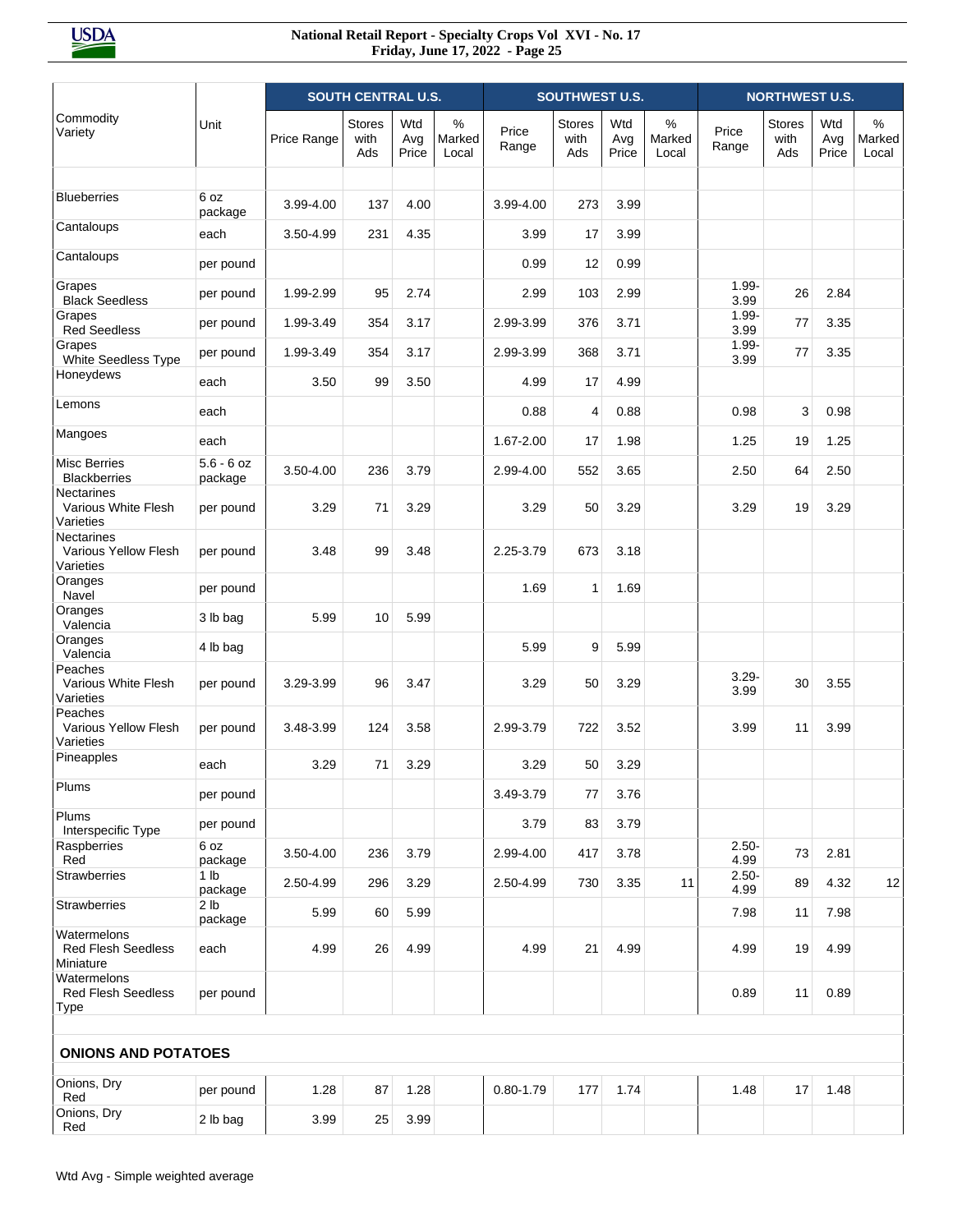| Commodity Variety | Unit | SOUTH CENTRAL U.S. | | | | SOUTHWEST U.S. | | | | NORTHWEST U.S. | | | |
|---|---|---|---|---|---|---|---|---|---|---|---|---|---|
| | | Price Range | Stores with Ads | Wtd Avg Price | % Marked Local | Price Range | Stores with Ads | Wtd Avg Price | % Marked Local | Price Range | Stores with Ads | Wtd Avg Price | % Marked Local |
| Blueberries | 6 oz package | 3.99-4.00 | 137 | 4.00 | | 3.99-4.00 | 273 | 3.99 | | | | | |
| Cantaloups | each | 3.50-4.99 | 231 | 4.35 | | 3.99 | 17 | 3.99 | | | | | |
| Cantaloups | per pound | | | | | 0.99 | 12 | 0.99 | | | | | |
| Grapes Black Seedless | per pound | 1.99-2.99 | 95 | 2.74 | | 2.99 | 103 | 2.99 | | 1.99-3.99 | 26 | 2.84 | |
| Grapes Red Seedless | per pound | 1.99-3.49 | 354 | 3.17 | | 2.99-3.99 | 376 | 3.71 | | 1.99-3.99 | 77 | 3.35 | |
| Grapes White Seedless Type | per pound | 1.99-3.49 | 354 | 3.17 | | 2.99-3.99 | 368 | 3.71 | | 1.99-3.99 | 77 | 3.35 | |
| Honeydews | each | 3.50 | 99 | 3.50 | | 4.99 | 17 | 4.99 | | | | | |
| Lemons | each | | | | | 0.88 | 4 | 0.88 | | 0.98 | 3 | 0.98 | |
| Mangoes | each | | | | | 1.67-2.00 | 17 | 1.98 | | 1.25 | 19 | 1.25 | |
| Misc Berries Blackberries | 5.6 - 6 oz package | 3.50-4.00 | 236 | 3.79 | | 2.99-4.00 | 552 | 3.65 | | 2.50 | 64 | 2.50 | |
| Nectarines Various White Flesh Varieties | per pound | 3.29 | 71 | 3.29 | | 3.29 | 50 | 3.29 | | 3.29 | 19 | 3.29 | |
| Nectarines Various Yellow Flesh Varieties | per pound | 3.48 | 99 | 3.48 | | 2.25-3.79 | 673 | 3.18 | | | | | |
| Oranges Navel | per pound | | | | | 1.69 | 1 | 1.69 | | | | | |
| Oranges Valencia | 3 lb bag | 5.99 | 10 | 5.99 | | | | | | | | | |
| Oranges Valencia | 4 lb bag | | | | | 5.99 | 9 | 5.99 | | | | | |
| Peaches Various White Flesh Varieties | per pound | 3.29-3.99 | 96 | 3.47 | | 3.29 | 50 | 3.29 | | 3.29-3.99 | 30 | 3.55 | |
| Peaches Various Yellow Flesh Varieties | per pound | 3.48-3.99 | 124 | 3.58 | | 2.99-3.79 | 722 | 3.52 | | 3.99 | 11 | 3.99 | |
| Pineapples | each | 3.29 | 71 | 3.29 | | 3.29 | 50 | 3.29 | | | | | |
| Plums | per pound | | | | | 3.49-3.79 | 77 | 3.76 | | | | | |
| Plums Interspecific Type | per pound | | | | | 3.79 | 83 | 3.79 | | | | | |
| Raspberries Red | 6 oz package | 3.50-4.00 | 236 | 3.79 | | 2.99-4.00 | 417 | 3.78 | | 2.50-4.99 | 73 | 2.81 | |
| Strawberries | 1 lb package | 2.50-4.99 | 296 | 3.29 | | 2.50-4.99 | 730 | 3.35 | 11 | 2.50-4.99 | 89 | 4.32 | 12 |
| Strawberries | 2 lb package | 5.99 | 60 | 5.99 | | | | | | 7.98 | 11 | 7.98 | |
| Watermelons Red Flesh Seedless Miniature | each | 4.99 | 26 | 4.99 | | 4.99 | 21 | 4.99 | | 4.99 | 19 | 4.99 | |
| Watermelons Red Flesh Seedless Type | per pound | | | | | | | | | 0.89 | 11 | 0.89 | |
| **ONIONS AND POTATOES** | | | | | | | | | | | | | |
| Onions, Dry Red | per pound | 1.28 | 87 | 1.28 | | 0.80-1.79 | 177 | 1.74 | | 1.48 | 17 | 1.48 | |
| Onions, Dry Red | 2 lb bag | 3.99 | 25 | 3.99 | | | | | | | | | |

Wtd Avg - Simple weighted average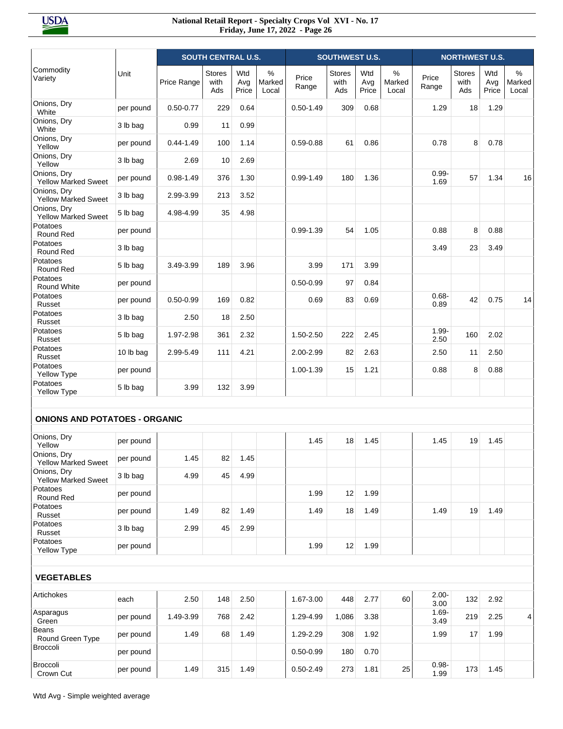| Commodity Variety | Unit | SOUTH CENTRAL U.S. | | | | SOUTHWEST U.S. | | | | NORTHWEST U.S. | | | |
|---|---|---|---|---|---|---|---|---|---|---|---|---|---|
| | | Price Range | Stores with Ads | Wtd Avg Price | % Marked Local | Price Range | Stores with Ads | Wtd Avg Price | % Marked Local | Price Range | Stores with Ads | Wtd Avg Price | % Marked Local |
| Onions, Dry White | per pound | 0.50-0.77 | 229 | 0.64 | | 0.50-1.49 | 309 | 0.68 | | 1.29 | 18 | 1.29 | |
| Onions, Dry White | 3 lb bag | 0.99 | 11 | 0.99 | | | | | | | | | |
| Onions, Dry Yellow | per pound | 0.44-1.49 | 100 | 1.14 | | 0.59-0.88 | 61 | 0.86 | | 0.78 | 8 | 0.78 | |
| Onions, Dry Yellow | 3 lb bag | 2.69 | 10 | 2.69 | | | | | | | | | |
| Onions, Dry Yellow Marked Sweet | per pound | 0.98-1.49 | 376 | 1.30 | | 0.99-1.49 | 180 | 1.36 | | 0.99-1.69 | 57 | 1.34 | 16 |
| Onions, Dry Yellow Marked Sweet | 3 lb bag | 2.99-3.99 | 213 | 3.52 | | | | | | | | | |
| Onions, Dry Yellow Marked Sweet | 5 lb bag | 4.98-4.99 | 35 | 4.98 | | | | | | | | | |
| Potatoes Round Red | per pound | | | | | 0.99-1.39 | 54 | 1.05 | | 0.88 | 8 | 0.88 | |
| Potatoes Round Red | 3 lb bag | | | | | | | | | 3.49 | 23 | 3.49 | |
| Potatoes Round Red | 5 lb bag | 3.49-3.99 | 189 | 3.96 | | 3.99 | 171 | 3.99 | | | | | |
| Potatoes Round White | per pound | | | | | 0.50-0.99 | 97 | 0.84 | | | | | |
| Potatoes Russet | per pound | 0.50-0.99 | 169 | 0.82 | | 0.69 | 83 | 0.69 | | 0.68-0.89 | 42 | 0.75 | 14 |
| Potatoes Russet | 3 lb bag | 2.50 | 18 | 2.50 | | | | | | | | | |
| Potatoes Russet | 5 lb bag | 1.97-2.98 | 361 | 2.32 | | 1.50-2.50 | 222 | 2.45 | | 1.99-2.50 | 160 | 2.02 | |
| Potatoes Russet | 10 lb bag | 2.99-5.49 | 111 | 4.21 | | 2.00-2.99 | 82 | 2.63 | | 2.50 | 11 | 2.50 | |
| Potatoes Yellow Type | per pound | | | | | 1.00-1.39 | 15 | 1.21 | | 0.88 | 8 | 0.88 | |
| Potatoes Yellow Type | 5 lb bag | 3.99 | 132 | 3.99 | | | | | | | | | |
| **ONIONS AND POTATOES - ORGANIC** | | | | | | | | | | | | | |
| Onions, Dry Yellow | per pound | | | | | 1.45 | 18 | 1.45 | | 1.45 | 19 | 1.45 | |
| Onions, Dry Yellow Marked Sweet | per pound | 1.45 | 82 | 1.45 | | | | | | | | | |
| Onions, Dry Yellow Marked Sweet | 3 lb bag | 4.99 | 45 | 4.99 | | | | | | | | | |
| Potatoes Round Red | per pound | | | | | 1.99 | 12 | 1.99 | | | | | |
| Potatoes Russet | per pound | 1.49 | 82 | 1.49 | | 1.49 | 18 | 1.49 | | 1.49 | 19 | 1.49 | |
| Potatoes Russet | 3 lb bag | 2.99 | 45 | 2.99 | | | | | | | | | |
| Potatoes Yellow Type | per pound | | | | | 1.99 | 12 | 1.99 | | | | | |
| **VEGETABLES** | | | | | | | | | | | | | |
| Artichokes | each | 2.50 | 148 | 2.50 | | 1.67-3.00 | 448 | 2.77 | 60 | 2.00-3.00 | 132 | 2.92 | |
| Asparagus Green | per pound | 1.49-3.99 | 768 | 2.42 | | 1.29-4.99 | 1,086 | 3.38 | | 1.69-3.49 | 219 | 2.25 | 4 |
| Beans Round Green Type | per pound | 1.49 | 68 | 1.49 | | 1.29-2.29 | 308 | 1.92 | | 1.99 | 17 | 1.99 | |
| Broccoli | per pound | | | | | 0.50-0.99 | 180 | 0.70 | | | | | |
| Broccoli Crown Cut | per pound | 1.49 | 315 | 1.49 | | 0.50-2.49 | 273 | 1.81 | 25 | 0.98-1.99 | 173 | 1.45 | |

Wtd Avg - Simple weighted average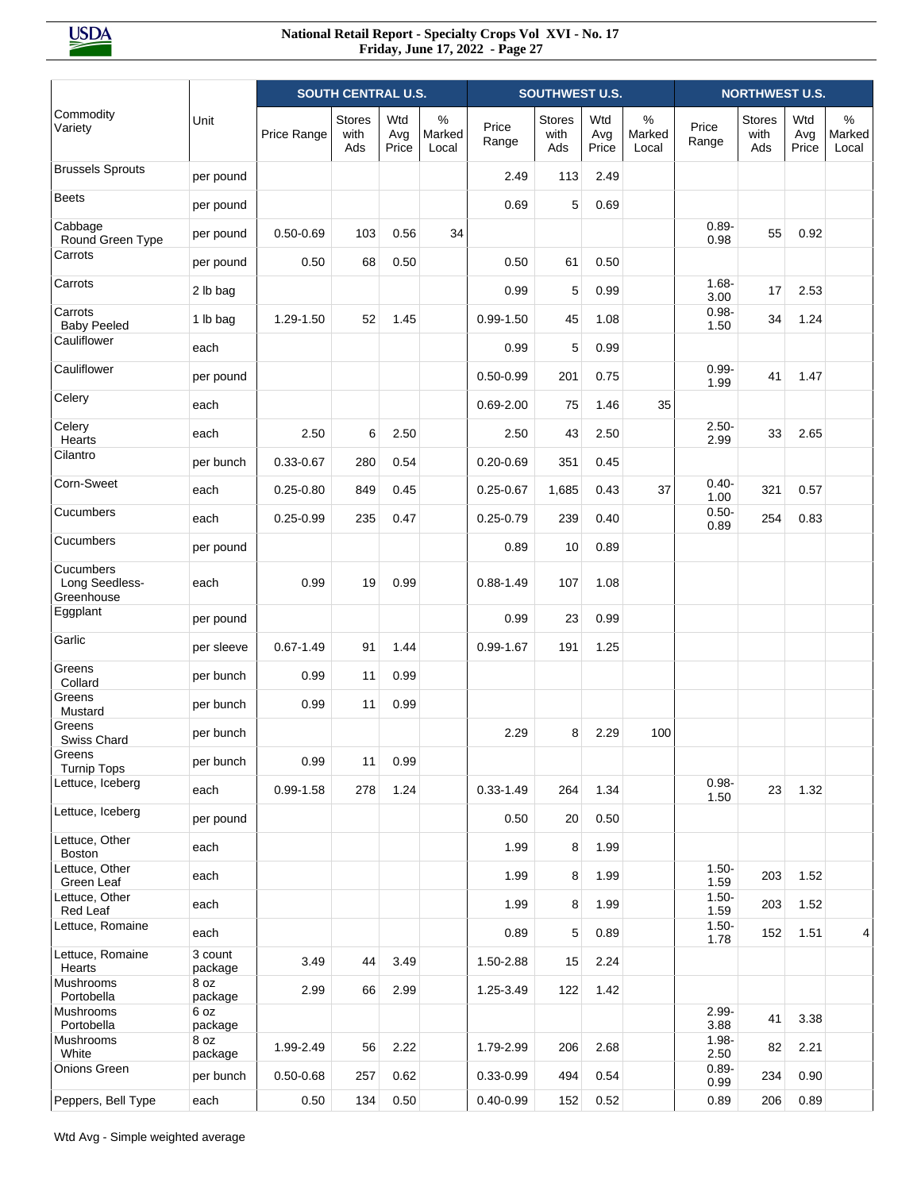| Commodity Variety | Unit | SOUTH CENTRAL U.S. | | | | SOUTHWEST U.S. | | | | NORTHWEST U.S. | | | |
|---|---|---|---|---|---|---|---|---|---|---|---|---|---|
| | | Price Range | Stores with Ads | Wtd Avg Price | % Marked Local | Price Range | Stores with Ads | Wtd Avg Price | % Marked Local | Price Range | Stores with Ads | Wtd Avg Price | % Marked Local |
| Brussels Sprouts | per pound | | | | | 2.49 | 113 | 2.49 | | | | | |
| Beets | per pound | | | | | 0.69 | 5 | 0.69 | | | | | |
| Cabbage Round Green Type | per pound | 0.50-0.69 | 103 | 0.56 | 34 | | | | | 0.89-0.98 | 55 | 0.92 | |
| Carrots | per pound | 0.50 | 68 | 0.50 | | 0.50 | 61 | 0.50 | | | | | |
| Carrots | 2 lb bag | | | | | 0.99 | 5 | 0.99 | | 1.68-3.00 | 17 | 2.53 | |
| Carrots Baby Peeled | 1 lb bag | 1.29-1.50 | 52 | 1.45 | | 0.99-1.50 | 45 | 1.08 | | 0.98-1.50 | 34 | 1.24 | |
| Cauliflower | each | | | | | 0.99 | 5 | 0.99 | | | | | |
| Cauliflower | per pound | | | | | 0.50-0.99 | 201 | 0.75 | | 0.99-1.99 | 41 | 1.47 | |
| Celery | each | | | | | 0.69-2.00 | 75 | 1.46 | 35 | | | | |
| Celery Hearts | each | 2.50 | 6 | 2.50 | | 2.50 | 43 | 2.50 | | 2.50-2.99 | 33 | 2.65 | |
| Cilantro | per bunch | 0.33-0.67 | 280 | 0.54 | | 0.20-0.69 | 351 | 0.45 | | | | | |
| Corn-Sweet | each | 0.25-0.80 | 849 | 0.45 | | 0.25-0.67 | 1,685 | 0.43 | 37 | 0.40-1.00 | 321 | 0.57 | |
| Cucumbers | each | 0.25-0.99 | 235 | 0.47 | | 0.25-0.79 | 239 | 0.40 | | 0.50-0.89 | 254 | 0.83 | |
| Cucumbers | per pound | | | | | 0.89 | 10 | 0.89 | | | | | |
| Cucumbers Long Seedless-Greenhouse | each | 0.99 | 19 | 0.99 | | 0.88-1.49 | 107 | 1.08 | | | | | |
| Eggplant | per pound | | | | | 0.99 | 23 | 0.99 | | | | | |
| Garlic | per sleeve | 0.67-1.49 | 91 | 1.44 | | 0.99-1.67 | 191 | 1.25 | | | | | |
| Greens Collard | per bunch | 0.99 | 11 | 0.99 | | | | | | | | | |
| Greens Mustard | per bunch | 0.99 | 11 | 0.99 | | | | | | | | | |
| Greens Swiss Chard | per bunch | | | | | 2.29 | 8 | 2.29 | 100 | | | | |
| Greens Turnip Tops | per bunch | 0.99 | 11 | 0.99 | | | | | | | | | |
| Lettuce, Iceberg | each | 0.99-1.58 | 278 | 1.24 | | 0.33-1.49 | 264 | 1.34 | | 0.98-1.50 | 23 | 1.32 | |
| Lettuce, Iceberg | per pound | | | | | 0.50 | 20 | 0.50 | | | | | |
| Lettuce, Other Boston | each | | | | | 1.99 | 8 | 1.99 | | | | | |
| Lettuce, Other Green Leaf | each | | | | | 1.99 | 8 | 1.99 | | 1.50-1.59 | 203 | 1.52 | |
| Lettuce, Other Red Leaf | each | | | | | 1.99 | 8 | 1.99 | | 1.50-1.59 | 203 | 1.52 | |
| Lettuce, Romaine | each | | | | | 0.89 | 5 | 0.89 | | 1.50-1.78 | 152 | 1.51 | 4 |
| Lettuce, Romaine Hearts | 3 count package | 3.49 | 44 | 3.49 | | 1.50-2.88 | 15 | 2.24 | | | | | |
| Mushrooms Portobella | 8 oz package | 2.99 | 66 | 2.99 | | 1.25-3.49 | 122 | 1.42 | | | | | |
| Mushrooms Portobella | 6 oz package | | | | | | | | | 2.99-3.88 | 41 | 3.38 | |
| Mushrooms White | 8 oz package | 1.99-2.49 | 56 | 2.22 | | 1.79-2.99 | 206 | 2.68 | | 1.98-2.50 | 82 | 2.21 | |
| Onions Green | per bunch | 0.50-0.68 | 257 | 0.62 | | 0.33-0.99 | 494 | 0.54 | | 0.89-0.99 | 234 | 0.90 | |
| Peppers, Bell Type | each | 0.50 | 134 | 0.50 | | 0.40-0.99 | 152 | 0.52 | | 0.89 | 206 | 0.89 | |

Wtd Avg - Simple weighted average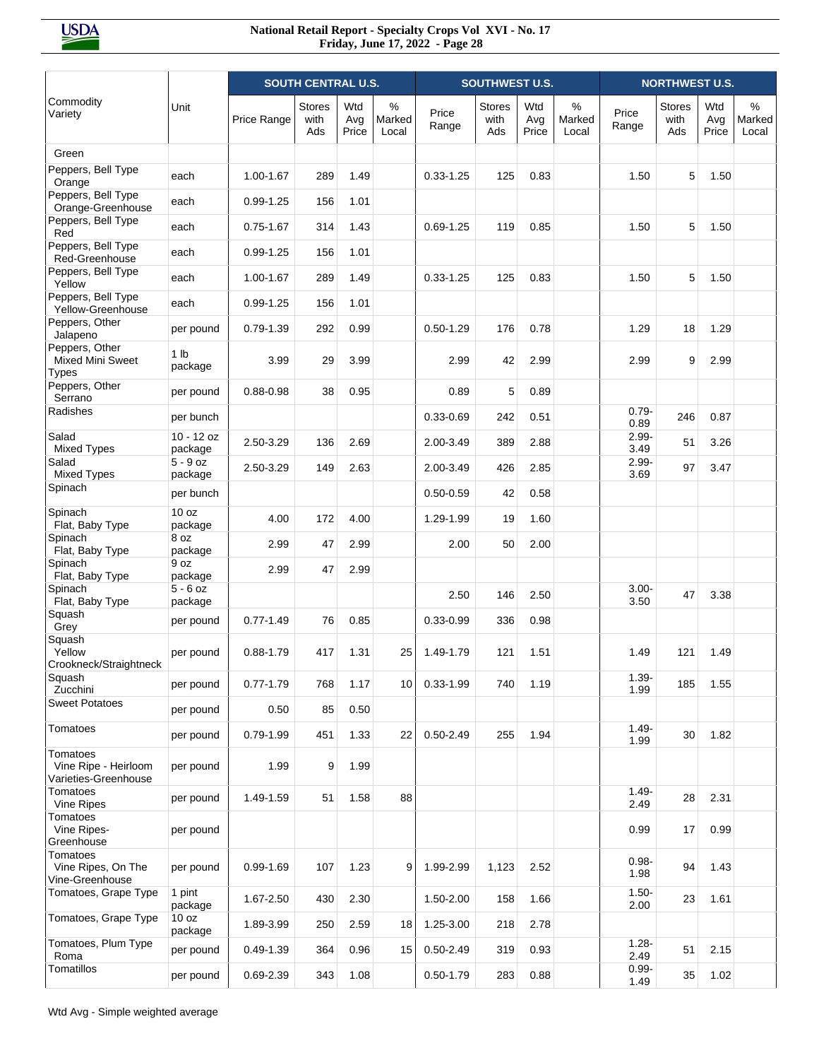| Commodity Variety | Unit | SOUTH CENTRAL U.S. | | | | SOUTHWEST U.S. | | | | NORTHWEST U.S. | | | |
|---|---|---|---|---|---|---|---|---|---|---|---|---|---|
| | | Price Range | Stores with Ads | Wtd Avg Price | % Marked Local | Price Range | Stores with Ads | Wtd Avg Price | % Marked Local | Price Range | Stores with Ads | Wtd Avg Price | % Marked Local |
| Green | | | | | | | | | | | | | |
| Peppers, Bell Type Orange | each | 1.00-1.67 | 289 | 1.49 | | 0.33-1.25 | 125 | 0.83 | | 1.50 | 5 | 1.50 | |
| Peppers, Bell Type Orange-Greenhouse | each | 0.99-1.25 | 156 | 1.01 | | | | | | | | | |
| Peppers, Bell Type Red | each | 0.75-1.67 | 314 | 1.43 | | 0.69-1.25 | 119 | 0.85 | | 1.50 | 5 | 1.50 | |
| Peppers, Bell Type Red-Greenhouse | each | 0.99-1.25 | 156 | 1.01 | | | | | | | | | |
| Peppers, Bell Type Yellow | each | 1.00-1.67 | 289 | 1.49 | | 0.33-1.25 | 125 | 0.83 | | 1.50 | 5 | 1.50 | |
| Peppers, Bell Type Yellow-Greenhouse | each | 0.99-1.25 | 156 | 1.01 | | | | | | | | | |
| Peppers, Other Jalapeno | per pound | 0.79-1.39 | 292 | 0.99 | | 0.50-1.29 | 176 | 0.78 | | 1.29 | 18 | 1.29 | |
| Peppers, Other Mixed Mini Sweet Types | 1 lb package | 3.99 | 29 | 3.99 | | 2.99 | 42 | 2.99 | | 2.99 | 9 | 2.99 | |
| Peppers, Other Serrano | per pound | 0.88-0.98 | 38 | 0.95 | | 0.89 | 5 | 0.89 | | | | | |
| Radishes | per bunch | | | | | 0.33-0.69 | 242 | 0.51 | | 0.79-0.89 | 246 | 0.87 | |
| Salad Mixed Types | 10 - 12 oz package | 2.50-3.29 | 136 | 2.69 | | 2.00-3.49 | 389 | 2.88 | | 2.99-3.49 | 51 | 3.26 | |
| Salad Mixed Types | 5 - 9 oz package | 2.50-3.29 | 149 | 2.63 | | 2.00-3.49 | 426 | 2.85 | | 2.99-3.69 | 97 | 3.47 | |
| Spinach | per bunch | | | | | 0.50-0.59 | 42 | 0.58 | | | | | |
| Spinach Flat, Baby Type | 10 oz package | 4.00 | 172 | 4.00 | | 1.29-1.99 | 19 | 1.60 | | | | | |
| Spinach Flat, Baby Type | 8 oz package | 2.99 | 47 | 2.99 | | 2.00 | 50 | 2.00 | | | | | |
| Spinach Flat, Baby Type | 9 oz package | 2.99 | 47 | 2.99 | | | | | | | | | |
| Spinach Flat, Baby Type | 5 - 6 oz package | | | | | 2.50 | 146 | 2.50 | | 3.00-3.50 | 47 | 3.38 | |
| Squash Grey | per pound | 0.77-1.49 | 76 | 0.85 | | 0.33-0.99 | 336 | 0.98 | | | | | |
| Squash Yellow Crookneck/Straightneck | per pound | 0.88-1.79 | 417 | 1.31 | 25 | 1.49-1.79 | 121 | 1.51 | | 1.49 | 121 | 1.49 | |
| Squash Zucchini | per pound | 0.77-1.79 | 768 | 1.17 | 10 | 0.33-1.99 | 740 | 1.19 | | 1.39-1.99 | 185 | 1.55 | |
| Sweet Potatoes | per pound | 0.50 | 85 | 0.50 | | | | | | | | | |
| Tomatoes | per pound | 0.79-1.99 | 451 | 1.33 | 22 | 0.50-2.49 | 255 | 1.94 | | 1.49-1.99 | 30 | 1.82 | |
| Tomatoes Vine Ripe - Heirloom Varieties-Greenhouse | per pound | 1.99 | 9 | 1.99 | | | | | | | | | |
| Tomatoes Vine Ripes | per pound | 1.49-1.59 | 51 | 1.58 | 88 | | | | | 1.49-2.49 | 28 | 2.31 | |
| Tomatoes Vine Ripes-Greenhouse | per pound | | | | | | | | | 0.99 | 17 | 0.99 | |
| Tomatoes Vine Ripes, On The Vine-Greenhouse | per pound | 0.99-1.69 | 107 | 1.23 | 9 | 1.99-2.99 | 1,123 | 2.52 | | 0.98-1.98 | 94 | 1.43 | |
| Tomatoes, Grape Type | 1 pint package | 1.67-2.50 | 430 | 2.30 | | 1.50-2.00 | 158 | 1.66 | | 1.50-2.00 | 23 | 1.61 | |
| Tomatoes, Grape Type | 10 oz package | 1.89-3.99 | 250 | 2.59 | 18 | 1.25-3.00 | 218 | 2.78 | | | | | |
| Tomatoes, Plum Type Roma | per pound | 0.49-1.39 | 364 | 0.96 | 15 | 0.50-2.49 | 319 | 0.93 | | 1.28-2.49 | 51 | 2.15 | |
| Tomatillos | per pound | 0.69-2.39 | 343 | 1.08 | | 0.50-1.79 | 283 | 0.88 | | 0.99-1.49 | 35 | 1.02 | |

Wtd Avg - Simple weighted average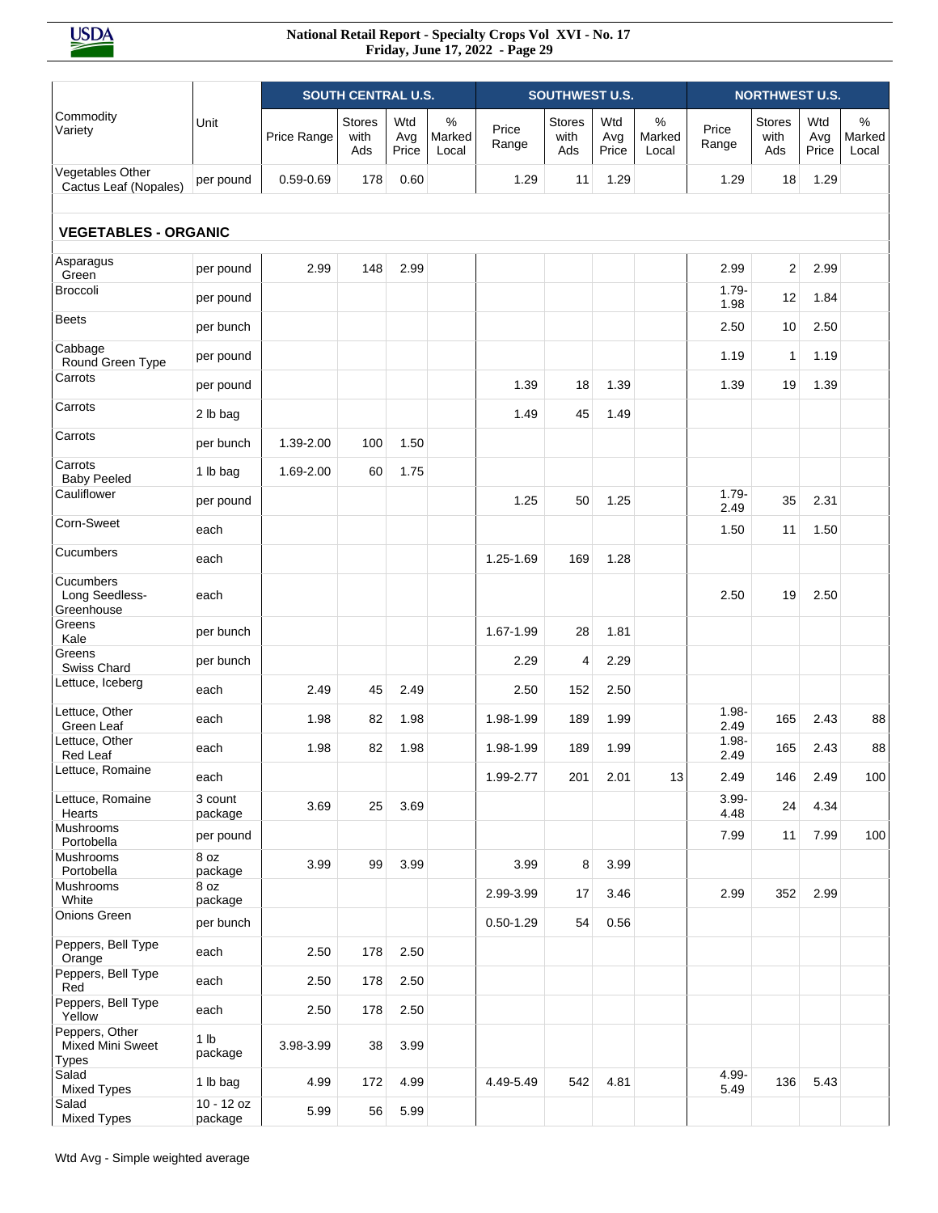| Commodity Variety | Unit | SOUTH CENTRAL U.S. | | | | SOUTHWEST U.S. | | | | NORTHWEST U.S. | | | |
|---|---|---|---|---|---|---|---|---|---|---|---|---|---|
| | | Price Range | Stores with Ads | Wtd Avg Price | % Marked Local | Price Range | Stores with Ads | Wtd Avg Price | % Marked Local | Price Range | Stores with Ads | Wtd Avg Price | % Marked Local |
| Vegetables Other Cactus Leaf (Nopales) | per pound | 0.59-0.69 | 178 | 0.60 | | 1.29 | 11 | 1.29 | | 1.29 | 18 | 1.29 | |
| **VEGETABLES - ORGANIC** | | | | | | | | | | | | | |
| Asparagus Green | per pound | 2.99 | 148 | 2.99 | | | | | | 2.99 | 2 | 2.99 | |
| Broccoli | per pound | | | | | | | | | 1.79-1.98 | 12 | 1.84 | |
| Beets | per bunch | | | | | | | | | 2.50 | 10 | 2.50 | |
| Cabbage Round Green Type | per pound | | | | | | | | | 1.19 | 1 | 1.19 | |
| Carrots | per pound | | | | | 1.39 | 18 | 1.39 | | 1.39 | 19 | 1.39 | |
| Carrots | 2 lb bag | | | | | 1.49 | 45 | 1.49 | | | | | |
| Carrots | per bunch | 1.39-2.00 | 100 | 1.50 | | | | | | | | | |
| Carrots Baby Peeled | 1 lb bag | 1.69-2.00 | 60 | 1.75 | | | | | | | | | |
| Cauliflower | per pound | | | | | 1.25 | 50 | 1.25 | | 1.79-2.49 | 35 | 2.31 | |
| Corn-Sweet | each | | | | | | | | | 1.50 | 11 | 1.50 | |
| Cucumbers | each | | | | | 1.25-1.69 | 169 | 1.28 | | | | | |
| Cucumbers Long Seedless-Greenhouse | each | | | | | | | | | 2.50 | 19 | 2.50 | |
| Greens Kale | per bunch | | | | | 1.67-1.99 | 28 | 1.81 | | | | | |
| Greens Swiss Chard | per bunch | | | | | 2.29 | 4 | 2.29 | | | | | |
| Lettuce, Iceberg | each | 2.49 | 45 | 2.49 | | 2.50 | 152 | 2.50 | | | | | |
| Lettuce, Other Green Leaf | each | 1.98 | 82 | 1.98 | | 1.98-1.99 | 189 | 1.99 | | 1.98-2.49 | 165 | 2.43 | 88 |
| Lettuce, Other Red Leaf | each | 1.98 | 82 | 1.98 | | 1.98-1.99 | 189 | 1.99 | | 1.98-2.49 | 165 | 2.43 | 88 |
| Lettuce, Romaine | each | | | | | 1.99-2.77 | 201 | 2.01 | 13 | 2.49 | 146 | 2.49 | 100 |
| Lettuce, Romaine Hearts | 3 count package | 3.69 | 25 | 3.69 | | | | | | 3.99-4.48 | 24 | 4.34 | |
| Mushrooms Portobella | per pound | | | | | | | | | 7.99 | 11 | 7.99 | 100 |
| Mushrooms Portobella | 8 oz package | 3.99 | 99 | 3.99 | | 3.99 | 8 | 3.99 | | | | | |
| Mushrooms White | 8 oz package | | | | | 2.99-3.99 | 17 | 3.46 | | 2.99 | 352 | 2.99 | |
| Onions Green | per bunch | | | | | 0.50-1.29 | 54 | 0.56 | | | | | |
| Peppers, Bell Type Orange | each | 2.50 | 178 | 2.50 | | | | | | | | | |
| Peppers, Bell Type Red | each | 2.50 | 178 | 2.50 | | | | | | | | | |
| Peppers, Bell Type Yellow | each | 2.50 | 178 | 2.50 | | | | | | | | | |
| Peppers, Other Mixed Mini Sweet Types | 1 lb package | 3.98-3.99 | 38 | 3.99 | | | | | | | | | |
| Salad Mixed Types | 1 lb bag | 4.99 | 172 | 4.99 | | 4.49-5.49 | 542 | 4.81 | | 4.99-5.49 | 136 | 5.43 | |
| Salad Mixed Types | 10 - 12 oz package | 5.99 | 56 | 5.99 | | | | | | | | | |

Wtd Avg - Simple weighted average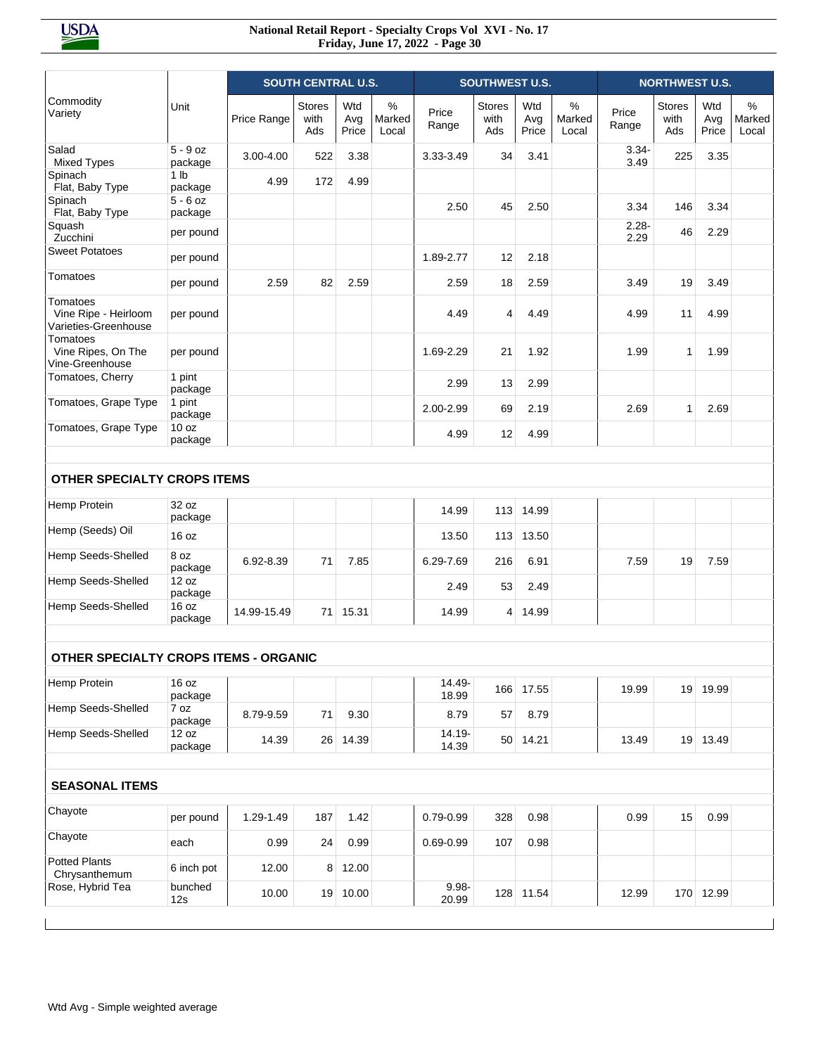| Commodity Variety | Unit | SOUTH CENTRAL U.S. | | | | SOUTHWEST U.S. | | | | NORTHWEST U.S. | | | |
|---|---|---|---|---|---|---|---|---|---|---|---|---|---|
| | | Price Range | Stores with Ads | Wtd Avg Price | % Marked Local | Price Range | Stores with Ads | Wtd Avg Price | % Marked Local | Price Range | Stores with Ads | Wtd Avg Price | % Marked Local |
| Salad Mixed Types | 5 - 9 oz package | 3.00-4.00 | 522 | 3.38 | | 3.33-3.49 | 34 | 3.41 | | 3.34-3.49 | 225 | 3.35 | |
| Spinach Flat, Baby Type | 1 lb package | 4.99 | 172 | 4.99 | | | | | | | | | |
| Spinach Flat, Baby Type | 5 - 6 oz package | | | | | 2.50 | 45 | 2.50 | | 3.34 | 146 | 3.34 | |
| Squash Zucchini | per pound | | | | | | | | | 2.28-2.29 | 46 | 2.29 | |
| Sweet Potatoes | per pound | | | | | 1.89-2.77 | 12 | 2.18 | | | | | |
| Tomatoes | per pound | 2.59 | 82 | 2.59 | | 2.59 | 18 | 2.59 | | 3.49 | 19 | 3.49 | |
| Tomatoes Vine Ripe - Heirloom Varieties-Greenhouse | per pound | | | | | 4.49 | 4 | 4.49 | | 4.99 | 11 | 4.99 | |
| Tomatoes Vine Ripes, On The Vine-Greenhouse | per pound | | | | | 1.69-2.29 | 21 | 1.92 | | 1.99 | 1 | 1.99 | |
| Tomatoes, Cherry | 1 pint package | | | | | 2.99 | 13 | 2.99 | | | | | |
| Tomatoes, Grape Type | 1 pint package | | | | | 2.00-2.99 | 69 | 2.19 | | 2.69 | 1 | 2.69 | |
| Tomatoes, Grape Type | 10 oz package | | | | | 4.99 | 12 | 4.99 | | | | | |
| **OTHER SPECIALTY CROPS ITEMS** | | | | | | | | | | | | | |
| Hemp Protein | 32 oz package | | | | | 14.99 | 113 | 14.99 | | | | | |
| Hemp (Seeds) Oil | 16 oz | | | | | 13.50 | 113 | 13.50 | | | | | |
| Hemp Seeds-Shelled | 8 oz package | 6.92-8.39 | 71 | 7.85 | | 6.29-7.69 | 216 | 6.91 | | 7.59 | 19 | 7.59 | |
| Hemp Seeds-Shelled | 12 oz package | | | | | 2.49 | 53 | 2.49 | | | | | |
| Hemp Seeds-Shelled | 16 oz package | 14.99-15.49 | 71 | 15.31 | | 14.99 | 4 | 14.99 | | | | | |
| **OTHER SPECIALTY CROPS ITEMS - ORGANIC** | | | | | | | | | | | | | |
| Hemp Protein | 16 oz package | | | | | 14.49-18.99 | 166 | 17.55 | | 19.99 | 19 | 19.99 | |
| Hemp Seeds-Shelled | 7 oz package | 8.79-9.59 | 71 | 9.30 | | 8.79 | 57 | 8.79 | | | | | |
| Hemp Seeds-Shelled | 12 oz package | 14.39 | 26 | 14.39 | | 14.19-14.39 | 50 | 14.21 | | 13.49 | 19 | 13.49 | |
| **SEASONAL ITEMS** | | | | | | | | | | | | | |
| Chayote | per pound | 1.29-1.49 | 187 | 1.42 | | 0.79-0.99 | 328 | 0.98 | | 0.99 | 15 | 0.99 | |
| Chayote | each | 0.99 | 24 | 0.99 | | 0.69-0.99 | 107 | 0.98 | | | | | |
| Potted Plants Chrysanthemum | 6 inch pot | 12.00 | 8 | 12.00 | | | | | | | | | |
| Rose, Hybrid Tea | bunched 12s | 10.00 | 19 | 10.00 | | 9.98-20.99 | 128 | 11.54 | | 12.99 | 170 | 12.99 | |

Wtd Avg - Simple weighted average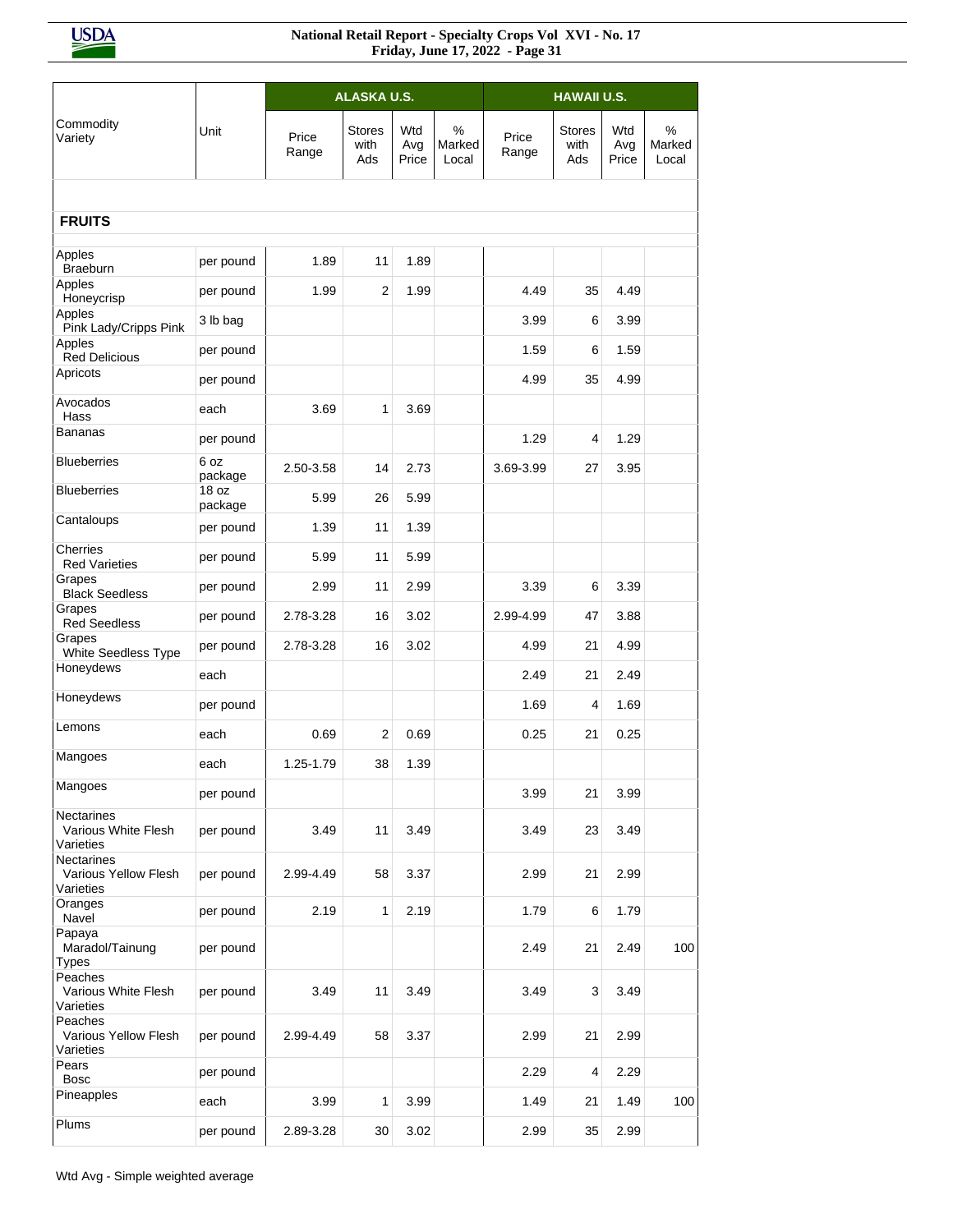| Commodity Variety | Unit | ALASKA U.S. | | | | HAWAII U.S. | | | |
|---|---|---|---|---|---|---|---|---|---|
| | | Price Range | Stores with Ads | Wtd Avg Price | % Marked Local | Price Range | Stores with Ads | Wtd Avg Price | % Marked Local |
| **FRUITS** | | | | | | | | | |
| Apples Braeburn | per pound | 1.89 | 11 | 1.89 | | | | | |
| Apples Honeycrisp | per pound | 1.99 | 2 | 1.99 | | 4.49 | 35 | 4.49 | |
| Apples Pink Lady/Cripps Pink | 3 lb bag | | | | | 3.99 | 6 | 3.99 | |
| Apples Red Delicious | per pound | | | | | 1.59 | 6 | 1.59 | |
| Apricots | per pound | | | | | 4.99 | 35 | 4.99 | |
| Avocados Hass | each | 3.69 | 1 | 3.69 | | | | | |
| Bananas | per pound | | | | | 1.29 | 4 | 1.29 | |
| Blueberries | 6 oz package | 2.50-3.58 | 14 | 2.73 | | 3.69-3.99 | 27 | 3.95 | |
| Blueberries | 18 oz package | 5.99 | 26 | 5.99 | | | | | |
| Cantaloups | per pound | 1.39 | 11 | 1.39 | | | | | |
| Cherries Red Varieties | per pound | 5.99 | 11 | 5.99 | | | | | |
| Grapes Black Seedless | per pound | 2.99 | 11 | 2.99 | | 3.39 | 6 | 3.39 | |
| Grapes Red Seedless | per pound | 2.78-3.28 | 16 | 3.02 | | 2.99-4.99 | 47 | 3.88 | |
| Grapes White Seedless Type | per pound | 2.78-3.28 | 16 | 3.02 | | 4.99 | 21 | 4.99 | |
| Honeydews | each | | | | | 2.49 | 21 | 2.49 | |
| Honeydews | per pound | | | | | 1.69 | 4 | 1.69 | |
| Lemons | each | 0.69 | 2 | 0.69 | | 0.25 | 21 | 0.25 | |
| Mangoes | each | 1.25-1.79 | 38 | 1.39 | | | | | |
| Mangoes | per pound | | | | | 3.99 | 21 | 3.99 | |
| Nectarines Various White Flesh Varieties | per pound | 3.49 | 11 | 3.49 | | 3.49 | 23 | 3.49 | |
| Nectarines Various Yellow Flesh Varieties | per pound | 2.99-4.49 | 58 | 3.37 | | 2.99 | 21 | 2.99 | |
| Oranges Navel | per pound | 2.19 | 1 | 2.19 | | 1.79 | 6 | 1.79 | |
| Papaya Maradol/Tainung Types | per pound | | | | | 2.49 | 21 | 2.49 | 100 |
| Peaches Various White Flesh Varieties | per pound | 3.49 | 11 | 3.49 | | 3.49 | 3 | 3.49 | |
| Peaches Various Yellow Flesh Varieties | per pound | 2.99-4.49 | 58 | 3.37 | | 2.99 | 21 | 2.99 | |
| Pears Bosc | per pound | | | | | 2.29 | 4 | 2.29 | |
| Pineapples | each | 3.99 | 1 | 3.99 | | 1.49 | 21 | 1.49 | 100 |
| Plums | per pound | 2.89-3.28 | 30 | 3.02 | | 2.99 | 35 | 2.99 | |

Wtd Avg - Simple weighted average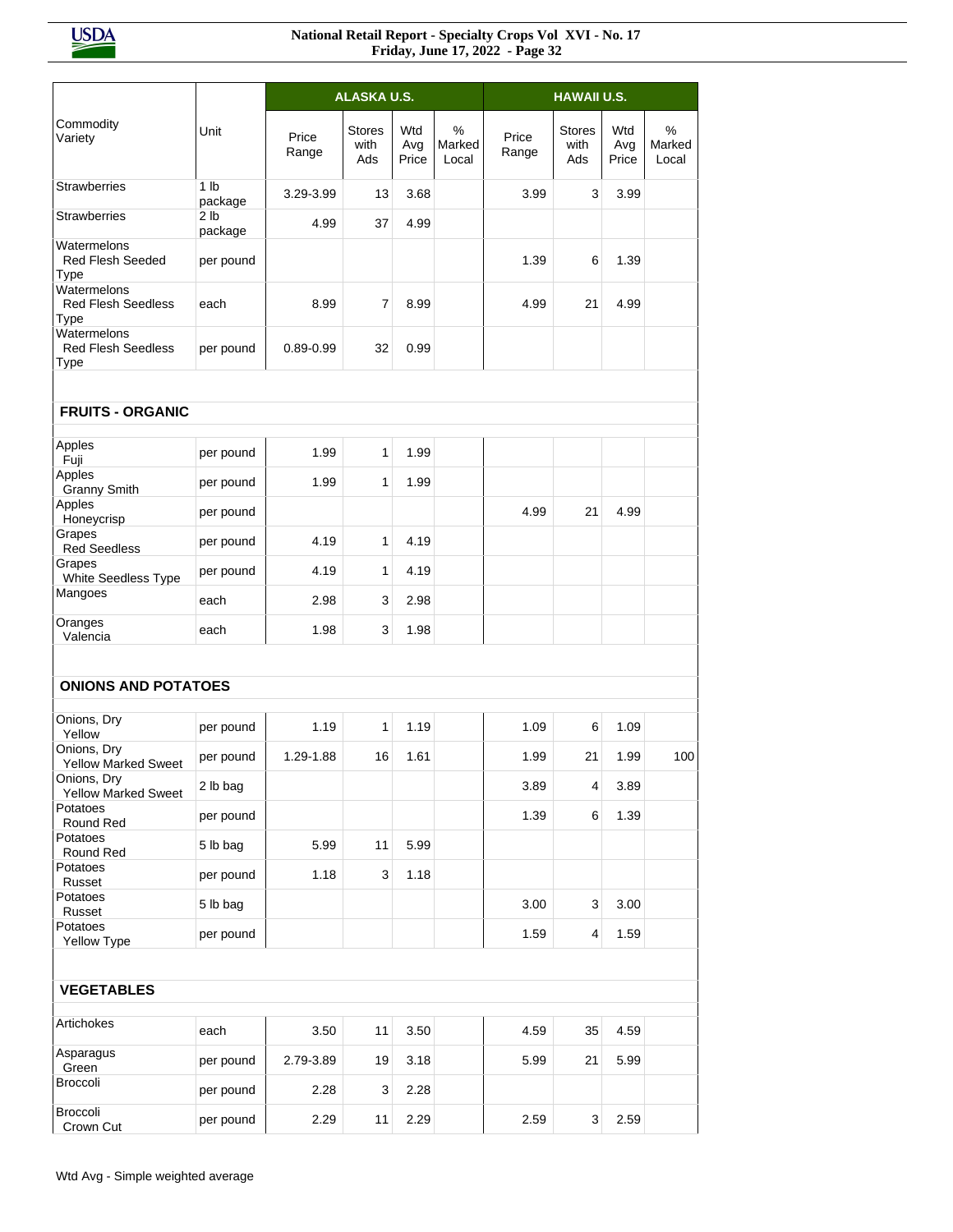| Commodity Variety | Unit | ALASKA U.S. | | | | HAWAII U.S. | | | |
|---|---|---|---|---|---|---|---|---|---|
| | | Price Range | Stores with Ads | Wtd Avg Price | % Marked Local | Price Range | Stores with Ads | Wtd Avg Price | % Marked Local |
| Strawberries | 1 lb package | 3.29-3.99 | 13 | 3.68 | | 3.99 | 3 | 3.99 | |
| Strawberries | 2 lb package | 4.99 | 37 | 4.99 | | | | | |
| Watermelons Red Flesh Seeded Type | per pound | | | | | 1.39 | 6 | 1.39 | |
| Watermelons Red Flesh Seedless Type | each | 8.99 | 7 | 8.99 | | 4.99 | 21 | 4.99 | |
| Watermelons Red Flesh Seedless Type | per pound | 0.89-0.99 | 32 | 0.99 | | | | | |
| **FRUITS - ORGANIC** | | | | | | | | | |
| Apples Fuji | per pound | 1.99 | 1 | 1.99 | | | | | |
| Apples Granny Smith | per pound | 1.99 | 1 | 1.99 | | | | | |
| Apples Honeycrisp | per pound | | | | | 4.99 | 21 | 4.99 | |
| Grapes Red Seedless | per pound | 4.19 | 1 | 4.19 | | | | | |
| Grapes White Seedless Type | per pound | 4.19 | 1 | 4.19 | | | | | |
| Mangoes | each | 2.98 | 3 | 2.98 | | | | | |
| Oranges Valencia | each | 1.98 | 3 | 1.98 | | | | | |
| **ONIONS AND POTATOES** | | | | | | | | | |
| Onions, Dry Yellow | per pound | 1.19 | 1 | 1.19 | | 1.09 | 6 | 1.09 | |
| Onions, Dry Yellow Marked Sweet | per pound | 1.29-1.88 | 16 | 1.61 | | 1.99 | 21 | 1.99 | 100 |
| Onions, Dry Yellow Marked Sweet | 2 lb bag | | | | | 3.89 | 4 | 3.89 | |
| Potatoes Round Red | per pound | | | | | 1.39 | 6 | 1.39 | |
| Potatoes Round Red | 5 lb bag | 5.99 | 11 | 5.99 | | | | | |
| Potatoes Russet | per pound | 1.18 | 3 | 1.18 | | | | | |
| Potatoes Russet | 5 lb bag | | | | | 3.00 | 3 | 3.00 | |
| Potatoes Yellow Type | per pound | | | | | 1.59 | 4 | 1.59 | |
| **VEGETABLES** | | | | | | | | | |
| Artichokes | each | 3.50 | 11 | 3.50 | | 4.59 | 35 | 4.59 | |
| Asparagus Green | per pound | 2.79-3.89 | 19 | 3.18 | | 5.99 | 21 | 5.99 | |
| Broccoli | per pound | 2.28 | 3 | 2.28 | | | | | |
| Broccoli Crown Cut | per pound | 2.29 | 11 | 2.29 | | 2.59 | 3 | 2.59 | |

Wtd Avg - Simple weighted average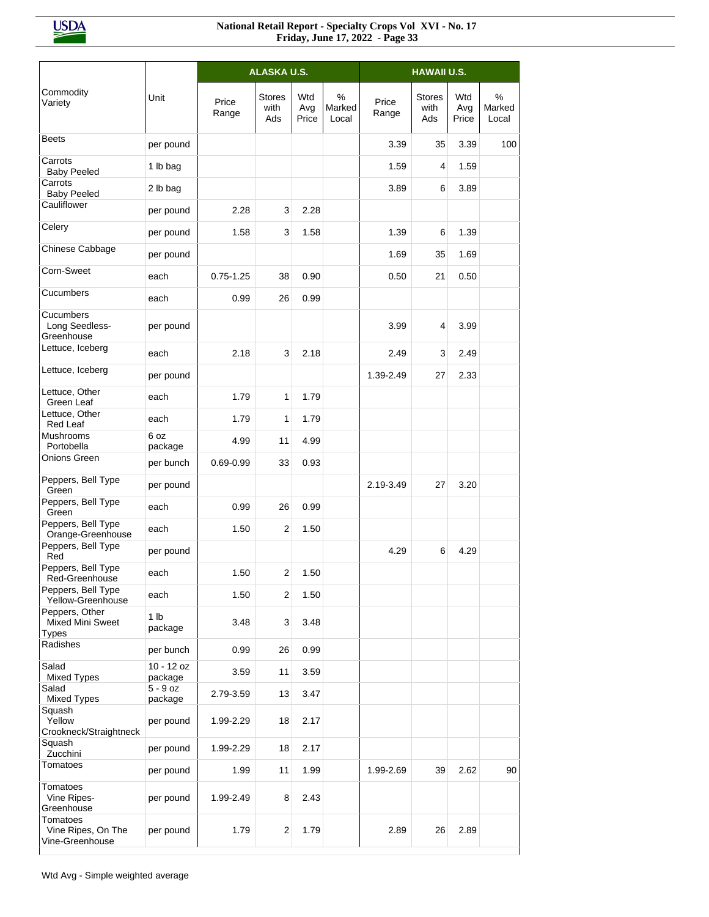| Commodity Variety | Unit | ALASKA U.S. | | | | HAWAII U.S. | | | |
|---|---|---|---|---|---|---|---|---|---|
| | | Price Range | Stores with Ads | Wtd Avg Price | % Marked Local | Price Range | Stores with Ads | Wtd Avg Price | % Marked Local |
| Beets | per pound | | | | | 3.39 | 35 | 3.39 | 100 |
| Carrots Baby Peeled | 1 lb bag | | | | | 1.59 | 4 | 1.59 | |
| Carrots Baby Peeled | 2 lb bag | | | | | 3.89 | 6 | 3.89 | |
| Cauliflower | per pound | 2.28 | 3 | 2.28 | | | | | |
| Celery | per pound | 1.58 | 3 | 1.58 | | 1.39 | 6 | 1.39 | |
| Chinese Cabbage | per pound | | | | | 1.69 | 35 | 1.69 | |
| Corn-Sweet | each | 0.75-1.25 | 38 | 0.90 | | 0.50 | 21 | 0.50 | |
| Cucumbers | each | 0.99 | 26 | 0.99 | | | | | |
| Cucumbers Long Seedless-Greenhouse | per pound | | | | | 3.99 | 4 | 3.99 | |
| Lettuce, Iceberg | each | 2.18 | 3 | 2.18 | | 2.49 | 3 | 2.49 | |
| Lettuce, Iceberg | per pound | | | | | 1.39-2.49 | 27 | 2.33 | |
| Lettuce, Other Green Leaf | each | 1.79 | 1 | 1.79 | | | | | |
| Lettuce, Other Red Leaf | each | 1.79 | 1 | 1.79 | | | | | |
| Mushrooms Portobella | 6 oz package | 4.99 | 11 | 4.99 | | | | | |
| Onions Green | per bunch | 0.69-0.99 | 33 | 0.93 | | | | | |
| Peppers, Bell Type Green | per pound | | | | | 2.19-3.49 | 27 | 3.20 | |
| Peppers, Bell Type Green | each | 0.99 | 26 | 0.99 | | | | | |
| Peppers, Bell Type Orange-Greenhouse | each | 1.50 | 2 | 1.50 | | | | | |
| Peppers, Bell Type Red | per pound | | | | | 4.29 | 6 | 4.29 | |
| Peppers, Bell Type Red-Greenhouse | each | 1.50 | 2 | 1.50 | | | | | |
| Peppers, Bell Type Yellow-Greenhouse | each | 1.50 | 2 | 1.50 | | | | | |
| Peppers, Other Mixed Mini Sweet Types | 1 lb package | 3.48 | 3 | 3.48 | | | | | |
| Radishes | per bunch | 0.99 | 26 | 0.99 | | | | | |
| Salad Mixed Types | 10 - 12 oz package | 3.59 | 11 | 3.59 | | | | | |
| Salad Mixed Types | 5 - 9 oz package | 2.79-3.59 | 13 | 3.47 | | | | | |
| Squash Yellow Crookneck/Straightneck | per pound | 1.99-2.29 | 18 | 2.17 | | | | | |
| Squash Zucchini | per pound | 1.99-2.29 | 18 | 2.17 | | | | | |
| Tomatoes | per pound | 1.99 | 11 | 1.99 | | 1.99-2.69 | 39 | 2.62 | 90 |
| Tomatoes Vine Ripes-Greenhouse | per pound | 1.99-2.49 | 8 | 2.43 | | | | | |
| Tomatoes Vine Ripes, On The Vine-Greenhouse | per pound | 1.79 | 2 | 1.79 | | 2.89 | 26 | 2.89 | |

Wtd Avg - Simple weighted average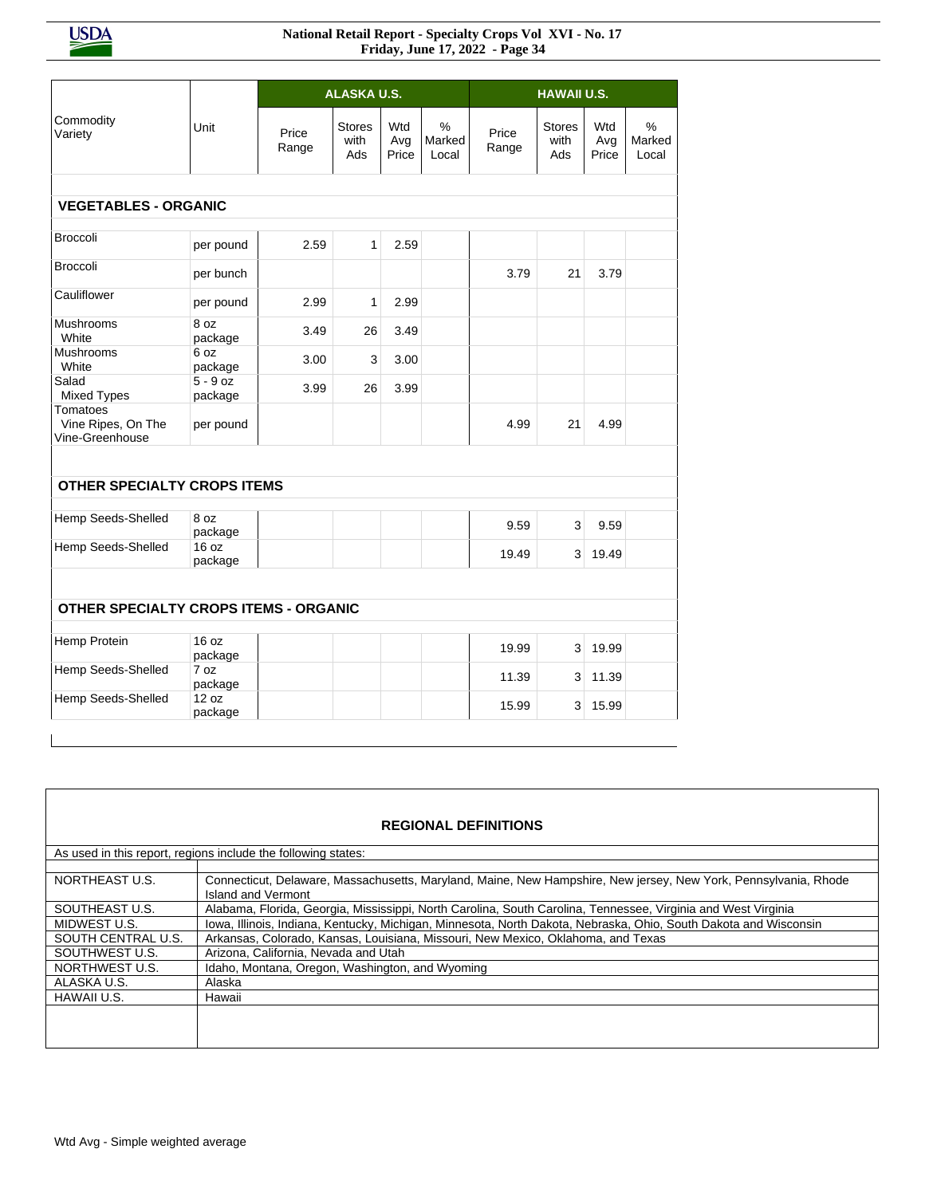| Commodity Variety | Unit | ALASKA U.S. | | | | HAWAII U.S. | | | |
|---|---|---|---|---|---|---|---|---|---|
| | | Price Range | Stores with Ads | Wtd Avg Price | % Marked Local | Price Range | Stores with Ads | Wtd Avg Price | % Marked Local |
| **VEGETABLES - ORGANIC** | | | | | | | | | |
| Broccoli | per pound | 2.59 | 1 | 2.59 | | | | | |
| Broccoli | per bunch | | | | | 3.79 | 21 | 3.79 | |
| Cauliflower | per pound | 2.99 | 1 | 2.99 | | | | | |
| Mushrooms White | 8 oz package | 3.49 | 26 | 3.49 | | | | | |
| Mushrooms White | 6 oz package | 3.00 | 3 | 3.00 | | | | | |
| Salad Mixed Types | 5 - 9 oz package | 3.99 | 26 | 3.99 | | | | | |
| Tomatoes Vine Ripes, On The Vine-Greenhouse | per pound | | | | | 4.99 | 21 | 4.99 | |
| **OTHER SPECIALTY CROPS ITEMS** | | | | | | | | | |
| Hemp Seeds-Shelled | 8 oz package | | | | | 9.59 | 3 | 9.59 | |
| Hemp Seeds-Shelled | 16 oz package | | | | | 19.49 | 3 | 19.49 | |
| **OTHER SPECIALTY CROPS ITEMS - ORGANIC** | | | | | | | | | |
| Hemp Protein | 16 oz package | | | | | 19.99 | 3 | 19.99 | |
| Hemp Seeds-Shelled | 7 oz package | | | | | 11.39 | 3 | 11.39 | |
| Hemp Seeds-Shelled | 12 oz package | | | | | 15.99 | 3 | 15.99 | |

## REGIONAL DEFINITIONS

As used in this report, regions include the following states:

| | |
|---|---|
| NORTHEAST U.S. | Connecticut, Delaware, Massachusetts, Maryland, Maine, New Hampshire, New jersey, New York, Pennsylvania, Rhode Island and Vermont |
| SOUTHEAST U.S. | Alabama, Florida, Georgia, Mississippi, North Carolina, South Carolina, Tennessee, Virginia and West Virginia |
| MIDWEST U.S. | Iowa, Illinois, Indiana, Kentucky, Michigan, Minnesota, North Dakota, Nebraska, Ohio, South Dakota and Wisconsin |
| SOUTH CENTRAL U.S. | Arkansas, Colorado, Kansas, Louisiana, Missouri, New Mexico, Oklahoma, and Texas |
| SOUTHWEST U.S. | Arizona, California, Nevada and Utah |
| NORTHWEST U.S. | Idaho, Montana, Oregon, Washington, and Wyoming |
| ALASKA U.S. | Alaska |
| HAWAII U.S. | Hawaii |

Wtd Avg - Simple weighted average